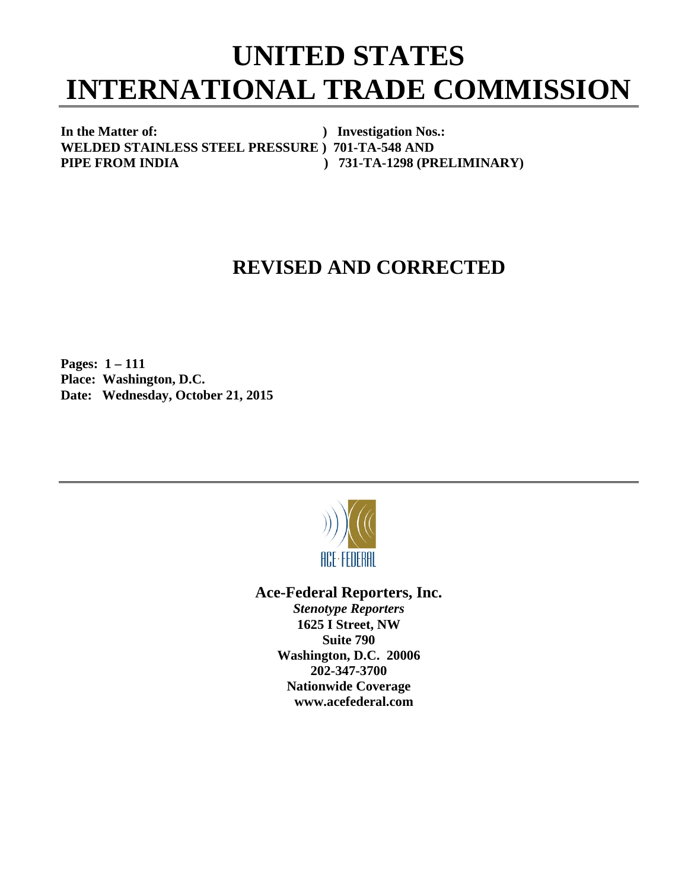# UNITED STATES INTERNATIONAL TRADE COMMISSION

**In the Matter of:** ) **Investigation Nos.:**
**WELDED STAINLESS STEEL PRESSURE** ) **701-TA-548 AND**
**PIPE FROM INDIA** ) **731-TA-1298 (PRELIMINARY)**

## REVISED AND CORRECTED

**Pages: 1 – 111**
**Place: Washington, D.C.**
**Date: Wednesday, October 21, 2015**

ACE·FEDERAL

**Ace-Federal Reporters, Inc.**
***Stenotype Reporters***
**1625 I Street, NW**
**Suite 790**
**Washington, D.C. 20006**
**202-347-3700**
**Nationwide Coverage**
**www.acefederal.com**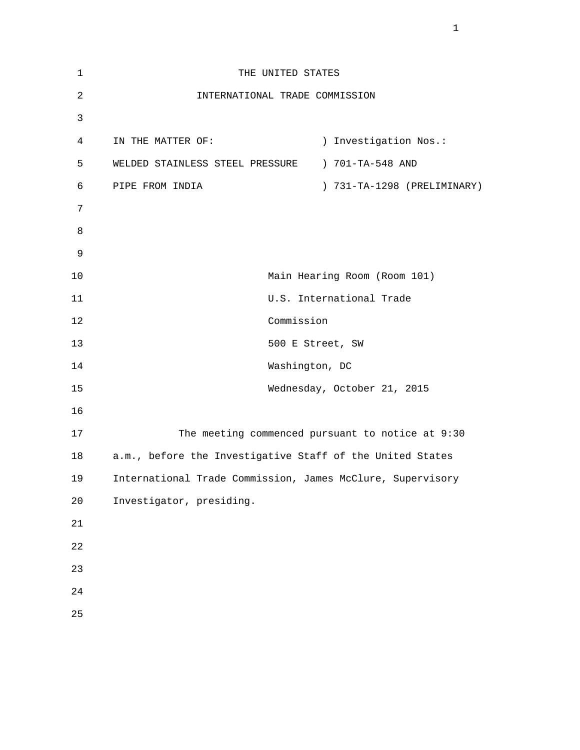THE UNITED STATES

INTERNATIONAL TRADE COMMISSION

| | |
|---|---|
| IN THE MATTER OF: | ) Investigation Nos.: |
| WELDED STAINLESS STEEL PRESSURE | ) 701-TA-548 AND |
| PIPE FROM INDIA | ) 731-TA-1298 (PRELIMINARY) |

Main Hearing Room (Room 101)
U.S. International Trade
Commission
500 E Street, SW
Washington, DC
Wednesday, October 21, 2015

The meeting commenced pursuant to notice at 9:30 a.m., before the Investigative Staff of the United States International Trade Commission, James McClure, Supervisory Investigator, presiding.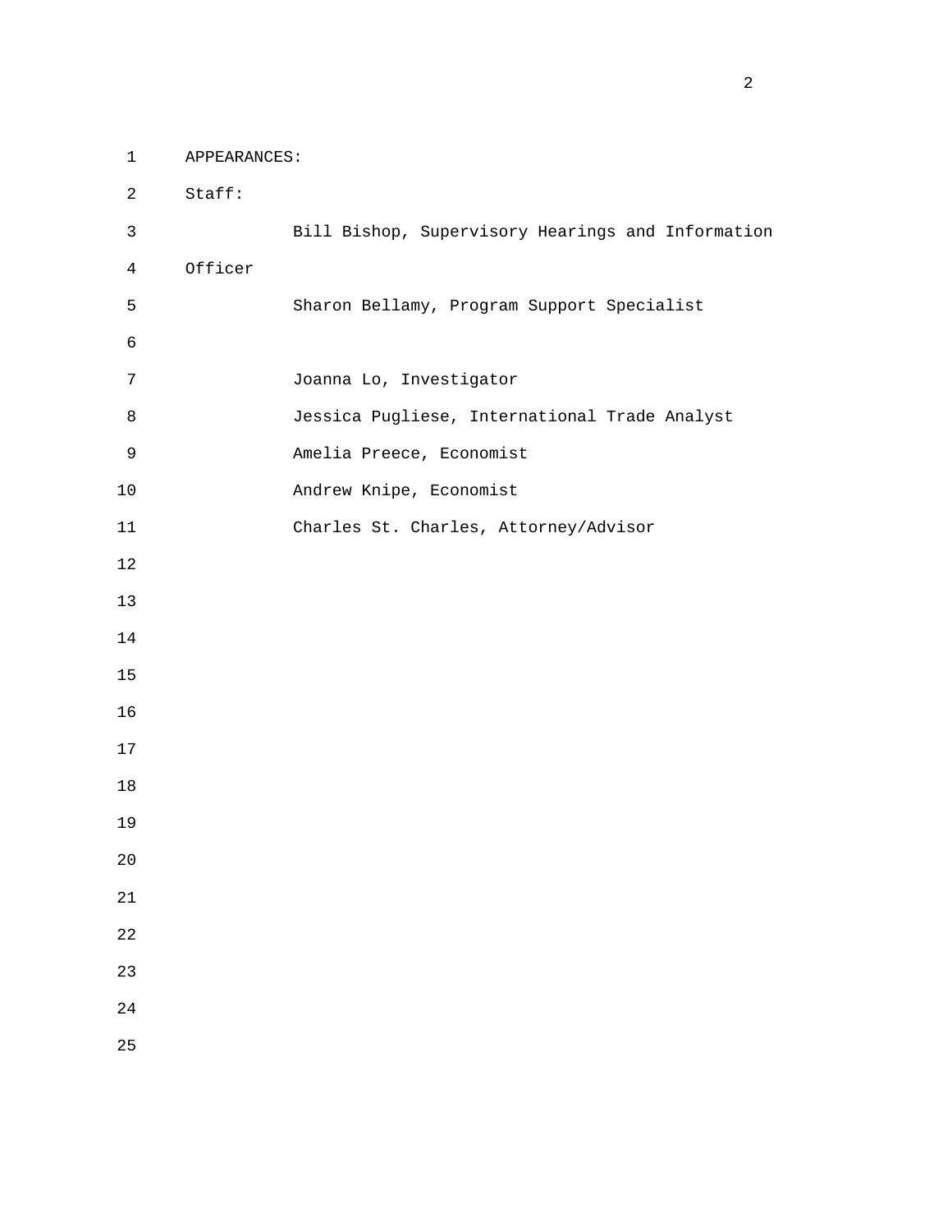APPEARANCES:

Staff:

Bill Bishop, Supervisory Hearings and Information Officer

Sharon Bellamy, Program Support Specialist

Joanna Lo, Investigator

Jessica Pugliese, International Trade Analyst

Amelia Preece, Economist

Andrew Knipe, Economist

Charles St. Charles, Attorney/Advisor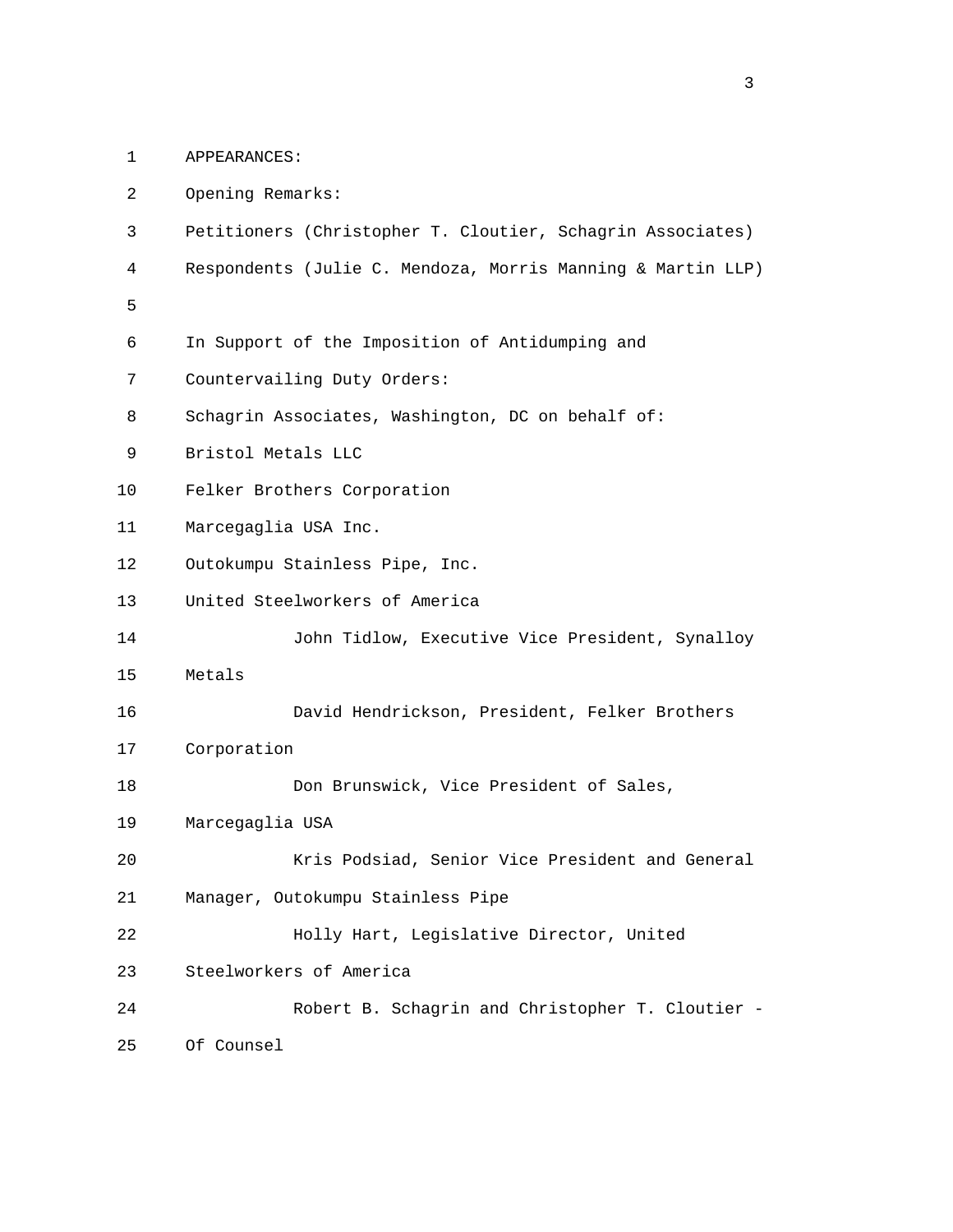APPEARANCES:

Opening Remarks:

Petitioners (Christopher T. Cloutier, Schagrin Associates)

Respondents (Julie C. Mendoza, Morris Manning & Martin LLP)

In Support of the Imposition of Antidumping and Countervailing Duty Orders:

Schagrin Associates, Washington, DC on behalf of:

Bristol Metals LLC

Felker Brothers Corporation

Marcegaglia USA Inc.

Outokumpu Stainless Pipe, Inc.

United Steelworkers of America

John Tidlow, Executive Vice President, Synalloy Metals

David Hendrickson, President, Felker Brothers Corporation

Don Brunswick, Vice President of Sales, Marcegaglia USA

Kris Podsiad, Senior Vice President and General Manager, Outokumpu Stainless Pipe

Holly Hart, Legislative Director, United Steelworkers of America

Robert B. Schagrin and Christopher T. Cloutier - Of Counsel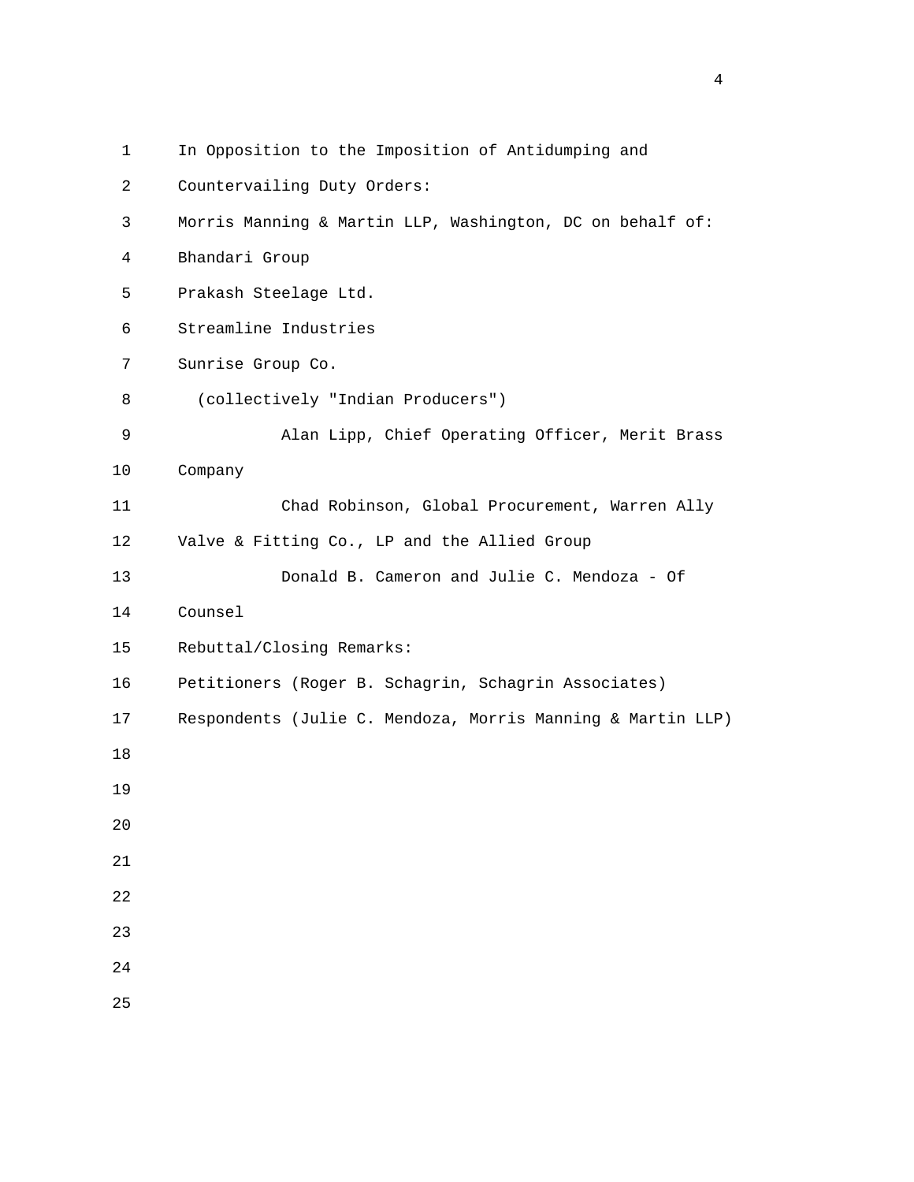In Opposition to the Imposition of Antidumping and Countervailing Duty Orders:

Morris Manning & Martin LLP, Washington, DC on behalf of:

Bhandari Group

Prakash Steelage Ltd.

Streamline Industries

Sunrise Group Co.

(collectively "Indian Producers")

Alan Lipp, Chief Operating Officer, Merit Brass Company

Chad Robinson, Global Procurement, Warren Ally Valve & Fitting Co., LP and the Allied Group

Donald B. Cameron and Julie C. Mendoza - Of Counsel

Rebuttal/Closing Remarks:

Petitioners (Roger B. Schagrin, Schagrin Associates)

Respondents (Julie C. Mendoza, Morris Manning & Martin LLP)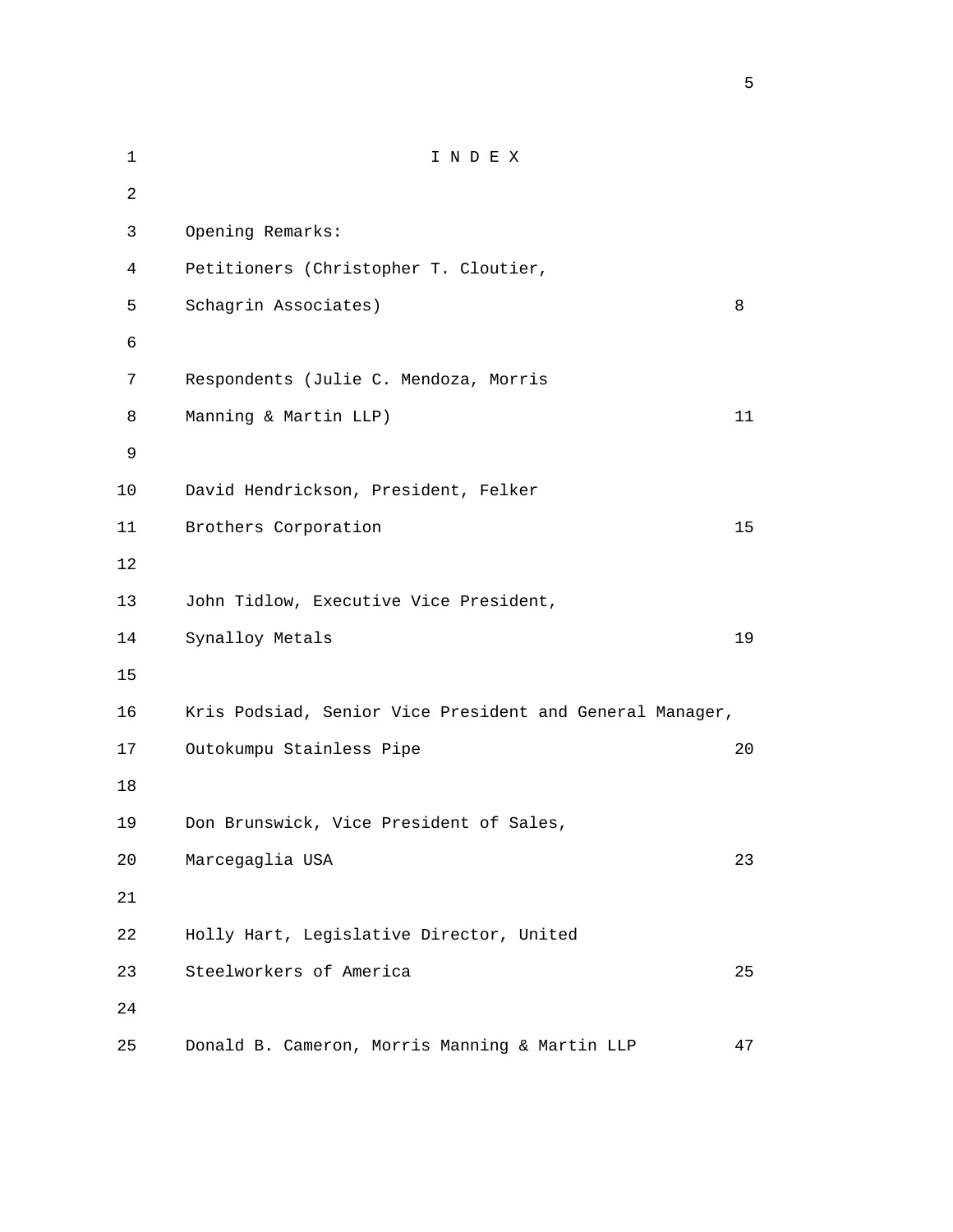# I N D E X

Opening Remarks:

| | |
|---|---|
| Petitioners (Christopher T. Cloutier, Schagrin Associates) | 8 |
| Respondents (Julie C. Mendoza, Morris Manning & Martin LLP) | 11 |
| David Hendrickson, President, Felker Brothers Corporation | 15 |
| John Tidlow, Executive Vice President, Synalloy Metals | 19 |
| Kris Podsiad, Senior Vice President and General Manager, Outokumpu Stainless Pipe | 20 |
| Don Brunswick, Vice President of Sales, Marcegaglia USA | 23 |
| Holly Hart, Legislative Director, United Steelworkers of America | 25 |
| Donald B. Cameron, Morris Manning & Martin LLP | 47 |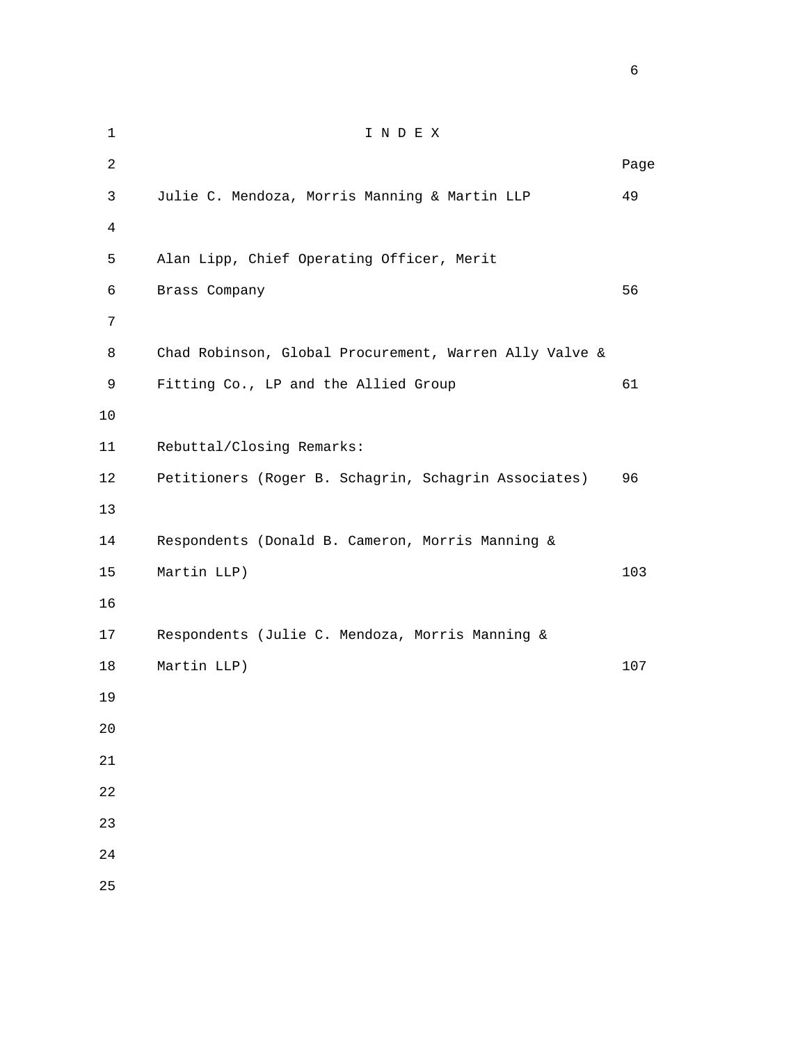# I N D E X

| | Page |
|---|---|
| Julie C. Mendoza, Morris Manning & Martin LLP | 49 |
| Alan Lipp, Chief Operating Officer, Merit Brass Company | 56 |
| Chad Robinson, Global Procurement, Warren Ally Valve & Fitting Co., LP and the Allied Group | 61 |
| Rebuttal/Closing Remarks: | |
| Petitioners (Roger B. Schagrin, Schagrin Associates) | 96 |
| Respondents (Donald B. Cameron, Morris Manning & Martin LLP) | 103 |
| Respondents (Julie C. Mendoza, Morris Manning & Martin LLP) | 107 |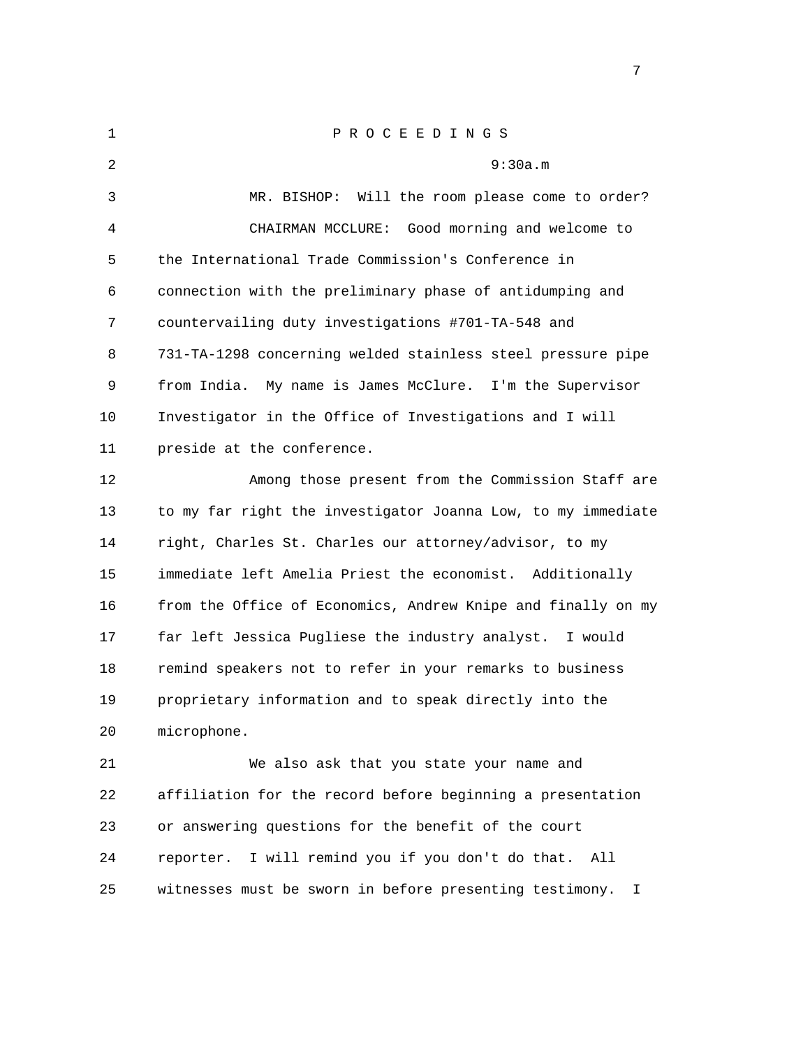P R O C E E D I N G S

9:30a.m

MR. BISHOP: Will the room please come to order?

CHAIRMAN MCCLURE: Good morning and welcome to the International Trade Commission's Conference in connection with the preliminary phase of antidumping and countervailing duty investigations #701-TA-548 and 731-TA-1298 concerning welded stainless steel pressure pipe from India. My name is James McClure. I'm the Supervisor Investigator in the Office of Investigations and I will preside at the conference.

Among those present from the Commission Staff are to my far right the investigator Joanna Low, to my immediate right, Charles St. Charles our attorney/advisor, to my immediate left Amelia Priest the economist. Additionally from the Office of Economics, Andrew Knipe and finally on my far left Jessica Pugliese the industry analyst. I would remind speakers not to refer in your remarks to business proprietary information and to speak directly into the microphone.

We also ask that you state your name and affiliation for the record before beginning a presentation or answering questions for the benefit of the court reporter. I will remind you if you don't do that. All witnesses must be sworn in before presenting testimony. I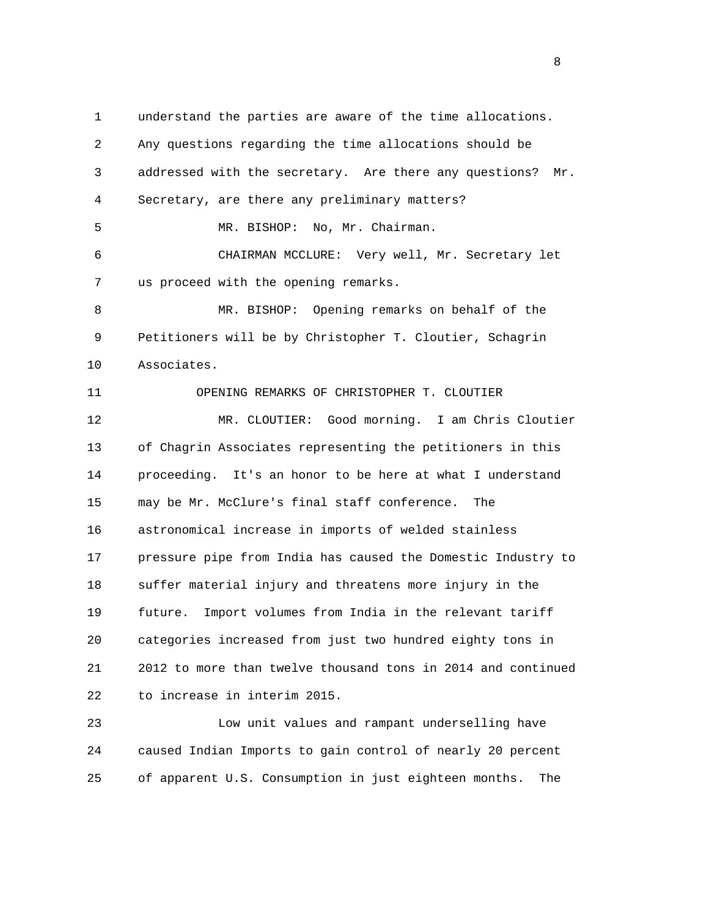understand the parties are aware of the time allocations. Any questions regarding the time allocations should be addressed with the secretary. Are there any questions? Mr. Secretary, are there any preliminary matters?

MR. BISHOP: No, Mr. Chairman.

CHAIRMAN MCCLURE: Very well, Mr. Secretary let us proceed with the opening remarks.

MR. BISHOP: Opening remarks on behalf of the Petitioners will be by Christopher T. Cloutier, Schagrin Associates.

OPENING REMARKS OF CHRISTOPHER T. CLOUTIER

MR. CLOUTIER: Good morning. I am Chris Cloutier of Chagrin Associates representing the petitioners in this proceeding. It's an honor to be here at what I understand may be Mr. McClure's final staff conference. The astronomical increase in imports of welded stainless pressure pipe from India has caused the Domestic Industry to suffer material injury and threatens more injury in the future. Import volumes from India in the relevant tariff categories increased from just two hundred eighty tons in 2012 to more than twelve thousand tons in 2014 and continued to increase in interim 2015.

Low unit values and rampant underselling have caused Indian Imports to gain control of nearly 20 percent of apparent U.S. Consumption in just eighteen months. The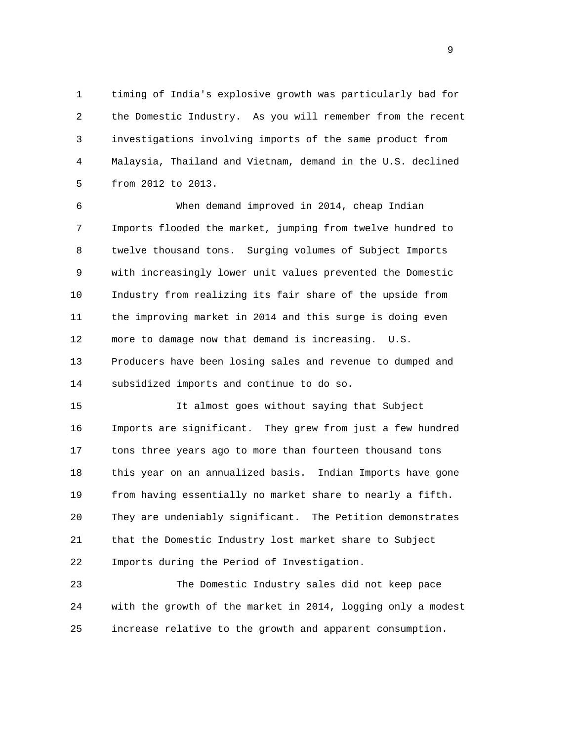timing of India's explosive growth was particularly bad for the Domestic Industry. As you will remember from the recent investigations involving imports of the same product from Malaysia, Thailand and Vietnam, demand in the U.S. declined from 2012 to 2013.

When demand improved in 2014, cheap Indian Imports flooded the market, jumping from twelve hundred to twelve thousand tons. Surging volumes of Subject Imports with increasingly lower unit values prevented the Domestic Industry from realizing its fair share of the upside from the improving market in 2014 and this surge is doing even more to damage now that demand is increasing. U.S. Producers have been losing sales and revenue to dumped and subsidized imports and continue to do so.

It almost goes without saying that Subject Imports are significant. They grew from just a few hundred tons three years ago to more than fourteen thousand tons this year on an annualized basis. Indian Imports have gone from having essentially no market share to nearly a fifth. They are undeniably significant. The Petition demonstrates that the Domestic Industry lost market share to Subject Imports during the Period of Investigation.

The Domestic Industry sales did not keep pace with the growth of the market in 2014, logging only a modest increase relative to the growth and apparent consumption.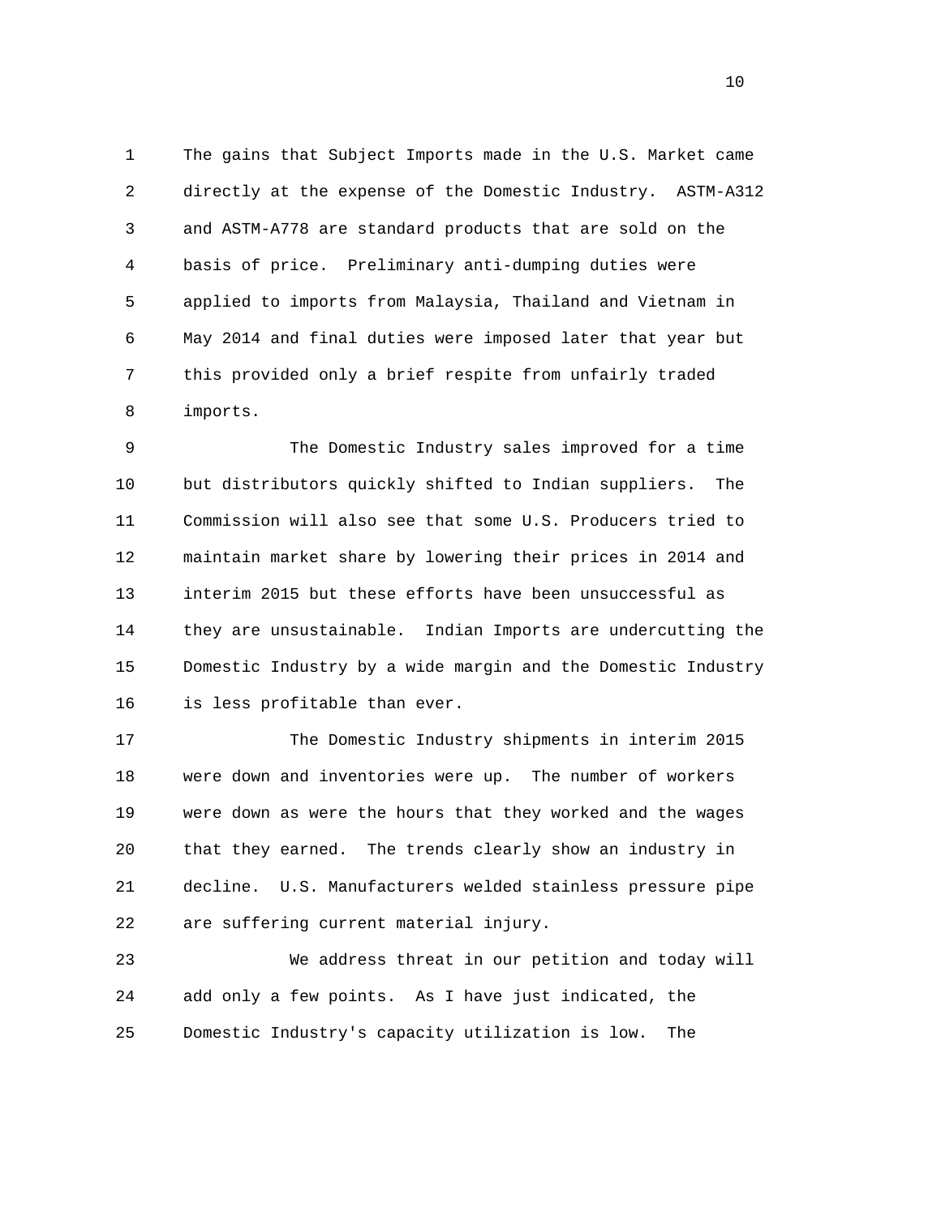The gains that Subject Imports made in the U.S. Market came directly at the expense of the Domestic Industry. ASTM-A312 and ASTM-A778 are standard products that are sold on the basis of price. Preliminary anti-dumping duties were applied to imports from Malaysia, Thailand and Vietnam in May 2014 and final duties were imposed later that year but this provided only a brief respite from unfairly traded imports.

The Domestic Industry sales improved for a time but distributors quickly shifted to Indian suppliers. The Commission will also see that some U.S. Producers tried to maintain market share by lowering their prices in 2014 and interim 2015 but these efforts have been unsuccessful as they are unsustainable. Indian Imports are undercutting the Domestic Industry by a wide margin and the Domestic Industry is less profitable than ever.

The Domestic Industry shipments in interim 2015 were down and inventories were up. The number of workers were down as were the hours that they worked and the wages that they earned. The trends clearly show an industry in decline. U.S. Manufacturers welded stainless pressure pipe are suffering current material injury.

We address threat in our petition and today will add only a few points. As I have just indicated, the Domestic Industry's capacity utilization is low. The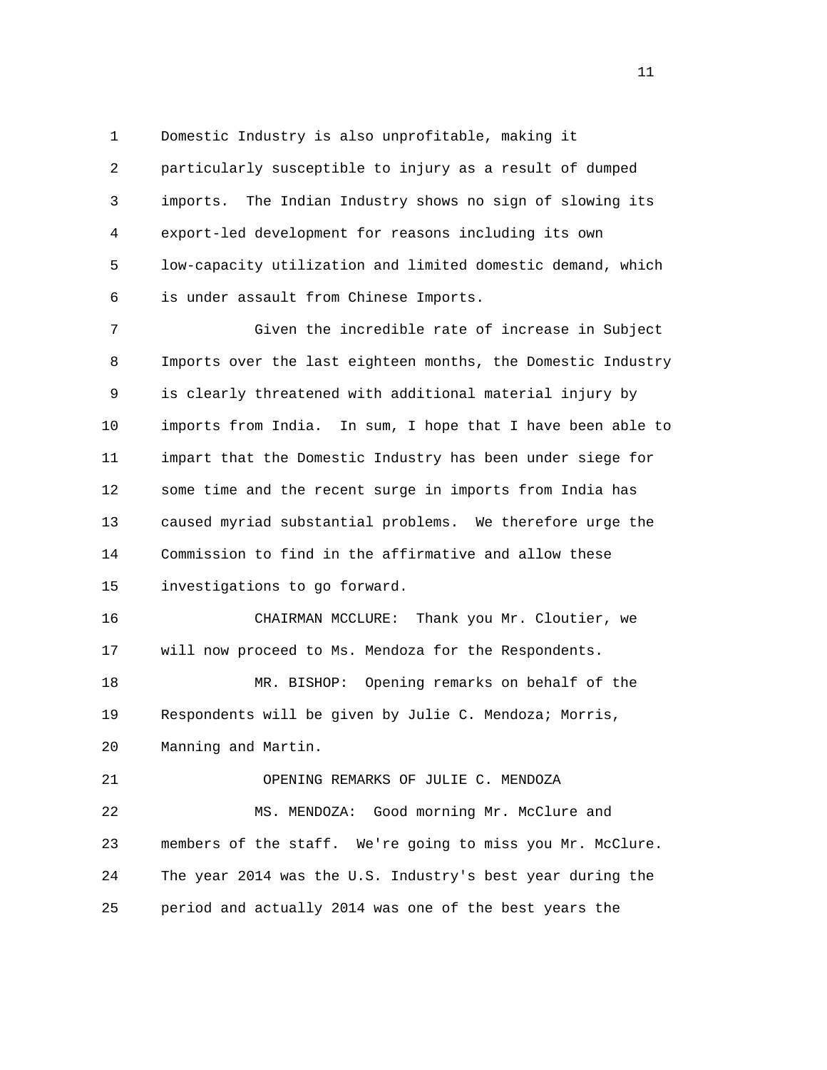Domestic Industry is also unprofitable, making it particularly susceptible to injury as a result of dumped imports. The Indian Industry shows no sign of slowing its export-led development for reasons including its own low-capacity utilization and limited domestic demand, which is under assault from Chinese Imports.

Given the incredible rate of increase in Subject Imports over the last eighteen months, the Domestic Industry is clearly threatened with additional material injury by imports from India. In sum, I hope that I have been able to impart that the Domestic Industry has been under siege for some time and the recent surge in imports from India has caused myriad substantial problems. We therefore urge the Commission to find in the affirmative and allow these investigations to go forward.

CHAIRMAN MCCLURE: Thank you Mr. Cloutier, we will now proceed to Ms. Mendoza for the Respondents.

MR. BISHOP: Opening remarks on behalf of the Respondents will be given by Julie C. Mendoza; Morris, Manning and Martin.

OPENING REMARKS OF JULIE C. MENDOZA

MS. MENDOZA: Good morning Mr. McClure and members of the staff. We're going to miss you Mr. McClure. The year 2014 was the U.S. Industry's best year during the period and actually 2014 was one of the best years the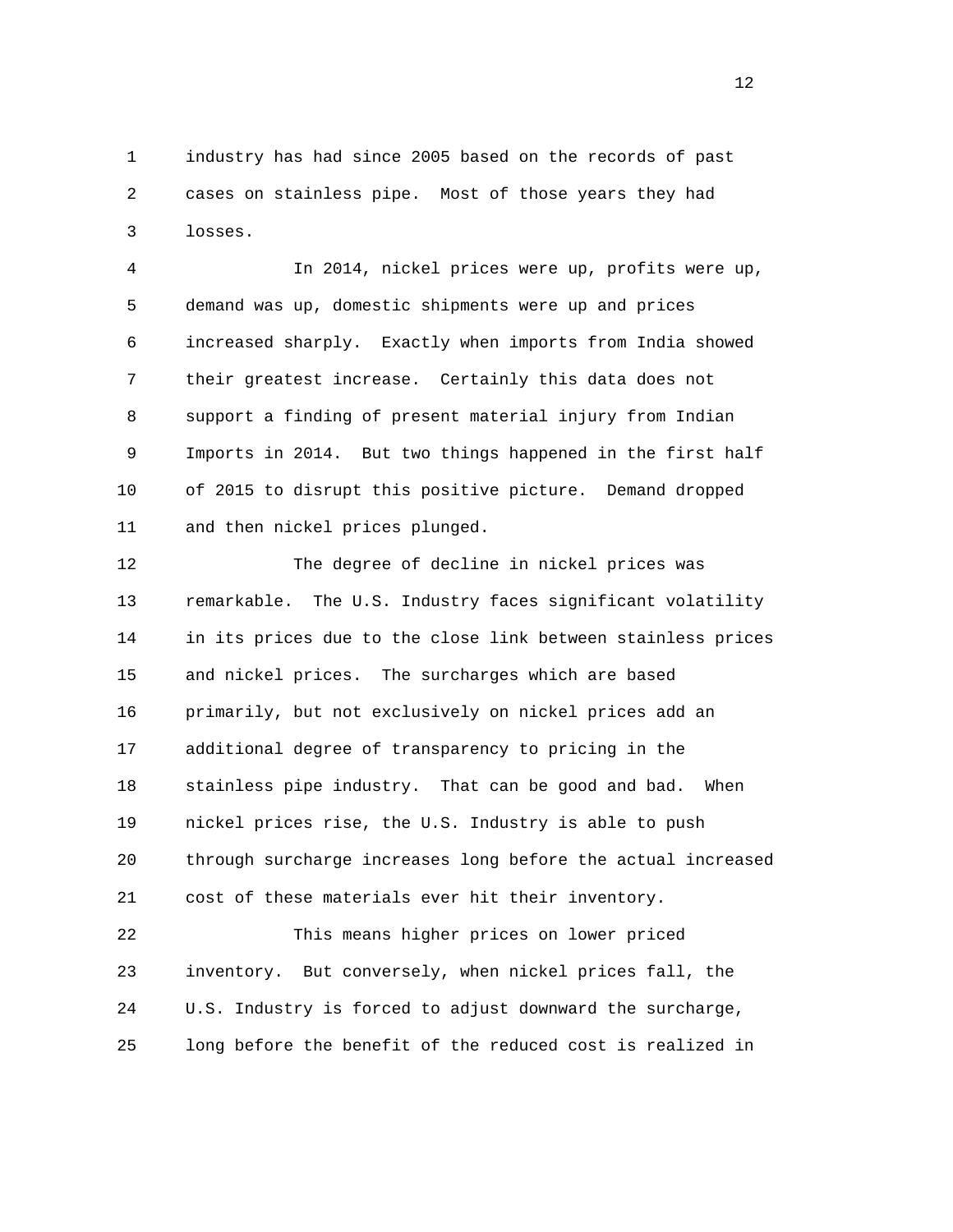industry has had since 2005 based on the records of past cases on stainless pipe. Most of those years they had losses.

In 2014, nickel prices were up, profits were up, demand was up, domestic shipments were up and prices increased sharply. Exactly when imports from India showed their greatest increase. Certainly this data does not support a finding of present material injury from Indian Imports in 2014. But two things happened in the first half of 2015 to disrupt this positive picture. Demand dropped and then nickel prices plunged.

The degree of decline in nickel prices was remarkable. The U.S. Industry faces significant volatility in its prices due to the close link between stainless prices and nickel prices. The surcharges which are based primarily, but not exclusively on nickel prices add an additional degree of transparency to pricing in the stainless pipe industry. That can be good and bad. When nickel prices rise, the U.S. Industry is able to push through surcharge increases long before the actual increased cost of these materials ever hit their inventory.

This means higher prices on lower priced inventory. But conversely, when nickel prices fall, the U.S. Industry is forced to adjust downward the surcharge, long before the benefit of the reduced cost is realized in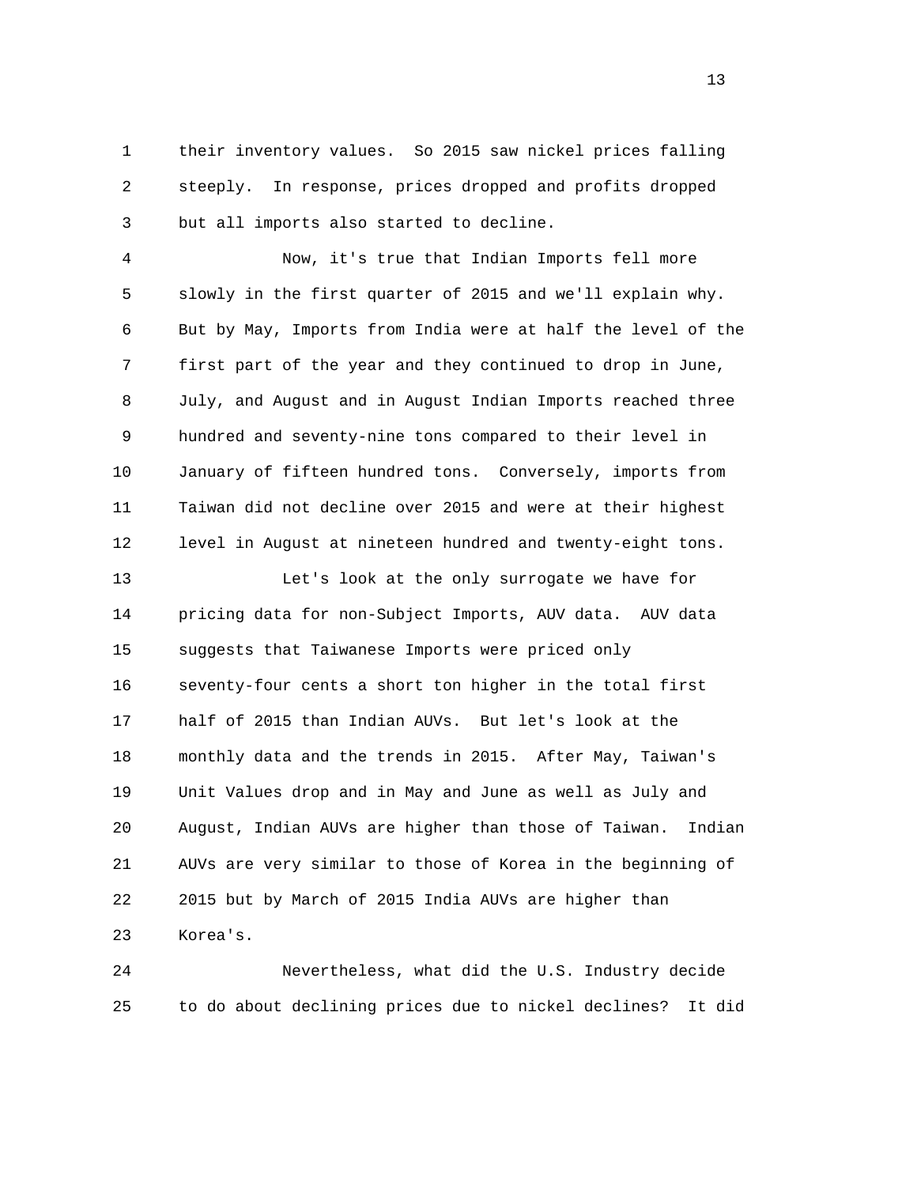their inventory values. So 2015 saw nickel prices falling steeply. In response, prices dropped and profits dropped but all imports also started to decline.

Now, it's true that Indian Imports fell more slowly in the first quarter of 2015 and we'll explain why. But by May, Imports from India were at half the level of the first part of the year and they continued to drop in June, July, and August and in August Indian Imports reached three hundred and seventy-nine tons compared to their level in January of fifteen hundred tons. Conversely, imports from Taiwan did not decline over 2015 and were at their highest level in August at nineteen hundred and twenty-eight tons.

Let's look at the only surrogate we have for pricing data for non-Subject Imports, AUV data. AUV data suggests that Taiwanese Imports were priced only seventy-four cents a short ton higher in the total first half of 2015 than Indian AUVs. But let's look at the monthly data and the trends in 2015. After May, Taiwan's Unit Values drop and in May and June as well as July and August, Indian AUVs are higher than those of Taiwan. Indian AUVs are very similar to those of Korea in the beginning of 2015 but by March of 2015 India AUVs are higher than Korea's.

Nevertheless, what did the U.S. Industry decide to do about declining prices due to nickel declines? It did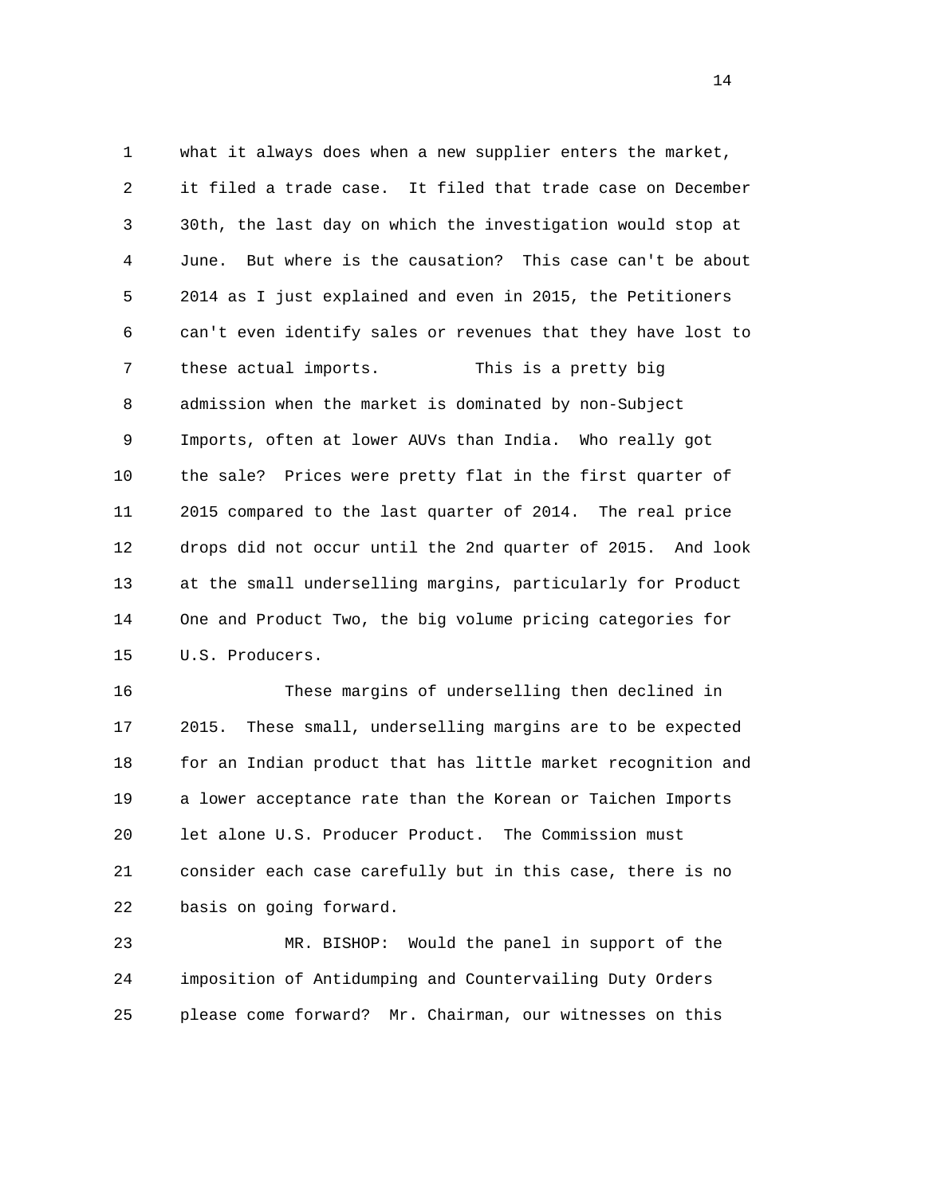what it always does when a new supplier enters the market, it filed a trade case. It filed that trade case on December 30th, the last day on which the investigation would stop at June. But where is the causation? This case can't be about 2014 as I just explained and even in 2015, the Petitioners can't even identify sales or revenues that they have lost to these actual imports. This is a pretty big admission when the market is dominated by non-Subject Imports, often at lower AUVs than India. Who really got the sale? Prices were pretty flat in the first quarter of 2015 compared to the last quarter of 2014. The real price drops did not occur until the 2nd quarter of 2015. And look at the small underselling margins, particularly for Product One and Product Two, the big volume pricing categories for U.S. Producers.

These margins of underselling then declined in 2015. These small, underselling margins are to be expected for an Indian product that has little market recognition and a lower acceptance rate than the Korean or Taichen Imports let alone U.S. Producer Product. The Commission must consider each case carefully but in this case, there is no basis on going forward.

MR. BISHOP: Would the panel in support of the imposition of Antidumping and Countervailing Duty Orders please come forward? Mr. Chairman, our witnesses on this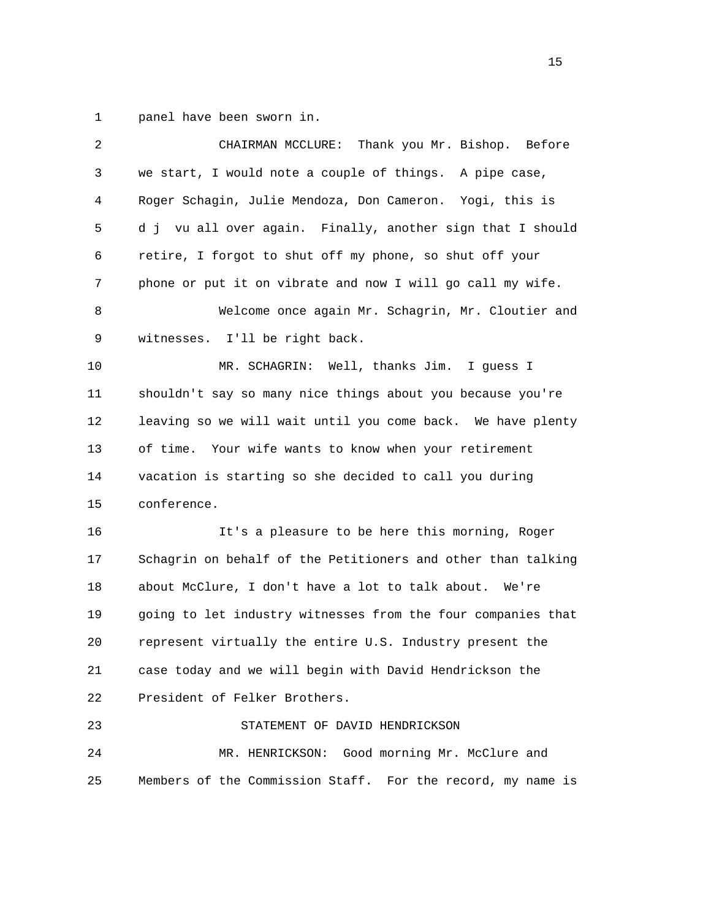1 panel have been sworn in.

2 CHAIRMAN MCCLURE: Thank you Mr. Bishop. Before
3 we start, I would note a couple of things. A pipe case,
4 Roger Schagin, Julie Mendoza, Don Cameron. Yogi, this is
5 d j vu all over again. Finally, another sign that I should
6 retire, I forgot to shut off my phone, so shut off your
7 phone or put it on vibrate and now I will go call my wife.

8 Welcome once again Mr. Schagrin, Mr. Cloutier and
9 witnesses. I'll be right back.

10 MR. SCHAGRIN: Well, thanks Jim. I guess I
11 shouldn't say so many nice things about you because you're
12 leaving so we will wait until you come back. We have plenty
13 of time. Your wife wants to know when your retirement
14 vacation is starting so she decided to call you during
15 conference.

16 It's a pleasure to be here this morning, Roger
17 Schagrin on behalf of the Petitioners and other than talking
18 about McClure, I don't have a lot to talk about. We're
19 going to let industry witnesses from the four companies that
20 represent virtually the entire U.S. Industry present the
21 case today and we will begin with David Hendrickson the
22 President of Felker Brothers.

23 STATEMENT OF DAVID HENDRICKSON

24 MR. HENRICKSON: Good morning Mr. McClure and
25 Members of the Commission Staff. For the record, my name is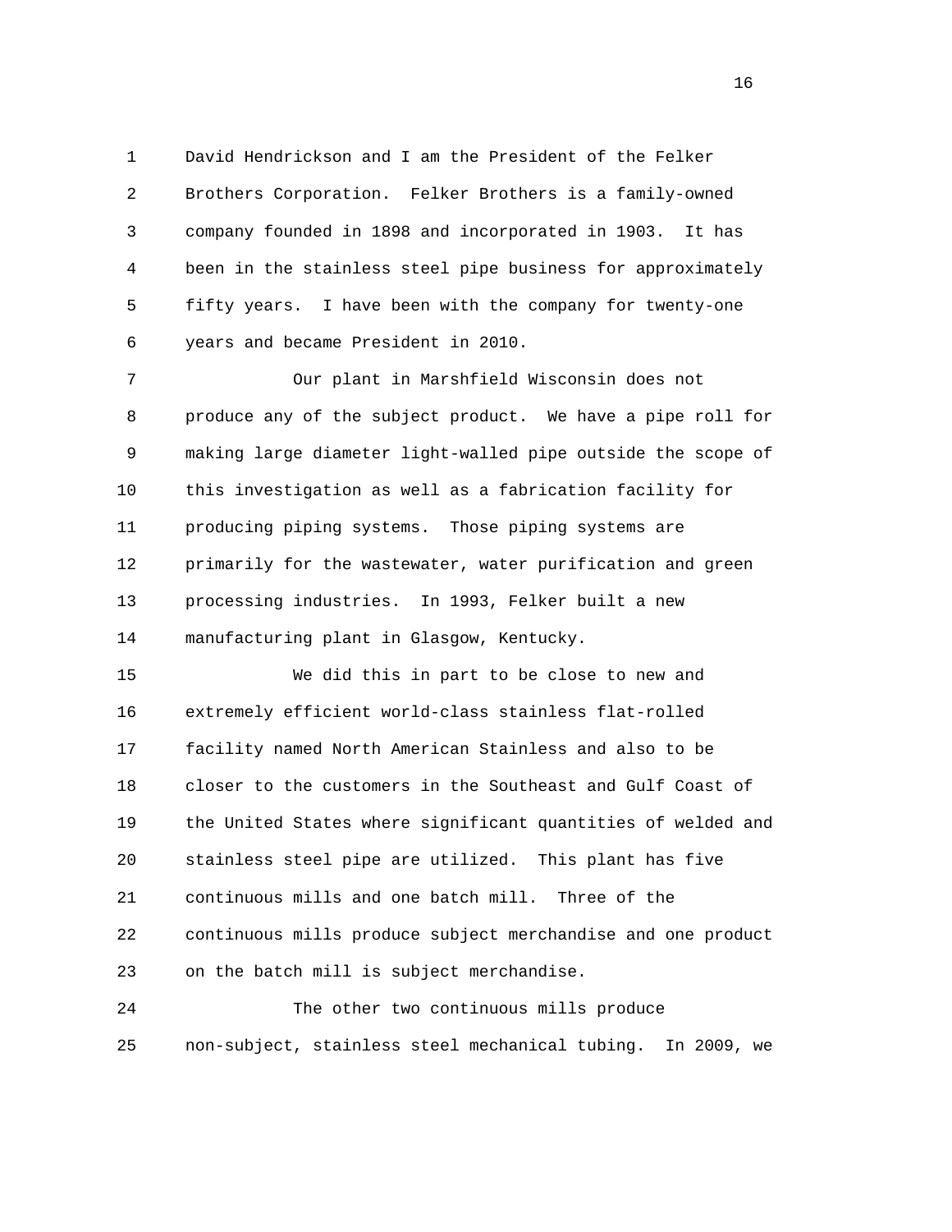David Hendrickson and I am the President of the Felker Brothers Corporation. Felker Brothers is a family-owned company founded in 1898 and incorporated in 1903. It has been in the stainless steel pipe business for approximately fifty years. I have been with the company for twenty-one years and became President in 2010.

Our plant in Marshfield Wisconsin does not produce any of the subject product. We have a pipe roll for making large diameter light-walled pipe outside the scope of this investigation as well as a fabrication facility for producing piping systems. Those piping systems are primarily for the wastewater, water purification and green processing industries. In 1993, Felker built a new manufacturing plant in Glasgow, Kentucky.

We did this in part to be close to new and extremely efficient world-class stainless flat-rolled facility named North American Stainless and also to be closer to the customers in the Southeast and Gulf Coast of the United States where significant quantities of welded and stainless steel pipe are utilized. This plant has five continuous mills and one batch mill. Three of the continuous mills produce subject merchandise and one product on the batch mill is subject merchandise.

The other two continuous mills produce non-subject, stainless steel mechanical tubing. In 2009, we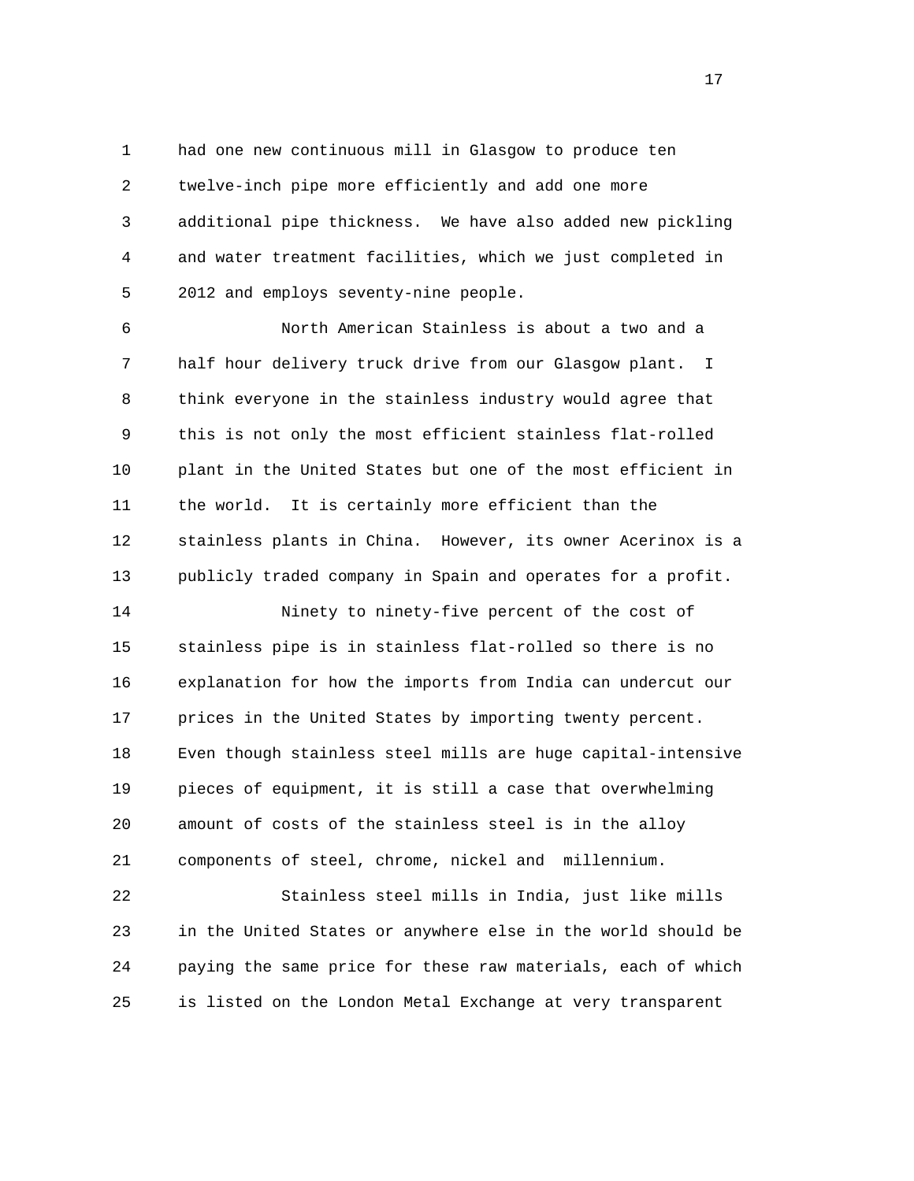had one new continuous mill in Glasgow to produce ten twelve-inch pipe more efficiently and add one more additional pipe thickness. We have also added new pickling and water treatment facilities, which we just completed in 2012 and employs seventy-nine people.

North American Stainless is about a two and a half hour delivery truck drive from our Glasgow plant. I think everyone in the stainless industry would agree that this is not only the most efficient stainless flat-rolled plant in the United States but one of the most efficient in the world. It is certainly more efficient than the stainless plants in China. However, its owner Acerinox is a publicly traded company in Spain and operates for a profit.

Ninety to ninety-five percent of the cost of stainless pipe is in stainless flat-rolled so there is no explanation for how the imports from India can undercut our prices in the United States by importing twenty percent. Even though stainless steel mills are huge capital-intensive pieces of equipment, it is still a case that overwhelming amount of costs of the stainless steel is in the alloy components of steel, chrome, nickel and millennium.

Stainless steel mills in India, just like mills in the United States or anywhere else in the world should be paying the same price for these raw materials, each of which is listed on the London Metal Exchange at very transparent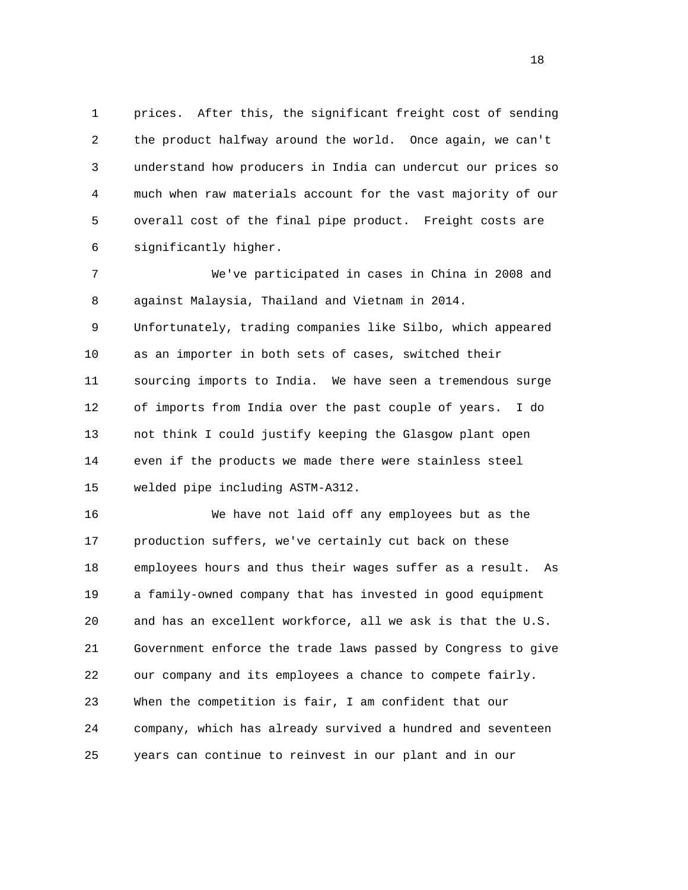prices. After this, the significant freight cost of sending the product halfway around the world. Once again, we can't understand how producers in India can undercut our prices so much when raw materials account for the vast majority of our overall cost of the final pipe product. Freight costs are significantly higher.

We've participated in cases in China in 2008 and against Malaysia, Thailand and Vietnam in 2014. Unfortunately, trading companies like Silbo, which appeared as an importer in both sets of cases, switched their sourcing imports to India. We have seen a tremendous surge of imports from India over the past couple of years. I do not think I could justify keeping the Glasgow plant open even if the products we made there were stainless steel welded pipe including ASTM-A312.

We have not laid off any employees but as the production suffers, we've certainly cut back on these employees hours and thus their wages suffer as a result. As a family-owned company that has invested in good equipment and has an excellent workforce, all we ask is that the U.S. Government enforce the trade laws passed by Congress to give our company and its employees a chance to compete fairly. When the competition is fair, I am confident that our company, which has already survived a hundred and seventeen years can continue to reinvest in our plant and in our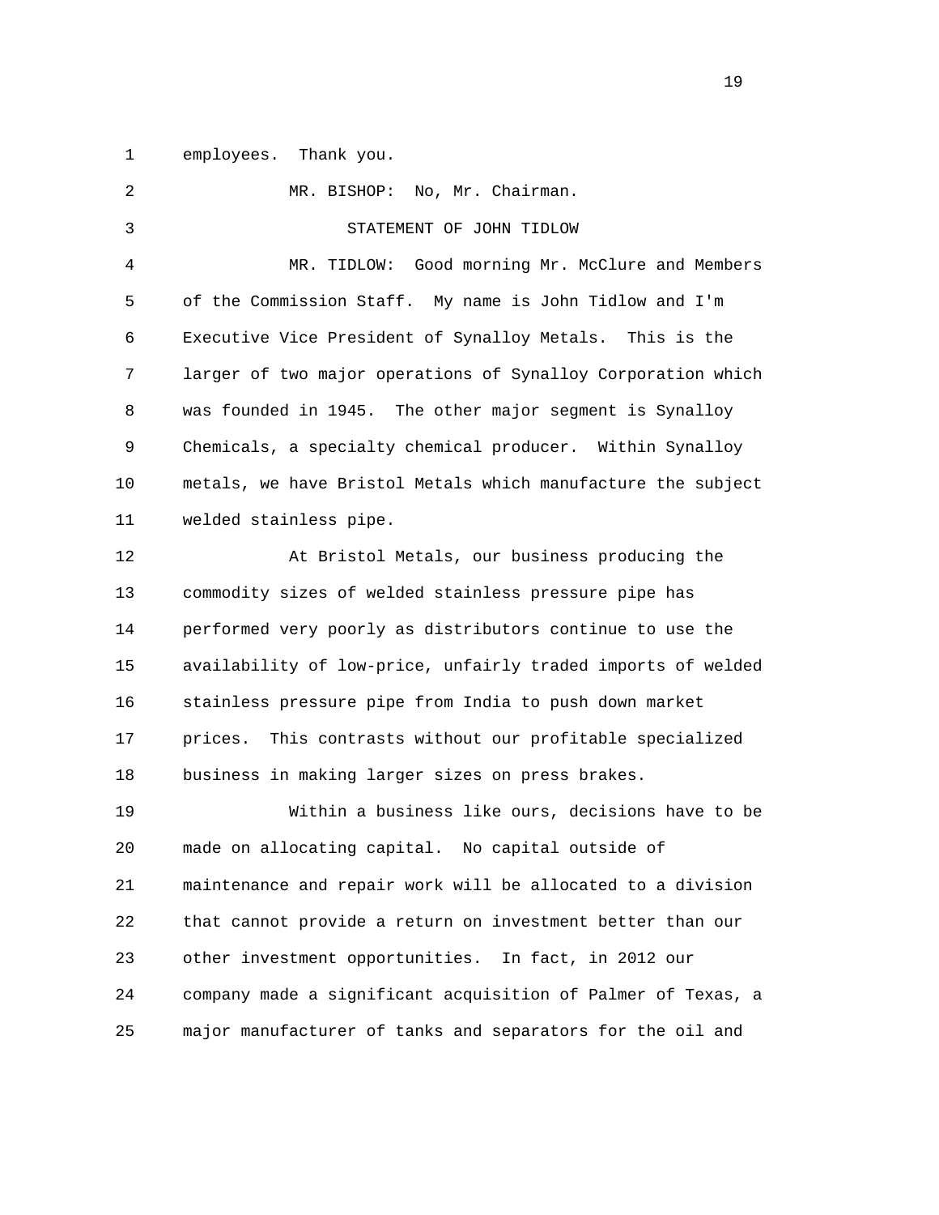employees. Thank you.

MR. BISHOP: No, Mr. Chairman.

STATEMENT OF JOHN TIDLOW

MR. TIDLOW: Good morning Mr. McClure and Members of the Commission Staff. My name is John Tidlow and I'm Executive Vice President of Synalloy Metals. This is the larger of two major operations of Synalloy Corporation which was founded in 1945. The other major segment is Synalloy Chemicals, a specialty chemical producer. Within Synalloy metals, we have Bristol Metals which manufacture the subject welded stainless pipe.

At Bristol Metals, our business producing the commodity sizes of welded stainless pressure pipe has performed very poorly as distributors continue to use the availability of low-price, unfairly traded imports of welded stainless pressure pipe from India to push down market prices. This contrasts without our profitable specialized business in making larger sizes on press brakes.

Within a business like ours, decisions have to be made on allocating capital. No capital outside of maintenance and repair work will be allocated to a division that cannot provide a return on investment better than our other investment opportunities. In fact, in 2012 our company made a significant acquisition of Palmer of Texas, a major manufacturer of tanks and separators for the oil and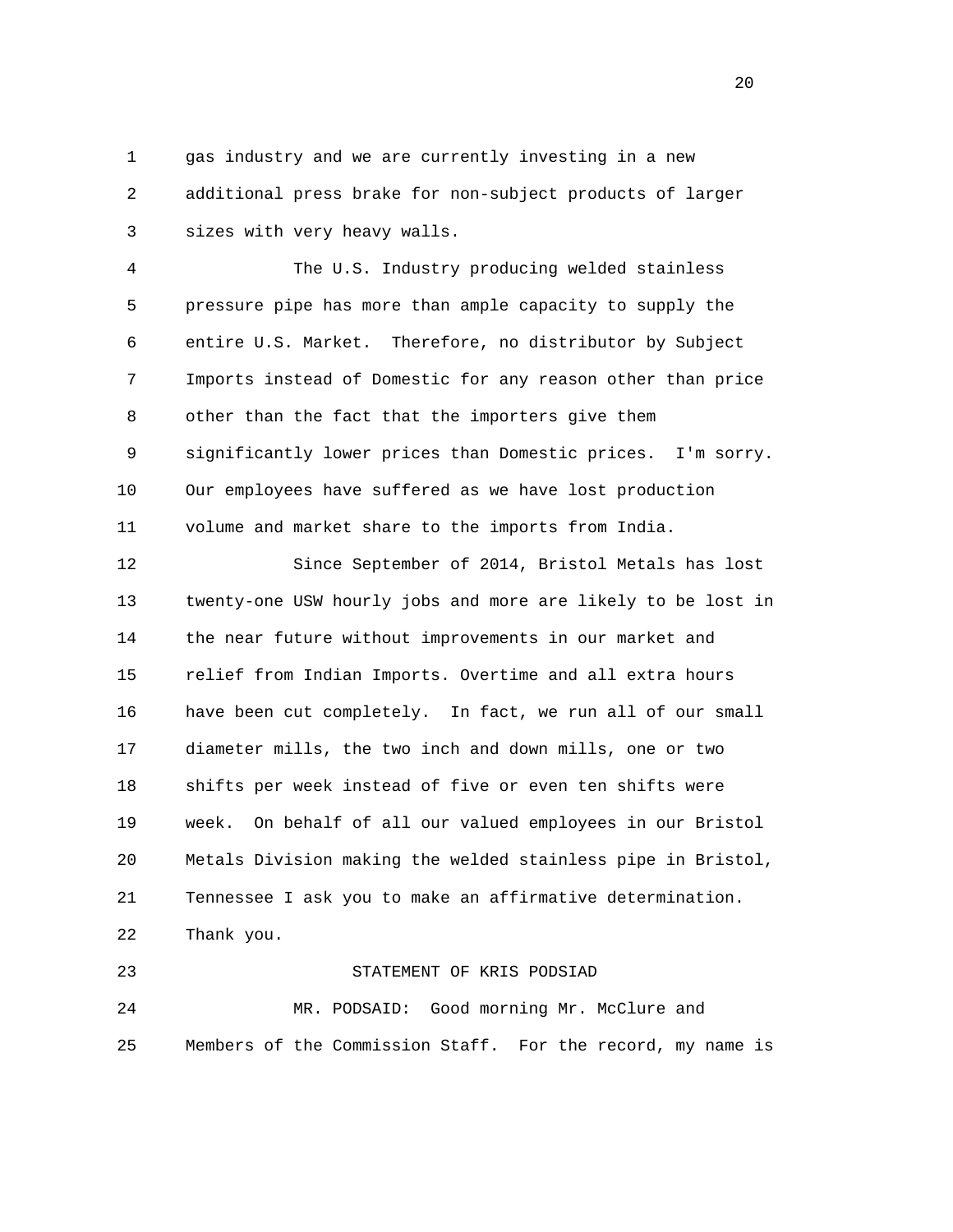gas industry and we are currently investing in a new additional press brake for non-subject products of larger sizes with very heavy walls.

The U.S. Industry producing welded stainless pressure pipe has more than ample capacity to supply the entire U.S. Market. Therefore, no distributor by Subject Imports instead of Domestic for any reason other than price other than the fact that the importers give them significantly lower prices than Domestic prices. I'm sorry. Our employees have suffered as we have lost production volume and market share to the imports from India.

Since September of 2014, Bristol Metals has lost twenty-one USW hourly jobs and more are likely to be lost in the near future without improvements in our market and relief from Indian Imports. Overtime and all extra hours have been cut completely. In fact, we run all of our small diameter mills, the two inch and down mills, one or two shifts per week instead of five or even ten shifts were week. On behalf of all our valued employees in our Bristol Metals Division making the welded stainless pipe in Bristol, Tennessee I ask you to make an affirmative determination. Thank you.

STATEMENT OF KRIS PODSIAD

MR. PODSAID: Good morning Mr. McClure and Members of the Commission Staff. For the record, my name is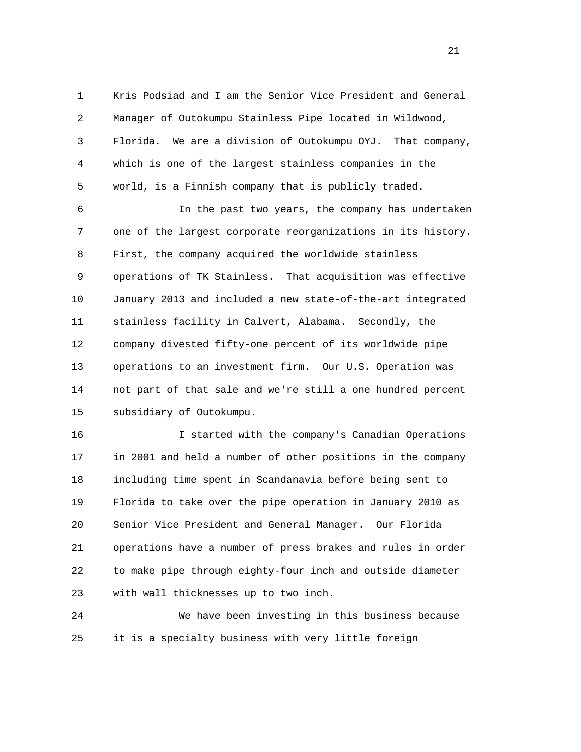Kris Podsiad and I am the Senior Vice President and General Manager of Outokumpu Stainless Pipe located in Wildwood, Florida. We are a division of Outokumpu OYJ. That company, which is one of the largest stainless companies in the world, is a Finnish company that is publicly traded.

In the past two years, the company has undertaken one of the largest corporate reorganizations in its history. First, the company acquired the worldwide stainless operations of TK Stainless. That acquisition was effective January 2013 and included a new state-of-the-art integrated stainless facility in Calvert, Alabama. Secondly, the company divested fifty-one percent of its worldwide pipe operations to an investment firm. Our U.S. Operation was not part of that sale and we're still a one hundred percent subsidiary of Outokumpu.

I started with the company's Canadian Operations in 2001 and held a number of other positions in the company including time spent in Scandanavia before being sent to Florida to take over the pipe operation in January 2010 as Senior Vice President and General Manager. Our Florida operations have a number of press brakes and rules in order to make pipe through eighty-four inch and outside diameter with wall thicknesses up to two inch.

We have been investing in this business because it is a specialty business with very little foreign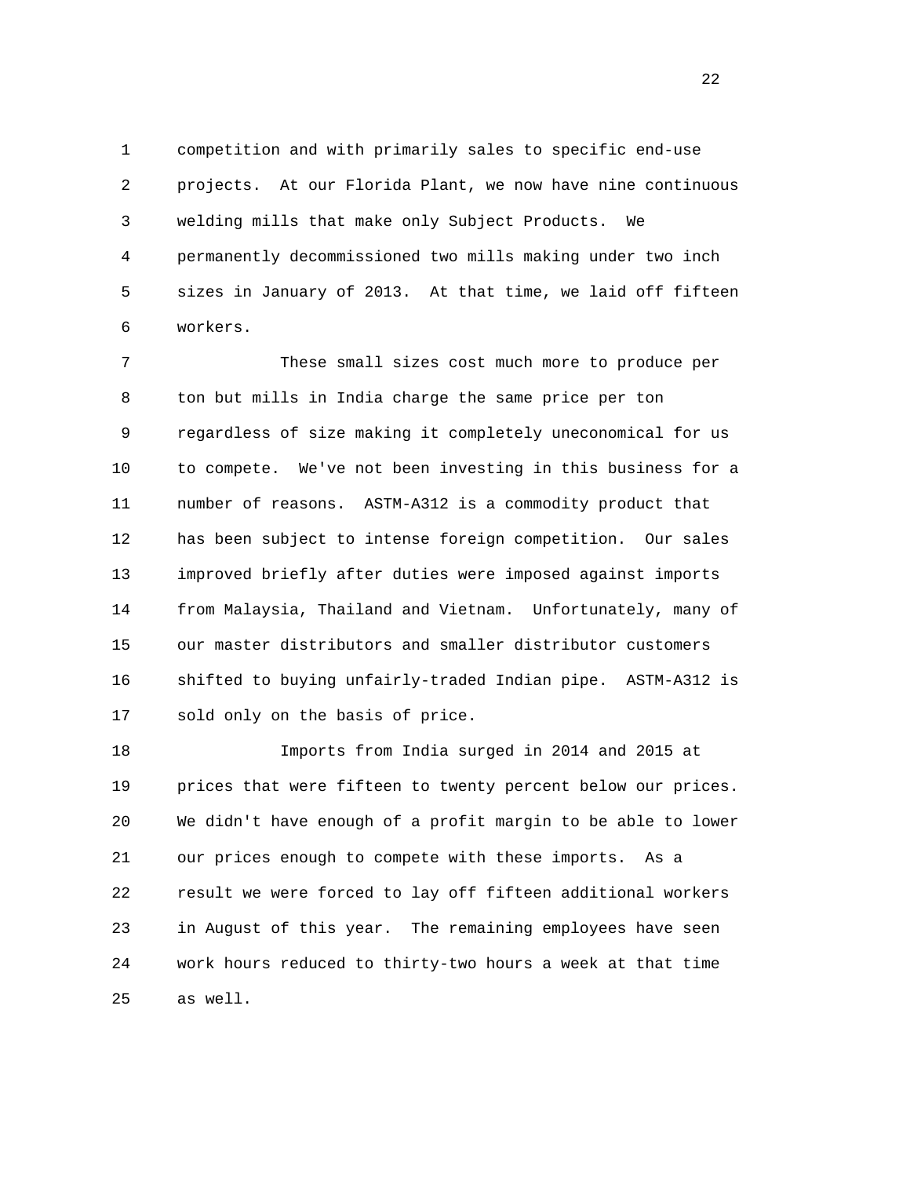competition and with primarily sales to specific end-use projects. At our Florida Plant, we now have nine continuous welding mills that make only Subject Products. We permanently decommissioned two mills making under two inch sizes in January of 2013. At that time, we laid off fifteen workers.

These small sizes cost much more to produce per ton but mills in India charge the same price per ton regardless of size making it completely uneconomical for us to compete. We've not been investing in this business for a number of reasons. ASTM-A312 is a commodity product that has been subject to intense foreign competition. Our sales improved briefly after duties were imposed against imports from Malaysia, Thailand and Vietnam. Unfortunately, many of our master distributors and smaller distributor customers shifted to buying unfairly-traded Indian pipe. ASTM-A312 is sold only on the basis of price.

Imports from India surged in 2014 and 2015 at prices that were fifteen to twenty percent below our prices. We didn't have enough of a profit margin to be able to lower our prices enough to compete with these imports. As a result we were forced to lay off fifteen additional workers in August of this year. The remaining employees have seen work hours reduced to thirty-two hours a week at that time as well.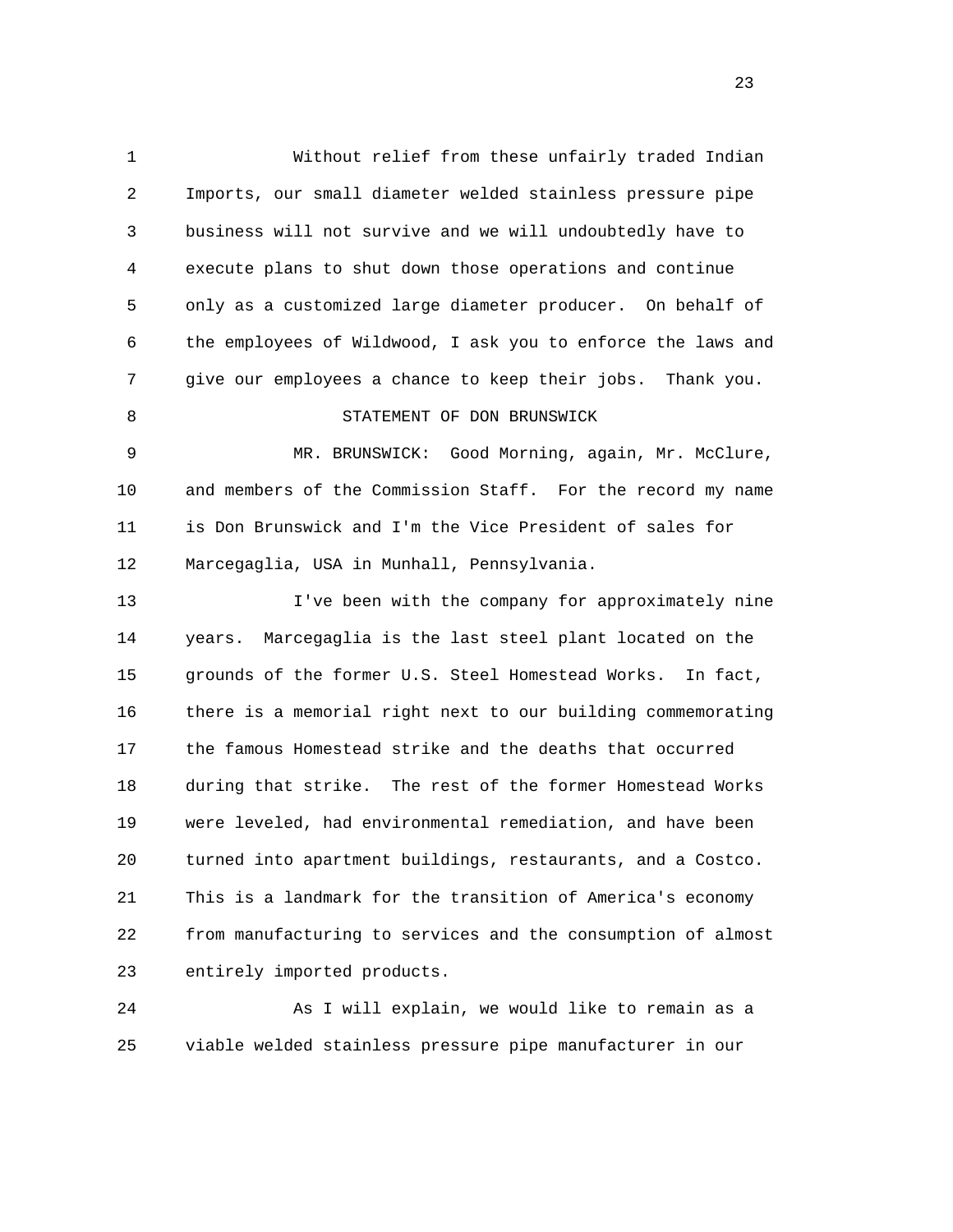Without relief from these unfairly traded Indian Imports, our small diameter welded stainless pressure pipe business will not survive and we will undoubtedly have to execute plans to shut down those operations and continue only as a customized large diameter producer. On behalf of the employees of Wildwood, I ask you to enforce the laws and give our employees a chance to keep their jobs. Thank you.

STATEMENT OF DON BRUNSWICK

MR. BRUNSWICK: Good Morning, again, Mr. McClure, and members of the Commission Staff. For the record my name is Don Brunswick and I'm the Vice President of sales for Marcegaglia, USA in Munhall, Pennsylvania.

I've been with the company for approximately nine years. Marcegaglia is the last steel plant located on the grounds of the former U.S. Steel Homestead Works. In fact, there is a memorial right next to our building commemorating the famous Homestead strike and the deaths that occurred during that strike. The rest of the former Homestead Works were leveled, had environmental remediation, and have been turned into apartment buildings, restaurants, and a Costco. This is a landmark for the transition of America's economy from manufacturing to services and the consumption of almost entirely imported products.

As I will explain, we would like to remain as a viable welded stainless pressure pipe manufacturer in our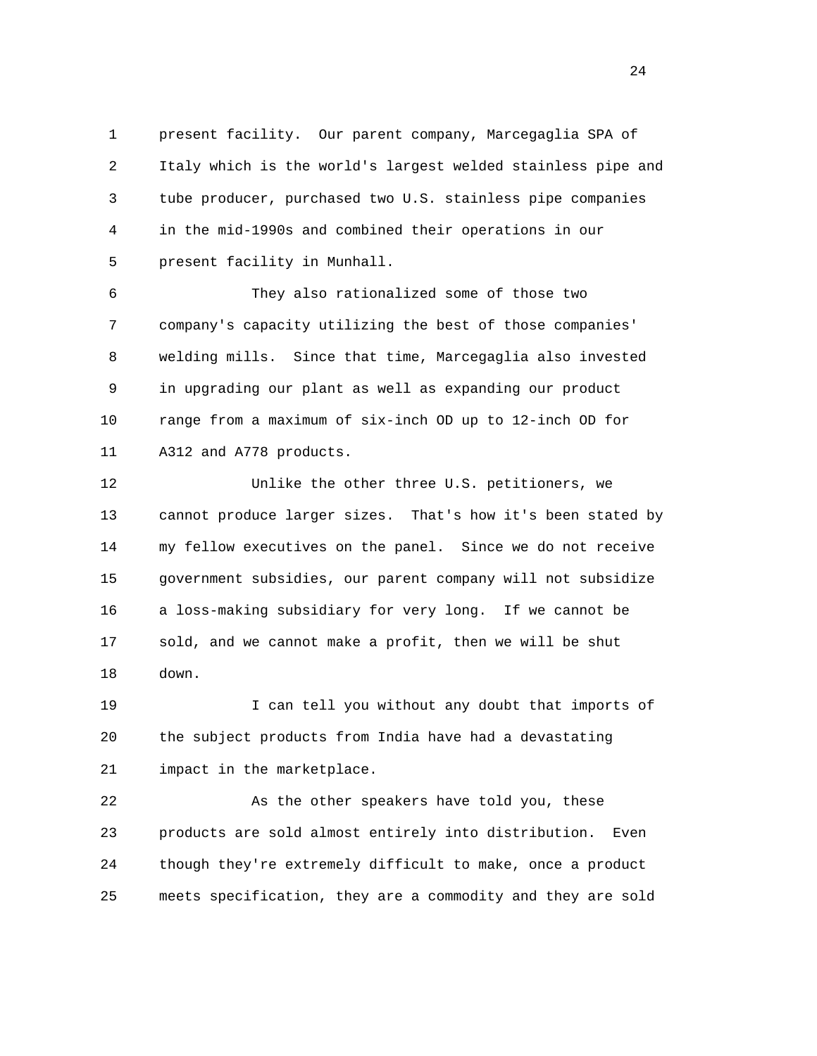present facility. Our parent company, Marcegaglia SPA of Italy which is the world's largest welded stainless pipe and tube producer, purchased two U.S. stainless pipe companies in the mid-1990s and combined their operations in our present facility in Munhall.

They also rationalized some of those two company's capacity utilizing the best of those companies' welding mills. Since that time, Marcegaglia also invested in upgrading our plant as well as expanding our product range from a maximum of six-inch OD up to 12-inch OD for A312 and A778 products.

Unlike the other three U.S. petitioners, we cannot produce larger sizes. That's how it's been stated by my fellow executives on the panel. Since we do not receive government subsidies, our parent company will not subsidize a loss-making subsidiary for very long. If we cannot be sold, and we cannot make a profit, then we will be shut down.

I can tell you without any doubt that imports of the subject products from India have had a devastating impact in the marketplace.

As the other speakers have told you, these products are sold almost entirely into distribution. Even though they're extremely difficult to make, once a product meets specification, they are a commodity and they are sold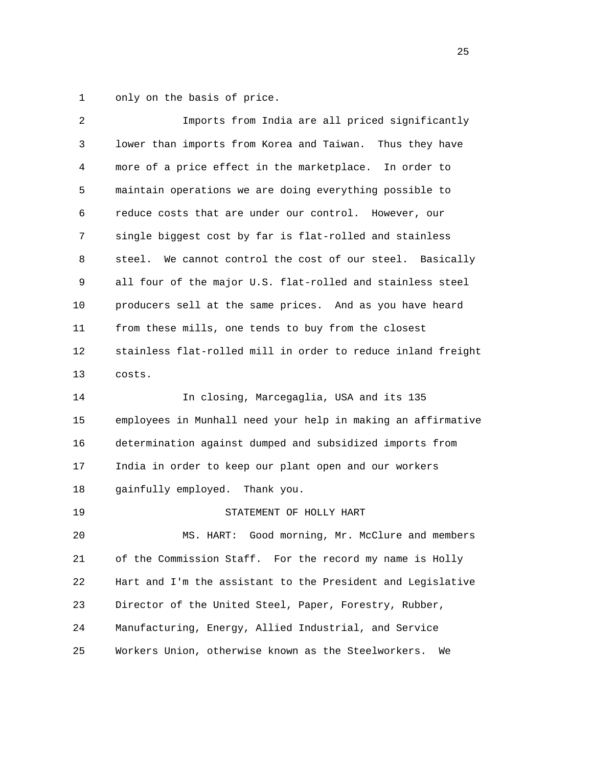only on the basis of price.

Imports from India are all priced significantly lower than imports from Korea and Taiwan. Thus they have more of a price effect in the marketplace. In order to maintain operations we are doing everything possible to reduce costs that are under our control. However, our single biggest cost by far is flat-rolled and stainless steel. We cannot control the cost of our steel. Basically all four of the major U.S. flat-rolled and stainless steel producers sell at the same prices. And as you have heard from these mills, one tends to buy from the closest stainless flat-rolled mill in order to reduce inland freight costs.

In closing, Marcegaglia, USA and its 135 employees in Munhall need your help in making an affirmative determination against dumped and subsidized imports from India in order to keep our plant open and our workers gainfully employed. Thank you.

STATEMENT OF HOLLY HART

MS. HART: Good morning, Mr. McClure and members of the Commission Staff. For the record my name is Holly Hart and I'm the assistant to the President and Legislative Director of the United Steel, Paper, Forestry, Rubber, Manufacturing, Energy, Allied Industrial, and Service Workers Union, otherwise known as the Steelworkers. We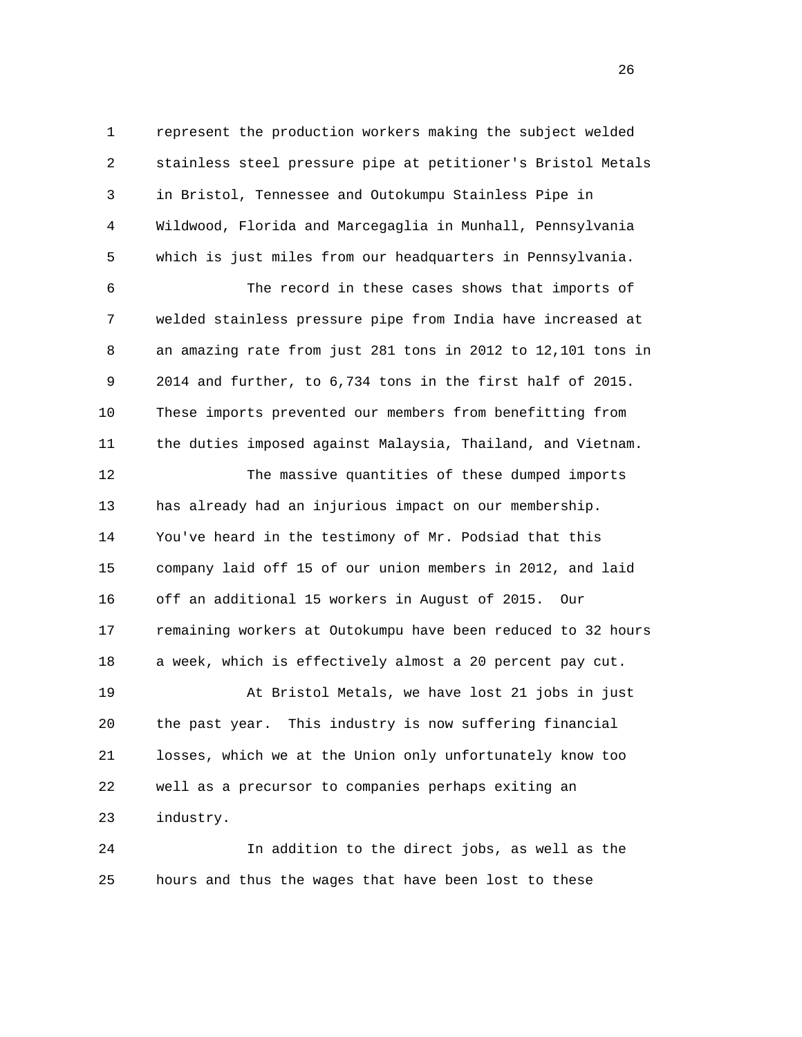represent the production workers making the subject welded stainless steel pressure pipe at petitioner's Bristol Metals in Bristol, Tennessee and Outokumpu Stainless Pipe in Wildwood, Florida and Marcegaglia in Munhall, Pennsylvania which is just miles from our headquarters in Pennsylvania.

The record in these cases shows that imports of welded stainless pressure pipe from India have increased at an amazing rate from just 281 tons in 2012 to 12,101 tons in 2014 and further, to 6,734 tons in the first half of 2015. These imports prevented our members from benefitting from the duties imposed against Malaysia, Thailand, and Vietnam.

The massive quantities of these dumped imports has already had an injurious impact on our membership. You've heard in the testimony of Mr. Podsiad that this company laid off 15 of our union members in 2012, and laid off an additional 15 workers in August of 2015. Our remaining workers at Outokumpu have been reduced to 32 hours a week, which is effectively almost a 20 percent pay cut.

At Bristol Metals, we have lost 21 jobs in just the past year. This industry is now suffering financial losses, which we at the Union only unfortunately know too well as a precursor to companies perhaps exiting an industry.

In addition to the direct jobs, as well as the hours and thus the wages that have been lost to these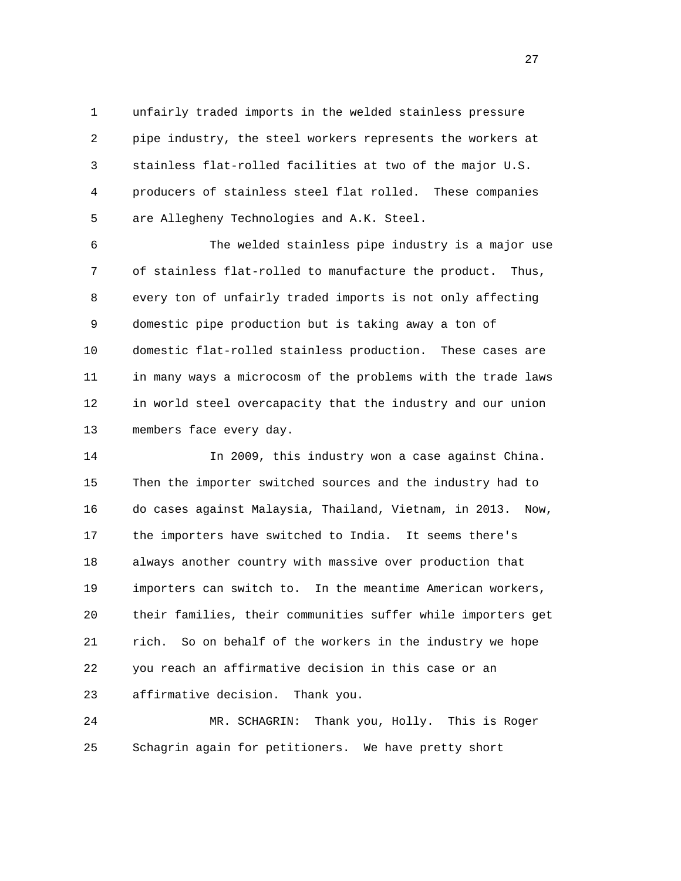unfairly traded imports in the welded stainless pressure pipe industry, the steel workers represents the workers at stainless flat-rolled facilities at two of the major U.S. producers of stainless steel flat rolled. These companies are Allegheny Technologies and A.K. Steel.

The welded stainless pipe industry is a major use of stainless flat-rolled to manufacture the product. Thus, every ton of unfairly traded imports is not only affecting domestic pipe production but is taking away a ton of domestic flat-rolled stainless production. These cases are in many ways a microcosm of the problems with the trade laws in world steel overcapacity that the industry and our union members face every day.

In 2009, this industry won a case against China. Then the importer switched sources and the industry had to do cases against Malaysia, Thailand, Vietnam, in 2013. Now, the importers have switched to India. It seems there's always another country with massive over production that importers can switch to. In the meantime American workers, their families, their communities suffer while importers get rich. So on behalf of the workers in the industry we hope you reach an affirmative decision in this case or an affirmative decision. Thank you.

MR. SCHAGRIN: Thank you, Holly. This is Roger Schagrin again for petitioners. We have pretty short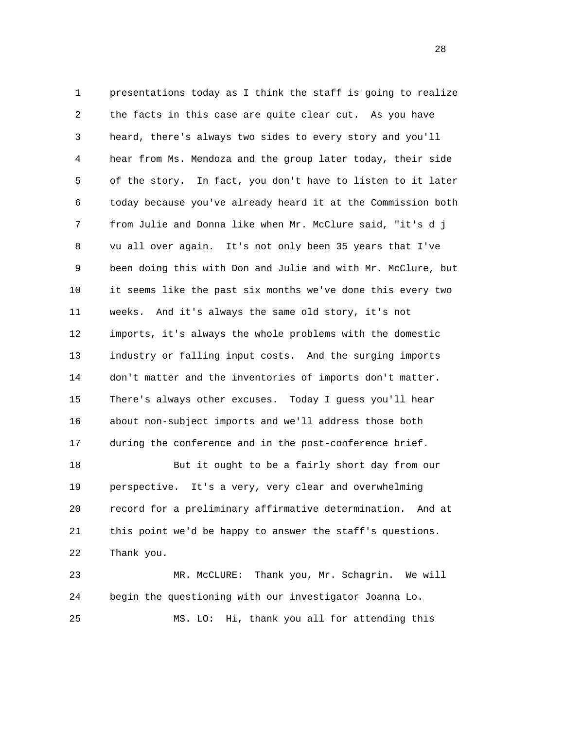presentations today as I think the staff is going to realize the facts in this case are quite clear cut. As you have heard, there's always two sides to every story and you'll hear from Ms. Mendoza and the group later today, their side of the story. In fact, you don't have to listen to it later today because you've already heard it at the Commission both from Julie and Donna like when Mr. McClure said, "it's d j vu all over again. It's not only been 35 years that I've been doing this with Don and Julie and with Mr. McClure, but it seems like the past six months we've done this every two weeks. And it's always the same old story, it's not imports, it's always the whole problems with the domestic industry or falling input costs. And the surging imports don't matter and the inventories of imports don't matter. There's always other excuses. Today I guess you'll hear about non-subject imports and we'll address those both during the conference and in the post-conference brief.

But it ought to be a fairly short day from our perspective. It's a very, very clear and overwhelming record for a preliminary affirmative determination. And at this point we'd be happy to answer the staff's questions. Thank you.

MR. McCLURE: Thank you, Mr. Schagrin. We will begin the questioning with our investigator Joanna Lo.

MS. LO: Hi, thank you all for attending this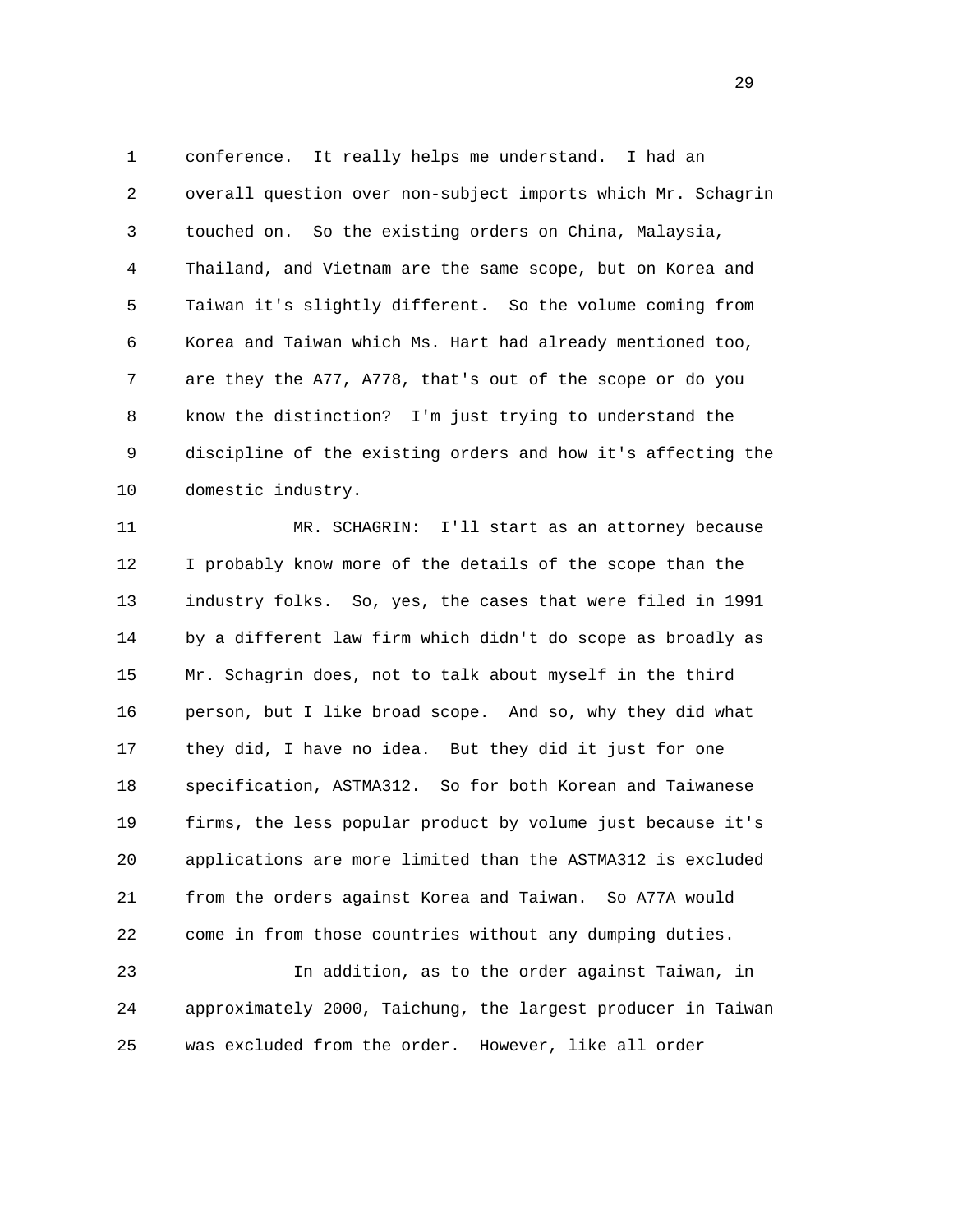conference. It really helps me understand. I had an overall question over non-subject imports which Mr. Schagrin touched on. So the existing orders on China, Malaysia, Thailand, and Vietnam are the same scope, but on Korea and Taiwan it's slightly different. So the volume coming from Korea and Taiwan which Ms. Hart had already mentioned too, are they the A77, A778, that's out of the scope or do you know the distinction? I'm just trying to understand the discipline of the existing orders and how it's affecting the domestic industry.

MR. SCHAGRIN: I'll start as an attorney because I probably know more of the details of the scope than the industry folks. So, yes, the cases that were filed in 1991 by a different law firm which didn't do scope as broadly as Mr. Schagrin does, not to talk about myself in the third person, but I like broad scope. And so, why they did what they did, I have no idea. But they did it just for one specification, ASTMA312. So for both Korean and Taiwanese firms, the less popular product by volume just because it's applications are more limited than the ASTMA312 is excluded from the orders against Korea and Taiwan. So A77A would come in from those countries without any dumping duties.

In addition, as to the order against Taiwan, in approximately 2000, Taichung, the largest producer in Taiwan was excluded from the order. However, like all order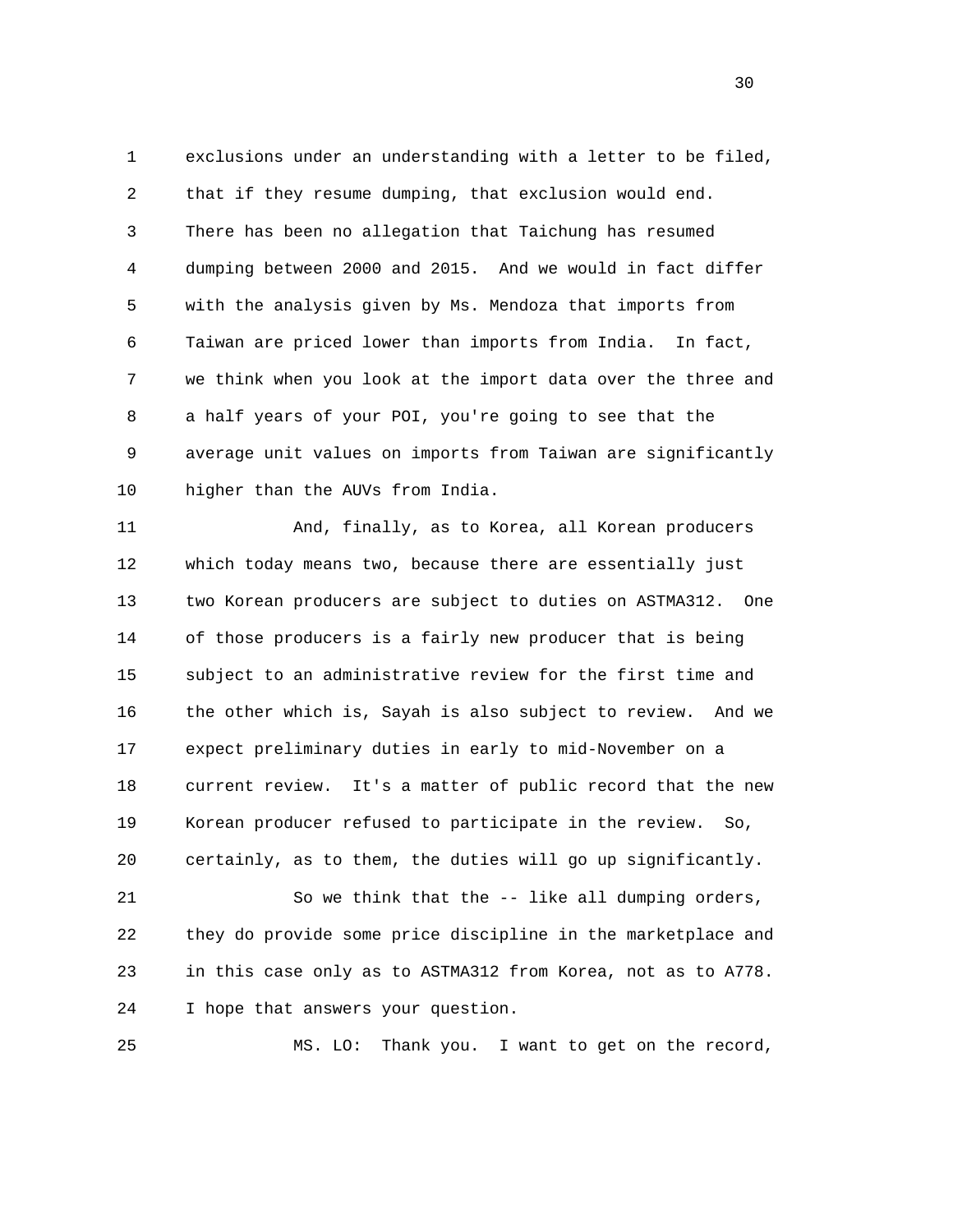exclusions under an understanding with a letter to be filed, that if they resume dumping, that exclusion would end. There has been no allegation that Taichung has resumed dumping between 2000 and 2015. And we would in fact differ with the analysis given by Ms. Mendoza that imports from Taiwan are priced lower than imports from India. In fact, we think when you look at the import data over the three and a half years of your POI, you're going to see that the average unit values on imports from Taiwan are significantly higher than the AUVs from India.

And, finally, as to Korea, all Korean producers which today means two, because there are essentially just two Korean producers are subject to duties on ASTMA312. One of those producers is a fairly new producer that is being subject to an administrative review for the first time and the other which is, Sayah is also subject to review. And we expect preliminary duties in early to mid-November on a current review. It's a matter of public record that the new Korean producer refused to participate in the review. So, certainly, as to them, the duties will go up significantly.

So we think that the -- like all dumping orders, they do provide some price discipline in the marketplace and in this case only as to ASTMA312 from Korea, not as to A778. I hope that answers your question.

MS. LO: Thank you. I want to get on the record,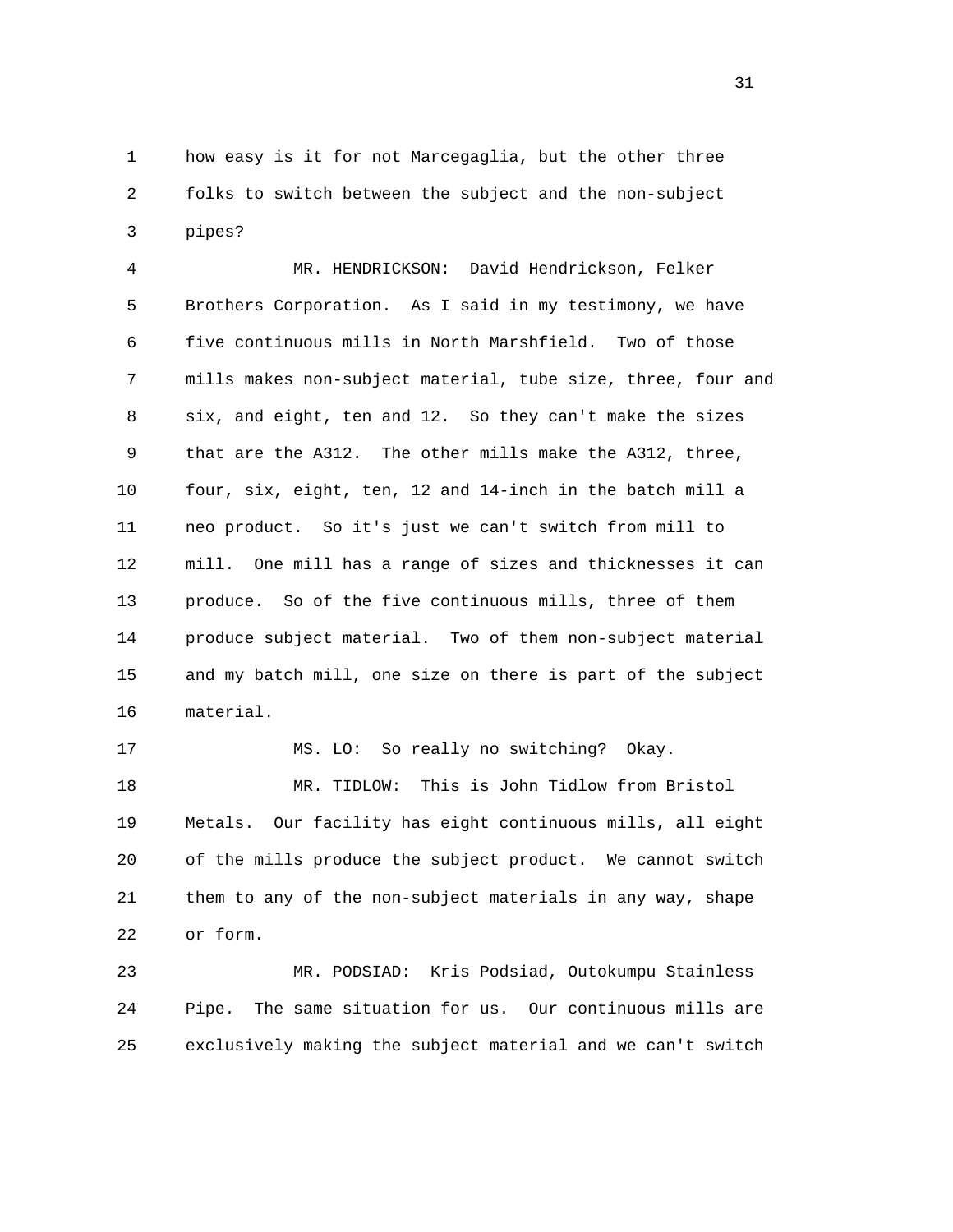how easy is it for not Marcegaglia, but the other three folks to switch between the subject and the non-subject pipes?

MR. HENDRICKSON: David Hendrickson, Felker Brothers Corporation. As I said in my testimony, we have five continuous mills in North Marshfield. Two of those mills makes non-subject material, tube size, three, four and six, and eight, ten and 12. So they can't make the sizes that are the A312. The other mills make the A312, three, four, six, eight, ten, 12 and 14-inch in the batch mill a neo product. So it's just we can't switch from mill to mill. One mill has a range of sizes and thicknesses it can produce. So of the five continuous mills, three of them produce subject material. Two of them non-subject material and my batch mill, one size on there is part of the subject material.

MS. LO: So really no switching? Okay.

MR. TIDLOW: This is John Tidlow from Bristol Metals. Our facility has eight continuous mills, all eight of the mills produce the subject product. We cannot switch them to any of the non-subject materials in any way, shape or form.

MR. PODSIAD: Kris Podsiad, Outokumpu Stainless Pipe. The same situation for us. Our continuous mills are exclusively making the subject material and we can't switch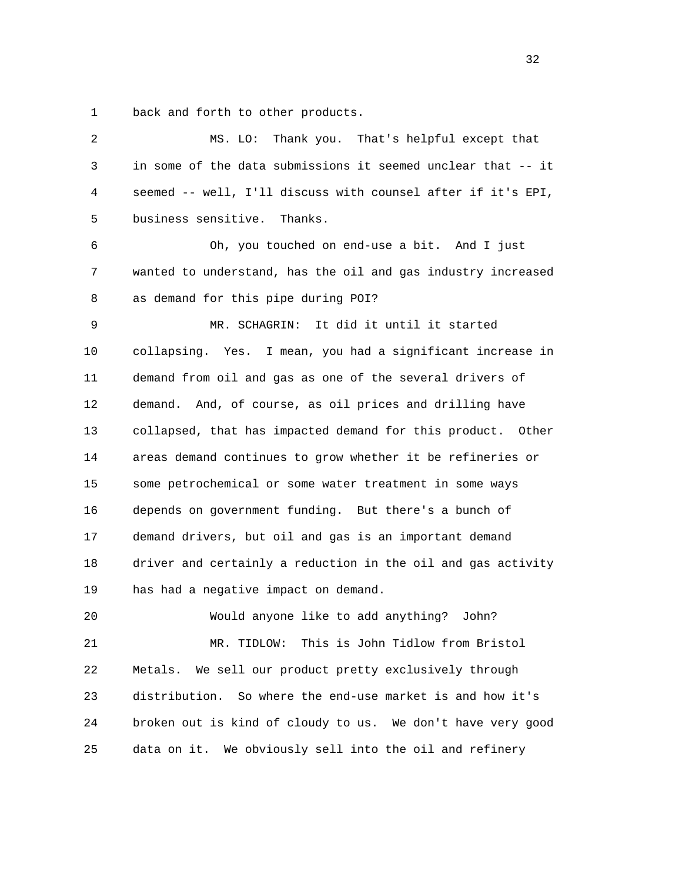1 back and forth to other products.

2 MS. LO: Thank you. That's helpful except that
3 in some of the data submissions it seemed unclear that -- it
4 seemed -- well, I'll discuss with counsel after if it's EPI,
5 business sensitive. Thanks.

6 Oh, you touched on end-use a bit. And I just
7 wanted to understand, has the oil and gas industry increased
8 as demand for this pipe during POI?

9 MR. SCHAGRIN: It did it until it started
10 collapsing. Yes. I mean, you had a significant increase in
11 demand from oil and gas as one of the several drivers of
12 demand. And, of course, as oil prices and drilling have
13 collapsed, that has impacted demand for this product. Other
14 areas demand continues to grow whether it be refineries or
15 some petrochemical or some water treatment in some ways
16 depends on government funding. But there's a bunch of
17 demand drivers, but oil and gas is an important demand
18 driver and certainly a reduction in the oil and gas activity
19 has had a negative impact on demand.

20 Would anyone like to add anything? John?

21 MR. TIDLOW: This is John Tidlow from Bristol
22 Metals. We sell our product pretty exclusively through
23 distribution. So where the end-use market is and how it's
24 broken out is kind of cloudy to us. We don't have very good
25 data on it. We obviously sell into the oil and refinery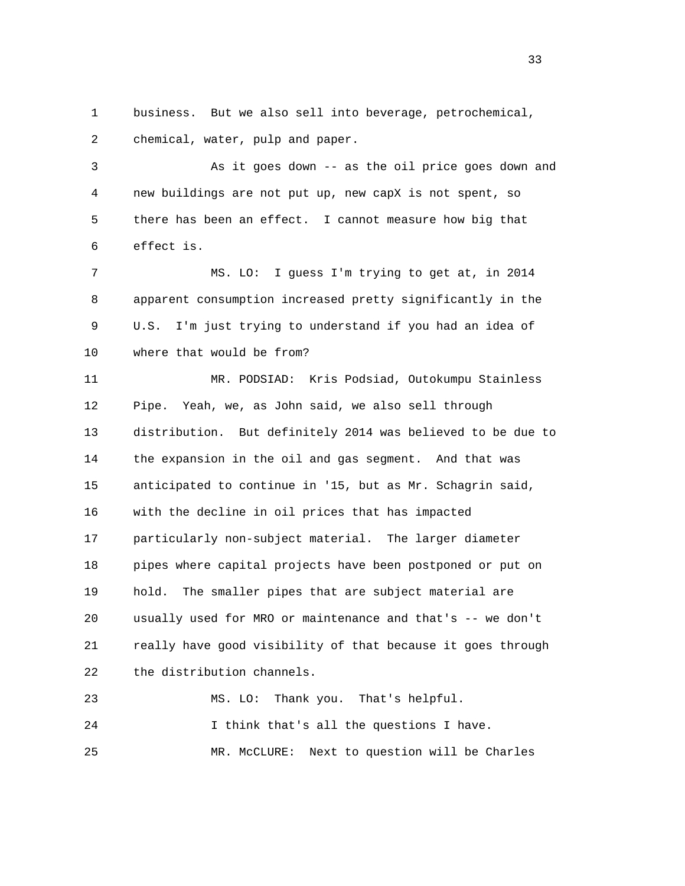business. But we also sell into beverage, petrochemical, chemical, water, pulp and paper.

As it goes down -- as the oil price goes down and new buildings are not put up, new capX is not spent, so there has been an effect. I cannot measure how big that effect is.

MS. LO: I guess I'm trying to get at, in 2014 apparent consumption increased pretty significantly in the U.S. I'm just trying to understand if you had an idea of where that would be from?

MR. PODSIAD: Kris Podsiad, Outokumpu Stainless Pipe. Yeah, we, as John said, we also sell through distribution. But definitely 2014 was believed to be due to the expansion in the oil and gas segment. And that was anticipated to continue in '15, but as Mr. Schagrin said, with the decline in oil prices that has impacted particularly non-subject material. The larger diameter pipes where capital projects have been postponed or put on hold. The smaller pipes that are subject material are usually used for MRO or maintenance and that's -- we don't really have good visibility of that because it goes through the distribution channels.

MS. LO: Thank you. That's helpful.

I think that's all the questions I have.

MR. McCLURE: Next to question will be Charles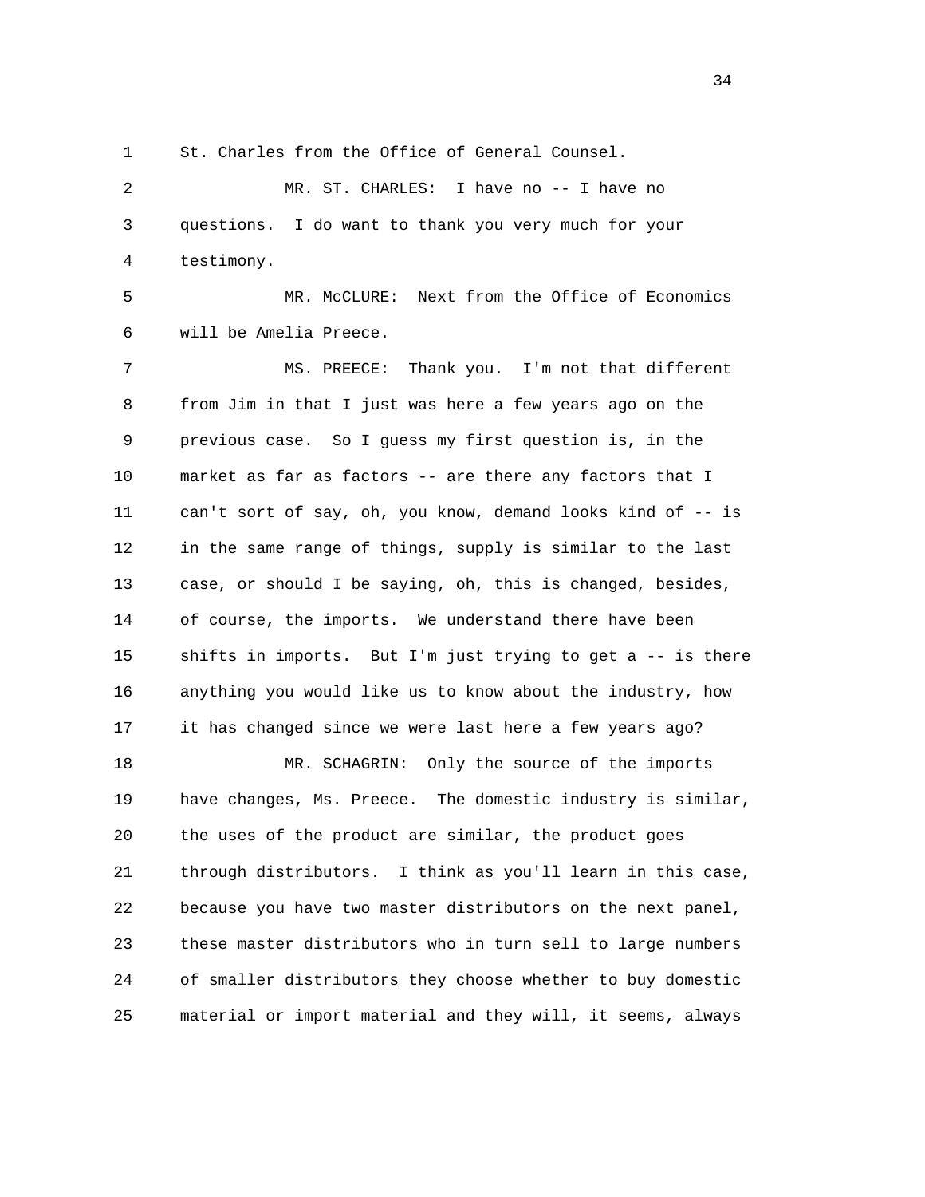St. Charles from the Office of General Counsel.

MR. ST. CHARLES: I have no -- I have no questions. I do want to thank you very much for your testimony.

MR. McCLURE: Next from the Office of Economics will be Amelia Preece.

MS. PREECE: Thank you. I'm not that different from Jim in that I just was here a few years ago on the previous case. So I guess my first question is, in the market as far as factors -- are there any factors that I can't sort of say, oh, you know, demand looks kind of -- is in the same range of things, supply is similar to the last case, or should I be saying, oh, this is changed, besides, of course, the imports. We understand there have been shifts in imports. But I'm just trying to get a -- is there anything you would like us to know about the industry, how it has changed since we were last here a few years ago?

MR. SCHAGRIN: Only the source of the imports have changes, Ms. Preece. The domestic industry is similar, the uses of the product are similar, the product goes through distributors. I think as you'll learn in this case, because you have two master distributors on the next panel, these master distributors who in turn sell to large numbers of smaller distributors they choose whether to buy domestic material or import material and they will, it seems, always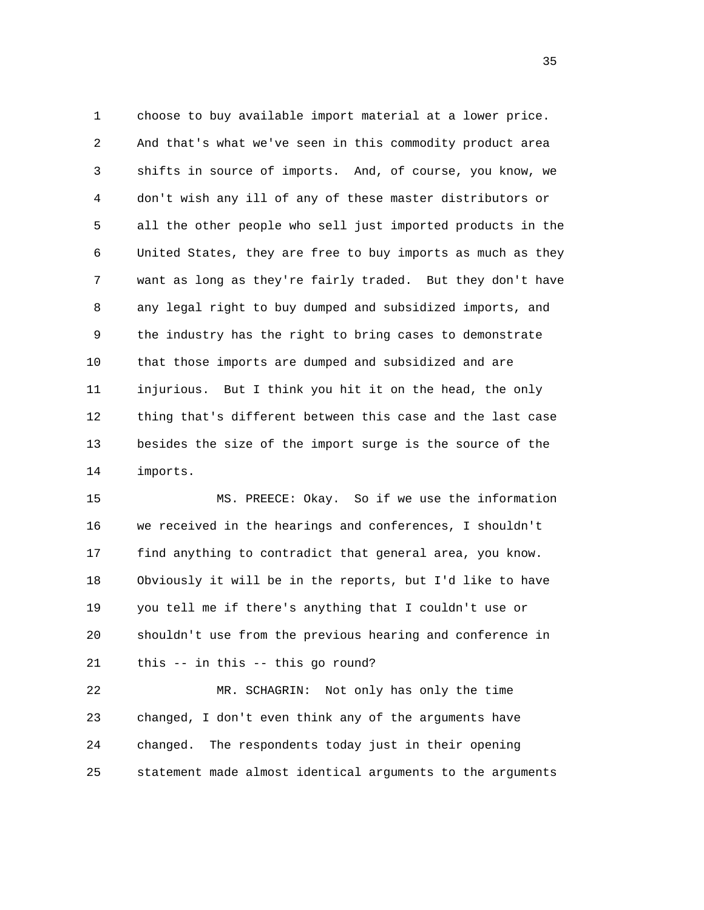choose to buy available import material at a lower price. And that's what we've seen in this commodity product area shifts in source of imports. And, of course, you know, we don't wish any ill of any of these master distributors or all the other people who sell just imported products in the United States, they are free to buy imports as much as they want as long as they're fairly traded. But they don't have any legal right to buy dumped and subsidized imports, and the industry has the right to bring cases to demonstrate that those imports are dumped and subsidized and are injurious. But I think you hit it on the head, the only thing that's different between this case and the last case besides the size of the import surge is the source of the imports.

MS. PREECE: Okay. So if we use the information we received in the hearings and conferences, I shouldn't find anything to contradict that general area, you know. Obviously it will be in the reports, but I'd like to have you tell me if there's anything that I couldn't use or shouldn't use from the previous hearing and conference in this -- in this -- this go round?

MR. SCHAGRIN: Not only has only the time changed, I don't even think any of the arguments have changed. The respondents today just in their opening statement made almost identical arguments to the arguments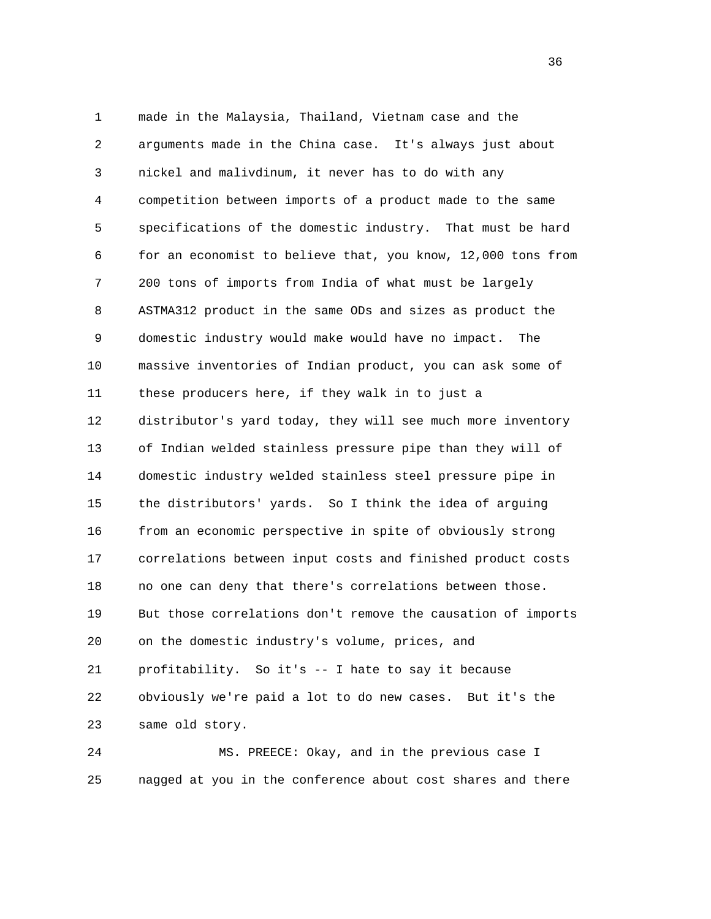made in the Malaysia, Thailand, Vietnam case and the arguments made in the China case. It's always just about nickel and malivdinum, it never has to do with any competition between imports of a product made to the same specifications of the domestic industry. That must be hard for an economist to believe that, you know, 12,000 tons from 200 tons of imports from India of what must be largely ASTMA312 product in the same ODs and sizes as product the domestic industry would make would have no impact. The massive inventories of Indian product, you can ask some of these producers here, if they walk in to just a distributor's yard today, they will see much more inventory of Indian welded stainless pressure pipe than they will of domestic industry welded stainless steel pressure pipe in the distributors' yards. So I think the idea of arguing from an economic perspective in spite of obviously strong correlations between input costs and finished product costs no one can deny that there's correlations between those. But those correlations don't remove the causation of imports on the domestic industry's volume, prices, and profitability. So it's -- I hate to say it because obviously we're paid a lot to do new cases. But it's the same old story.

MS. PREECE: Okay, and in the previous case I nagged at you in the conference about cost shares and there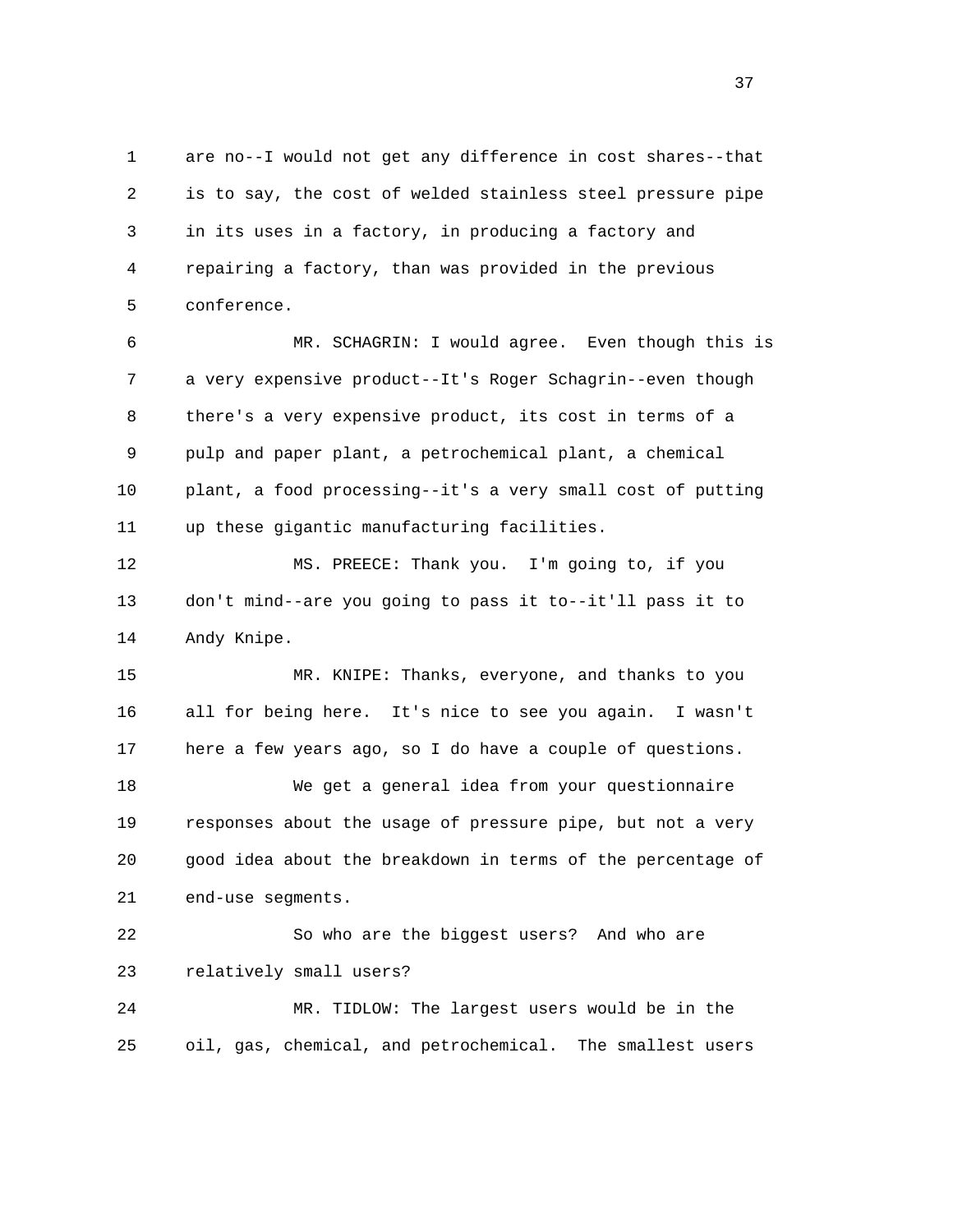are no--I would not get any difference in cost shares--that is to say, the cost of welded stainless steel pressure pipe in its uses in a factory, in producing a factory and repairing a factory, than was provided in the previous conference.

MR. SCHAGRIN: I would agree. Even though this is a very expensive product--It's Roger Schagrin--even though there's a very expensive product, its cost in terms of a pulp and paper plant, a petrochemical plant, a chemical plant, a food processing--it's a very small cost of putting up these gigantic manufacturing facilities.

MS. PREECE: Thank you. I'm going to, if you don't mind--are you going to pass it to--it'll pass it to Andy Knipe.

MR. KNIPE: Thanks, everyone, and thanks to you all for being here. It's nice to see you again. I wasn't here a few years ago, so I do have a couple of questions.

We get a general idea from your questionnaire responses about the usage of pressure pipe, but not a very good idea about the breakdown in terms of the percentage of end-use segments.

So who are the biggest users? And who are relatively small users?

MR. TIDLOW: The largest users would be in the oil, gas, chemical, and petrochemical. The smallest users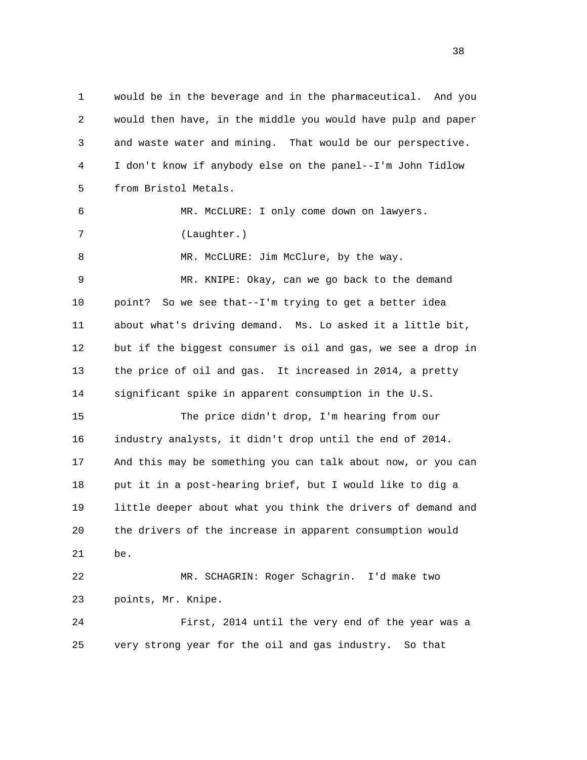1 would be in the beverage and in the pharmaceutical. And you
2 would then have, in the middle you would have pulp and paper
3 and waste water and mining. That would be our perspective.
4 I don't know if anybody else on the panel--I'm John Tidlow
5 from Bristol Metals.

6 MR. McCLURE: I only come down on lawyers.

7 (Laughter.)

8 MR. McCLURE: Jim McClure, by the way.

9 MR. KNIPE: Okay, can we go back to the demand
10 point? So we see that--I'm trying to get a better idea
11 about what's driving demand. Ms. Lo asked it a little bit,
12 but if the biggest consumer is oil and gas, we see a drop in
13 the price of oil and gas. It increased in 2014, a pretty
14 significant spike in apparent consumption in the U.S.

15 The price didn't drop, I'm hearing from our
16 industry analysts, it didn't drop until the end of 2014.
17 And this may be something you can talk about now, or you can
18 put it in a post-hearing brief, but I would like to dig a
19 little deeper about what you think the drivers of demand and
20 the drivers of the increase in apparent consumption would
21 be.

22 MR. SCHAGRIN: Roger Schagrin. I'd make two
23 points, Mr. Knipe.

24 First, 2014 until the very end of the year was a
25 very strong year for the oil and gas industry. So that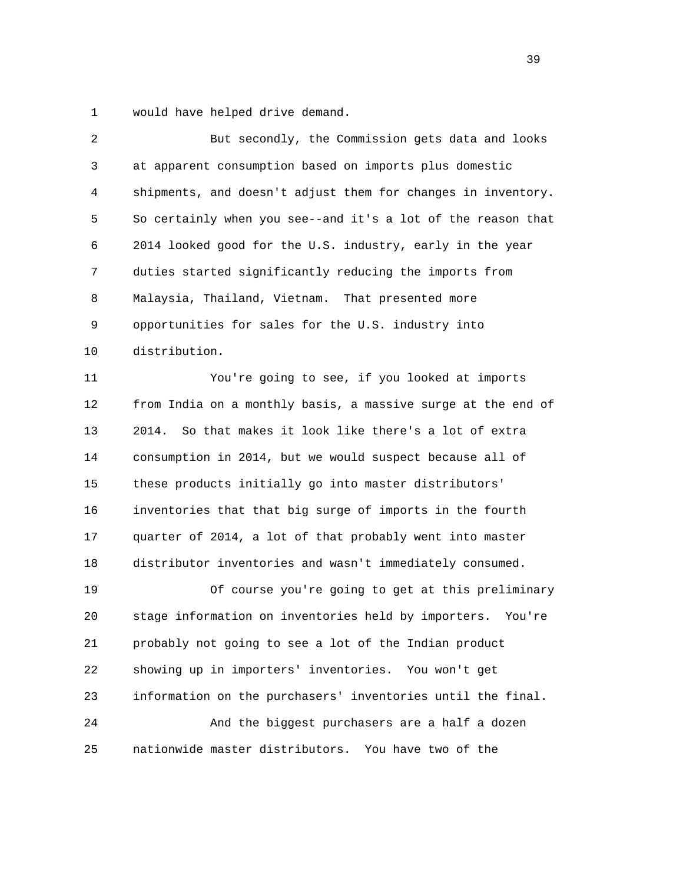would have helped drive demand.

But secondly, the Commission gets data and looks at apparent consumption based on imports plus domestic shipments, and doesn't adjust them for changes in inventory. So certainly when you see--and it's a lot of the reason that 2014 looked good for the U.S. industry, early in the year duties started significantly reducing the imports from Malaysia, Thailand, Vietnam. That presented more opportunities for sales for the U.S. industry into distribution.

You're going to see, if you looked at imports from India on a monthly basis, a massive surge at the end of 2014. So that makes it look like there's a lot of extra consumption in 2014, but we would suspect because all of these products initially go into master distributors' inventories that that big surge of imports in the fourth quarter of 2014, a lot of that probably went into master distributor inventories and wasn't immediately consumed.

Of course you're going to get at this preliminary stage information on inventories held by importers. You're probably not going to see a lot of the Indian product showing up in importers' inventories. You won't get information on the purchasers' inventories until the final.

And the biggest purchasers are a half a dozen nationwide master distributors. You have two of the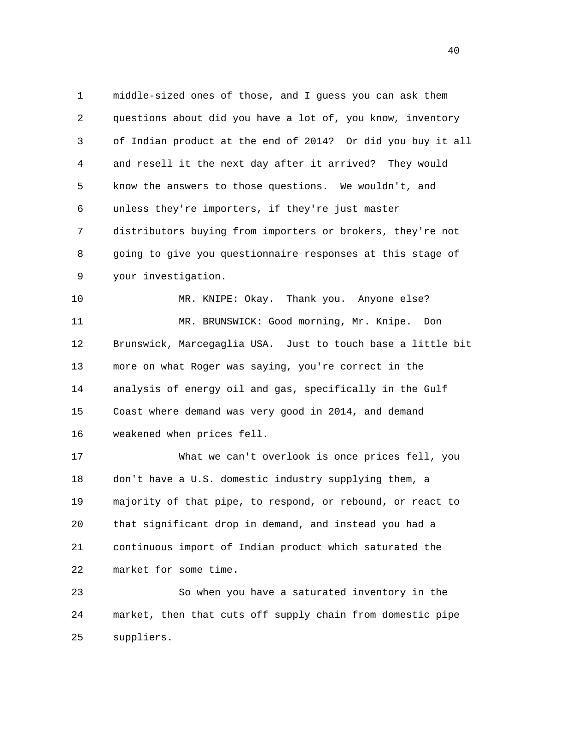middle-sized ones of those, and I guess you can ask them questions about did you have a lot of, you know, inventory of Indian product at the end of 2014? Or did you buy it all and resell it the next day after it arrived? They would know the answers to those questions. We wouldn't, and unless they're importers, if they're just master distributors buying from importers or brokers, they're not going to give you questionnaire responses at this stage of your investigation.

MR. KNIPE: Okay. Thank you. Anyone else?

MR. BRUNSWICK: Good morning, Mr. Knipe. Don Brunswick, Marcegaglia USA. Just to touch base a little bit more on what Roger was saying, you're correct in the analysis of energy oil and gas, specifically in the Gulf Coast where demand was very good in 2014, and demand weakened when prices fell.

What we can't overlook is once prices fell, you don't have a U.S. domestic industry supplying them, a majority of that pipe, to respond, or rebound, or react to that significant drop in demand, and instead you had a continuous import of Indian product which saturated the market for some time.

So when you have a saturated inventory in the market, then that cuts off supply chain from domestic pipe suppliers.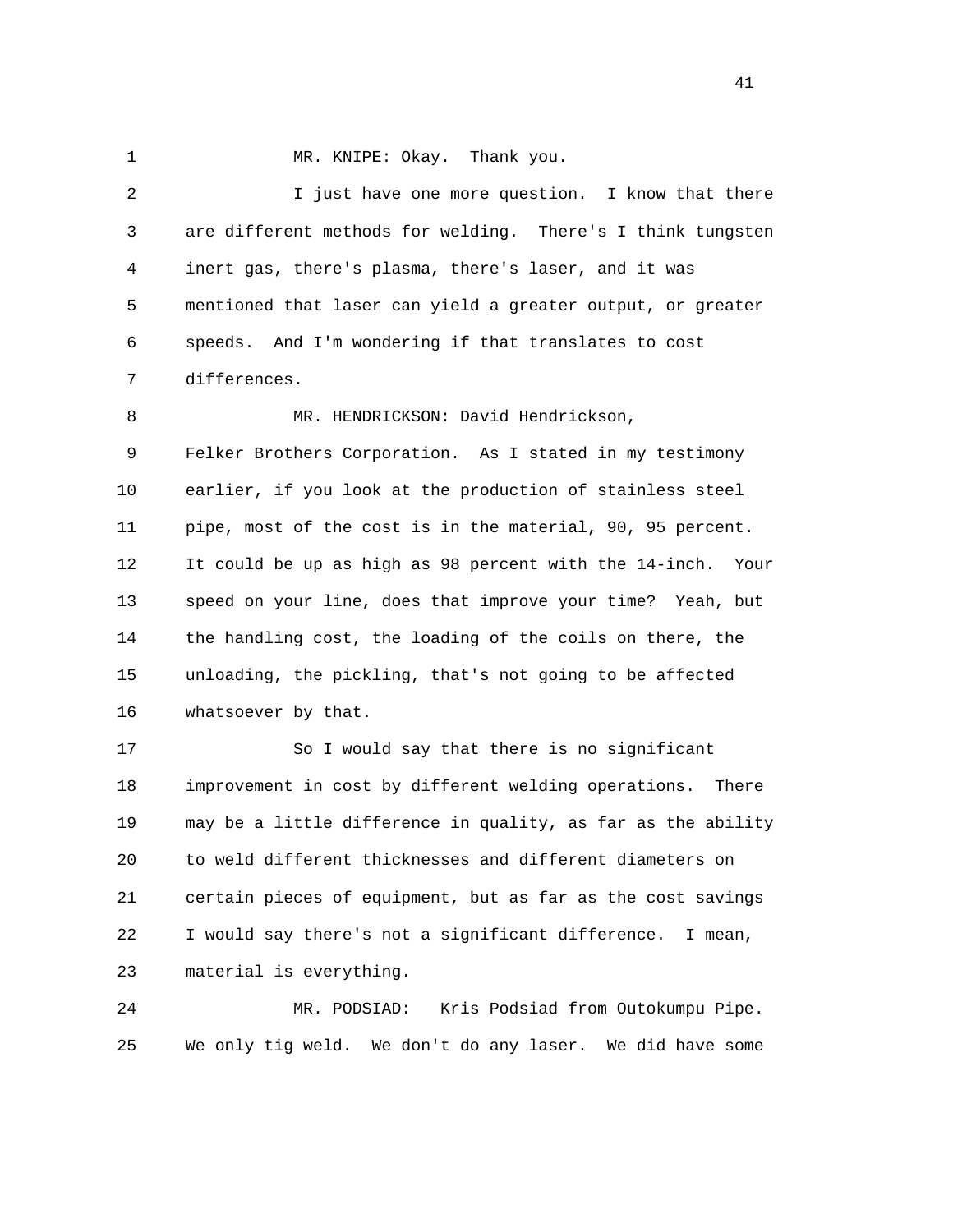MR. KNIPE: Okay. Thank you.

I just have one more question. I know that there are different methods for welding. There's I think tungsten inert gas, there's plasma, there's laser, and it was mentioned that laser can yield a greater output, or greater speeds. And I'm wondering if that translates to cost differences.

MR. HENDRICKSON: David Hendrickson, Felker Brothers Corporation. As I stated in my testimony earlier, if you look at the production of stainless steel pipe, most of the cost is in the material, 90, 95 percent. It could be up as high as 98 percent with the 14-inch. Your speed on your line, does that improve your time? Yeah, but the handling cost, the loading of the coils on there, the unloading, the pickling, that's not going to be affected whatsoever by that.

So I would say that there is no significant improvement in cost by different welding operations. There may be a little difference in quality, as far as the ability to weld different thicknesses and different diameters on certain pieces of equipment, but as far as the cost savings I would say there's not a significant difference. I mean, material is everything.

MR. PODSIAD: Kris Podsiad from Outokumpu Pipe. We only tig weld. We don't do any laser. We did have some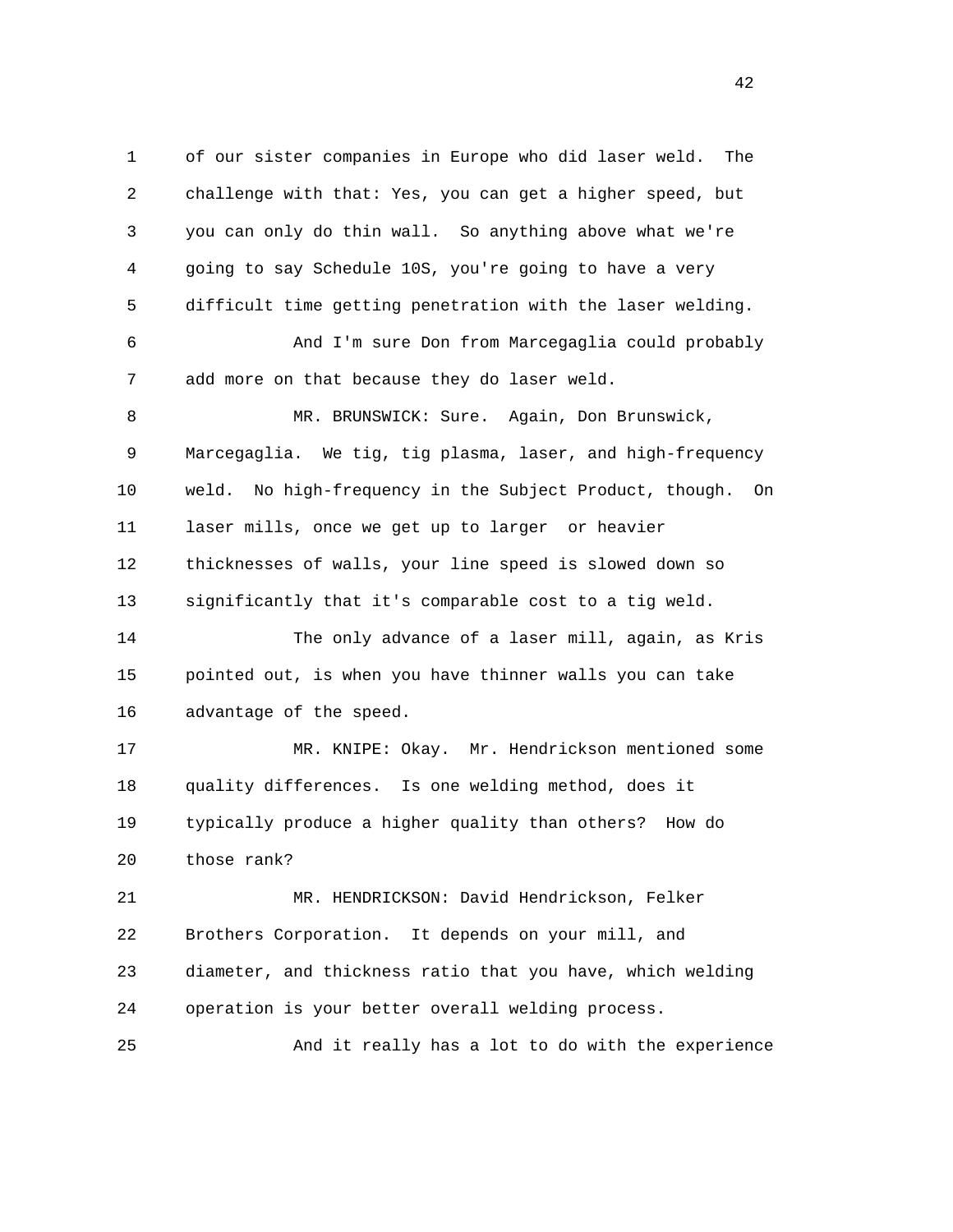of our sister companies in Europe who did laser weld. The challenge with that: Yes, you can get a higher speed, but you can only do thin wall. So anything above what we're going to say Schedule 10S, you're going to have a very difficult time getting penetration with the laser welding.

And I'm sure Don from Marcegaglia could probably add more on that because they do laser weld.

MR. BRUNSWICK: Sure. Again, Don Brunswick, Marcegaglia. We tig, tig plasma, laser, and high-frequency weld. No high-frequency in the Subject Product, though. On laser mills, once we get up to larger or heavier thicknesses of walls, your line speed is slowed down so significantly that it's comparable cost to a tig weld.

The only advance of a laser mill, again, as Kris pointed out, is when you have thinner walls you can take advantage of the speed.

MR. KNIPE: Okay. Mr. Hendrickson mentioned some quality differences. Is one welding method, does it typically produce a higher quality than others? How do those rank?

MR. HENDRICKSON: David Hendrickson, Felker Brothers Corporation. It depends on your mill, and diameter, and thickness ratio that you have, which welding operation is your better overall welding process.

And it really has a lot to do with the experience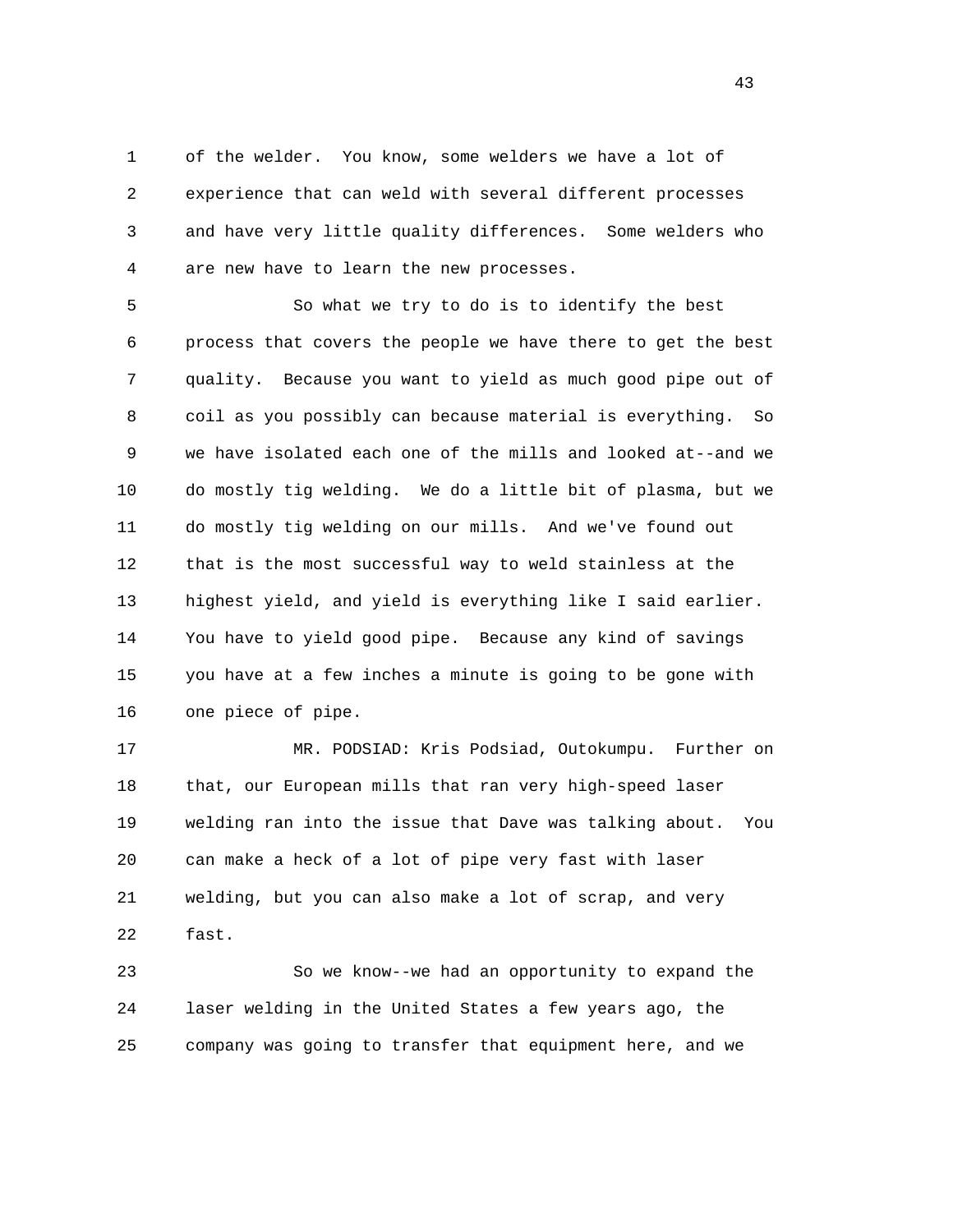of the welder. You know, some welders we have a lot of experience that can weld with several different processes and have very little quality differences. Some welders who are new have to learn the new processes.

So what we try to do is to identify the best process that covers the people we have there to get the best quality. Because you want to yield as much good pipe out of coil as you possibly can because material is everything. So we have isolated each one of the mills and looked at--and we do mostly tig welding. We do a little bit of plasma, but we do mostly tig welding on our mills. And we've found out that is the most successful way to weld stainless at the highest yield, and yield is everything like I said earlier. You have to yield good pipe. Because any kind of savings you have at a few inches a minute is going to be gone with one piece of pipe.

MR. PODSIAD: Kris Podsiad, Outokumpu. Further on that, our European mills that ran very high-speed laser welding ran into the issue that Dave was talking about. You can make a heck of a lot of pipe very fast with laser welding, but you can also make a lot of scrap, and very fast.

So we know--we had an opportunity to expand the laser welding in the United States a few years ago, the company was going to transfer that equipment here, and we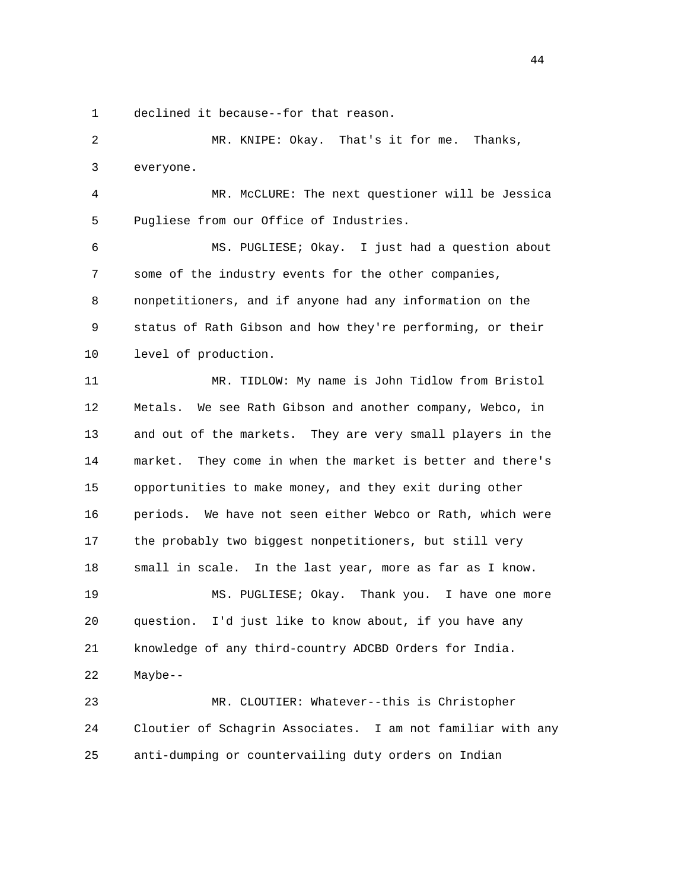declined it because--for that reason.

MR. KNIPE: Okay. That's it for me. Thanks, everyone.

MR. McCLURE: The next questioner will be Jessica Pugliese from our Office of Industries.

MS. PUGLIESE; Okay. I just had a question about some of the industry events for the other companies, nonpetitioners, and if anyone had any information on the status of Rath Gibson and how they're performing, or their level of production.

MR. TIDLOW: My name is John Tidlow from Bristol Metals. We see Rath Gibson and another company, Webco, in and out of the markets. They are very small players in the market. They come in when the market is better and there's opportunities to make money, and they exit during other periods. We have not seen either Webco or Rath, which were the probably two biggest nonpetitioners, but still very small in scale. In the last year, more as far as I know.

MS. PUGLIESE; Okay. Thank you. I have one more question. I'd just like to know about, if you have any knowledge of any third-country ADCBD Orders for India. Maybe--

MR. CLOUTIER: Whatever--this is Christopher Cloutier of Schagrin Associates. I am not familiar with any anti-dumping or countervailing duty orders on Indian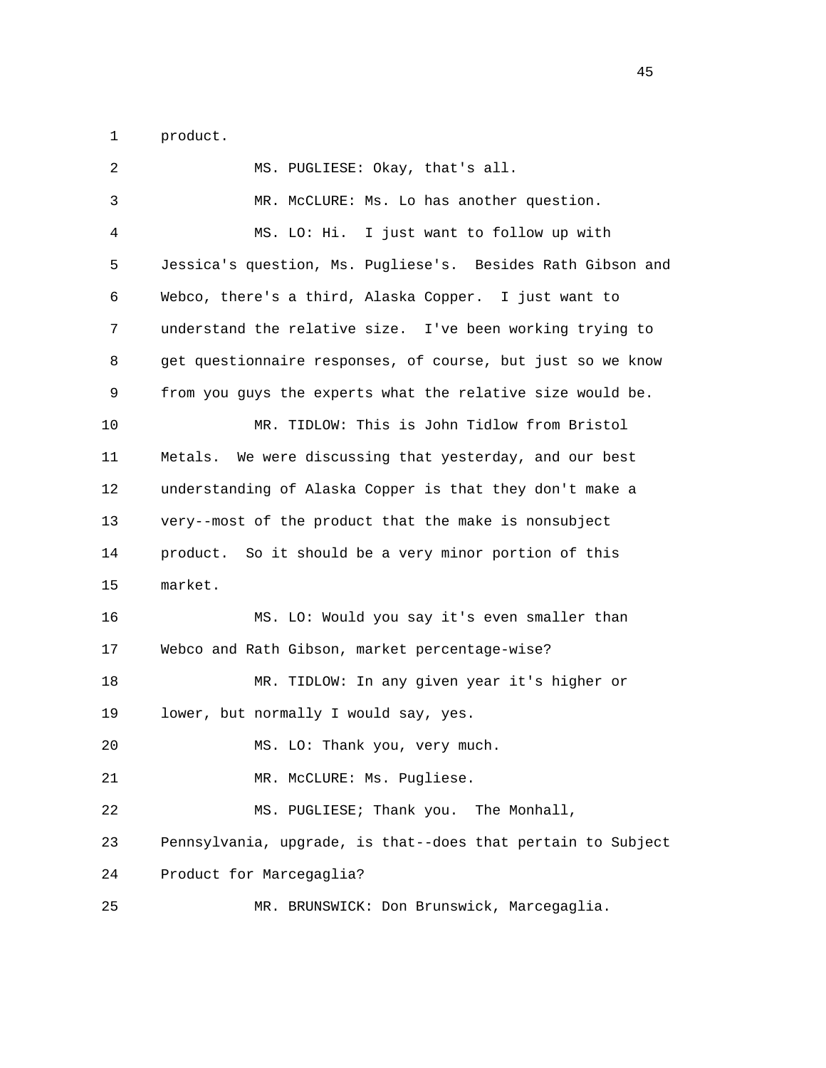product.

MS. PUGLIESE: Okay, that's all.

MR. McCLURE: Ms. Lo has another question.

MS. LO: Hi. I just want to follow up with Jessica's question, Ms. Pugliese's. Besides Rath Gibson and Webco, there's a third, Alaska Copper. I just want to understand the relative size. I've been working trying to get questionnaire responses, of course, but just so we know from you guys the experts what the relative size would be.

MR. TIDLOW: This is John Tidlow from Bristol Metals. We were discussing that yesterday, and our best understanding of Alaska Copper is that they don't make a very--most of the product that the make is nonsubject product. So it should be a very minor portion of this market.

MS. LO: Would you say it's even smaller than Webco and Rath Gibson, market percentage-wise?

MR. TIDLOW: In any given year it's higher or lower, but normally I would say, yes.

MS. LO: Thank you, very much.

MR. McCLURE: Ms. Pugliese.

MS. PUGLIESE; Thank you. The Monhall, Pennsylvania, upgrade, is that--does that pertain to Subject Product for Marcegaglia?

MR. BRUNSWICK: Don Brunswick, Marcegaglia.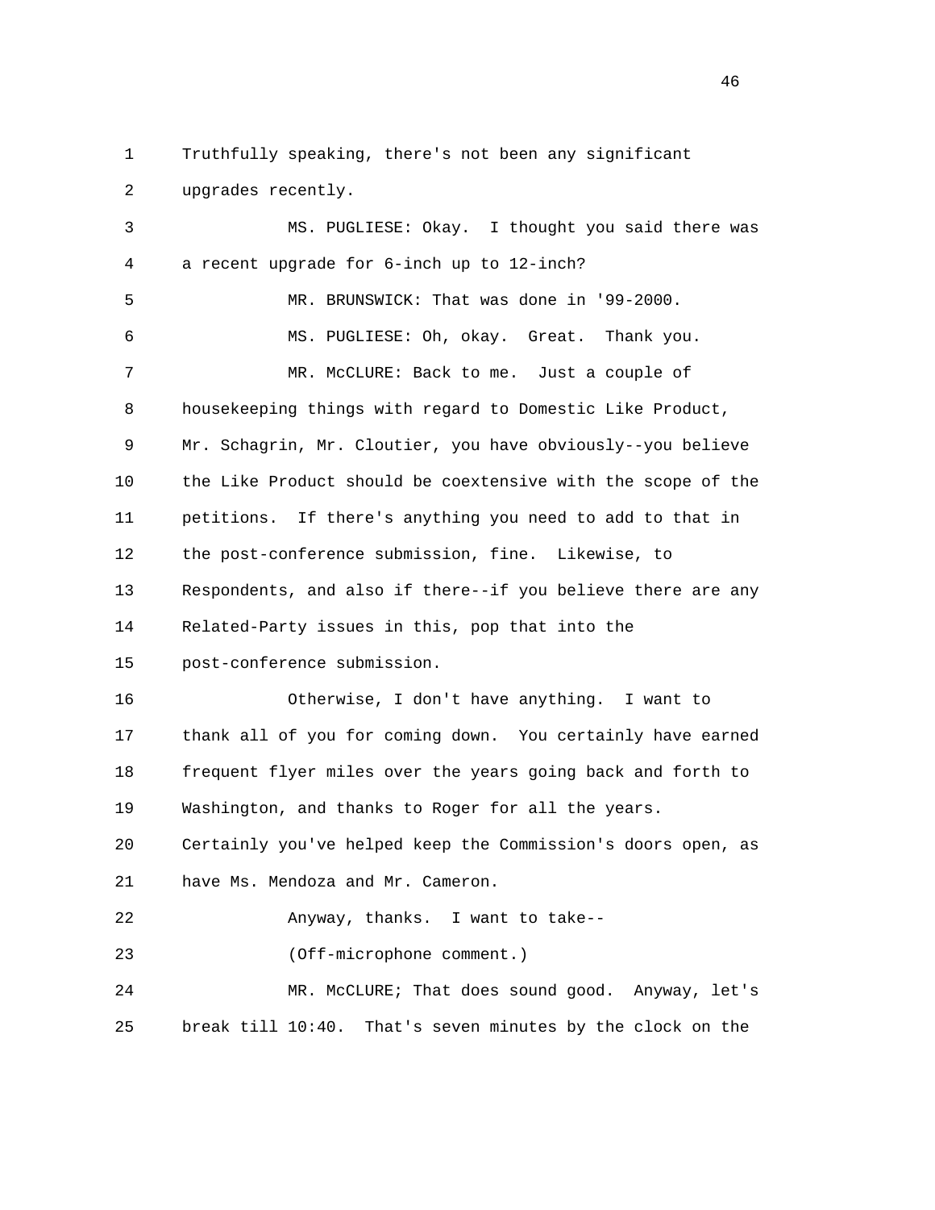Truthfully speaking, there's not been any significant upgrades recently.

MS. PUGLIESE: Okay. I thought you said there was a recent upgrade for 6-inch up to 12-inch?

MR. BRUNSWICK: That was done in '99-2000.

MS. PUGLIESE: Oh, okay. Great. Thank you.

MR. McCLURE: Back to me. Just a couple of housekeeping things with regard to Domestic Like Product, Mr. Schagrin, Mr. Cloutier, you have obviously--you believe the Like Product should be coextensive with the scope of the petitions. If there's anything you need to add to that in the post-conference submission, fine. Likewise, to Respondents, and also if there--if you believe there are any Related-Party issues in this, pop that into the post-conference submission.

Otherwise, I don't have anything. I want to thank all of you for coming down. You certainly have earned frequent flyer miles over the years going back and forth to Washington, and thanks to Roger for all the years. Certainly you've helped keep the Commission's doors open, as have Ms. Mendoza and Mr. Cameron.

Anyway, thanks. I want to take--

(Off-microphone comment.)

MR. McCLURE; That does sound good. Anyway, let's break till 10:40. That's seven minutes by the clock on the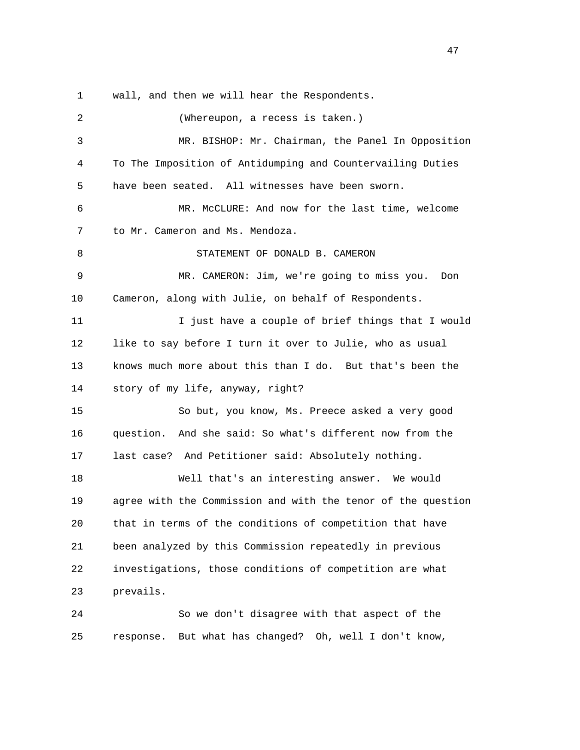wall, and then we will hear the Respondents.

(Whereupon, a recess is taken.)

MR. BISHOP: Mr. Chairman, the Panel In Opposition To The Imposition of Antidumping and Countervailing Duties have been seated. All witnesses have been sworn.

MR. McCLURE: And now for the last time, welcome to Mr. Cameron and Ms. Mendoza.

STATEMENT OF DONALD B. CAMERON

MR. CAMERON: Jim, we're going to miss you. Don Cameron, along with Julie, on behalf of Respondents.

I just have a couple of brief things that I would like to say before I turn it over to Julie, who as usual knows much more about this than I do. But that's been the story of my life, anyway, right?

So but, you know, Ms. Preece asked a very good question. And she said: So what's different now from the last case? And Petitioner said: Absolutely nothing.

Well that's an interesting answer. We would agree with the Commission and with the tenor of the question that in terms of the conditions of competition that have been analyzed by this Commission repeatedly in previous investigations, those conditions of competition are what prevails.

So we don't disagree with that aspect of the response. But what has changed? Oh, well I don't know,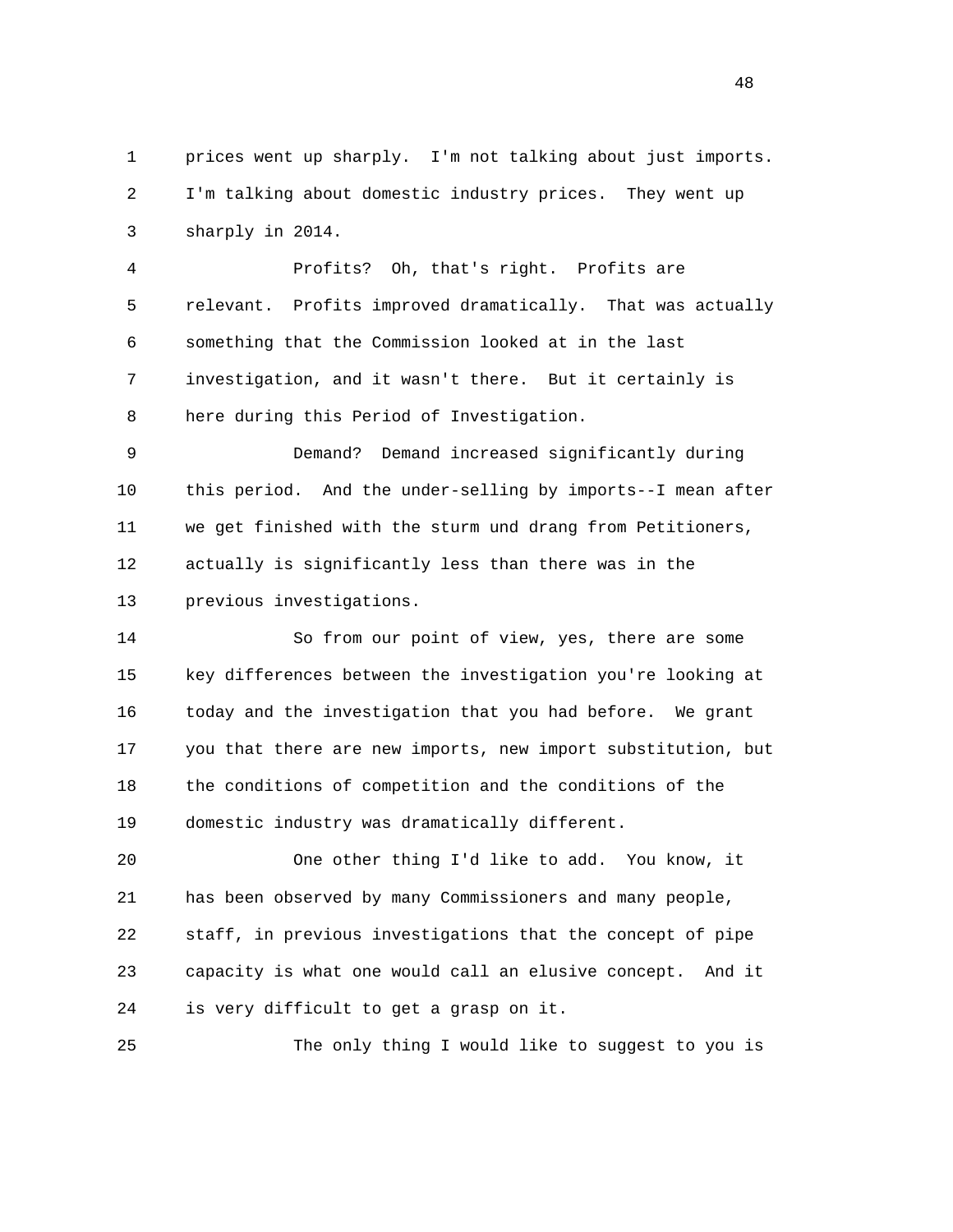prices went up sharply. I'm not talking about just imports. I'm talking about domestic industry prices. They went up sharply in 2014.

Profits? Oh, that's right. Profits are relevant. Profits improved dramatically. That was actually something that the Commission looked at in the last investigation, and it wasn't there. But it certainly is here during this Period of Investigation.

Demand? Demand increased significantly during this period. And the under-selling by imports--I mean after we get finished with the sturm und drang from Petitioners, actually is significantly less than there was in the previous investigations.

So from our point of view, yes, there are some key differences between the investigation you're looking at today and the investigation that you had before. We grant you that there are new imports, new import substitution, but the conditions of competition and the conditions of the domestic industry was dramatically different.

One other thing I'd like to add. You know, it has been observed by many Commissioners and many people, staff, in previous investigations that the concept of pipe capacity is what one would call an elusive concept. And it is very difficult to get a grasp on it.

The only thing I would like to suggest to you is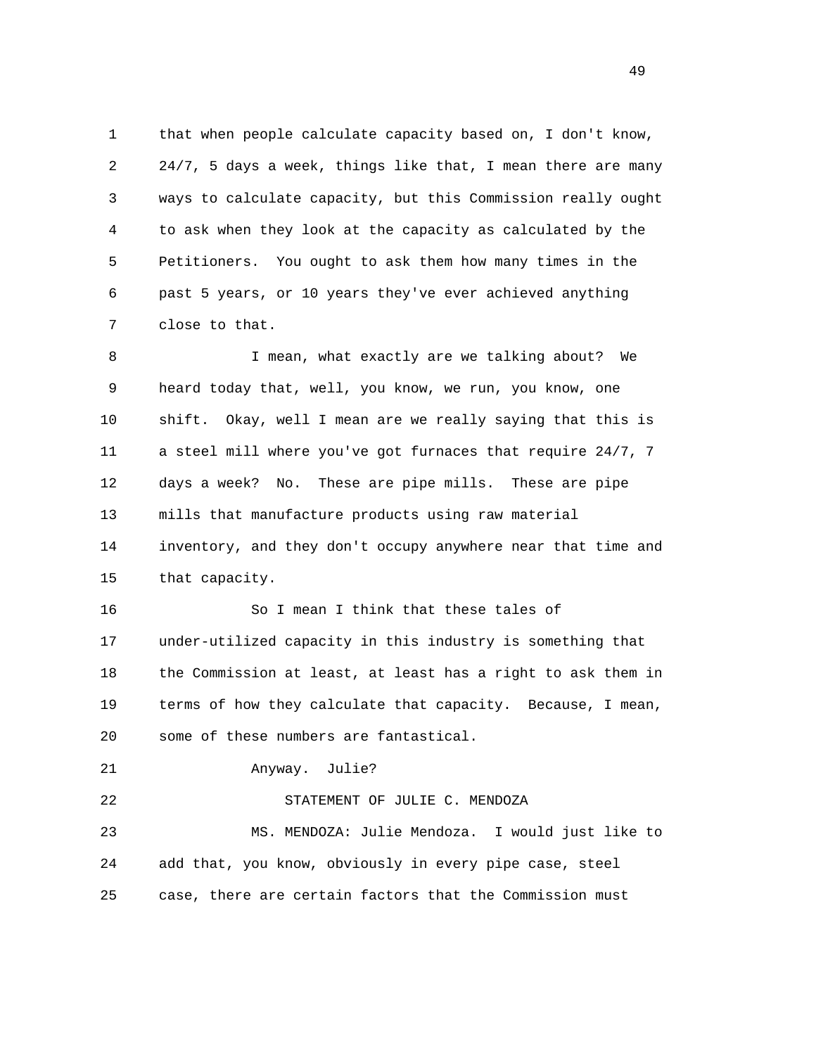that when people calculate capacity based on, I don't know, 24/7, 5 days a week, things like that, I mean there are many ways to calculate capacity, but this Commission really ought to ask when they look at the capacity as calculated by the Petitioners. You ought to ask them how many times in the past 5 years, or 10 years they've ever achieved anything close to that.

I mean, what exactly are we talking about? We heard today that, well, you know, we run, you know, one shift. Okay, well I mean are we really saying that this is a steel mill where you've got furnaces that require 24/7, 7 days a week? No. These are pipe mills. These are pipe mills that manufacture products using raw material inventory, and they don't occupy anywhere near that time and that capacity.

So I mean I think that these tales of under-utilized capacity in this industry is something that the Commission at least, at least has a right to ask them in terms of how they calculate that capacity. Because, I mean, some of these numbers are fantastical.

Anyway. Julie?

STATEMENT OF JULIE C. MENDOZA

MS. MENDOZA: Julie Mendoza. I would just like to add that, you know, obviously in every pipe case, steel case, there are certain factors that the Commission must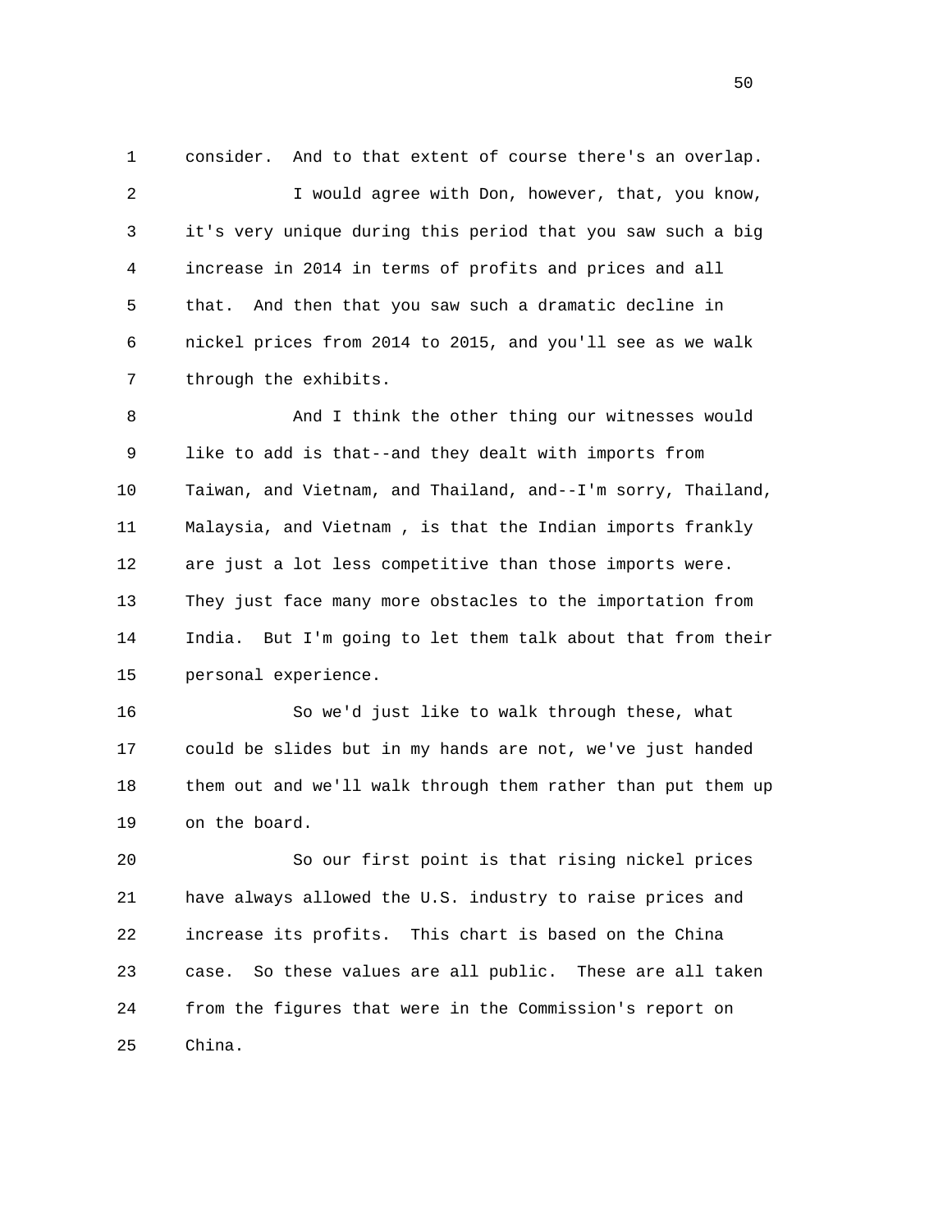consider. And to that extent of course there's an overlap.

I would agree with Don, however, that, you know, it's very unique during this period that you saw such a big increase in 2014 in terms of profits and prices and all that. And then that you saw such a dramatic decline in nickel prices from 2014 to 2015, and you'll see as we walk through the exhibits.

And I think the other thing our witnesses would like to add is that--and they dealt with imports from Taiwan, and Vietnam, and Thailand, and--I'm sorry, Thailand, Malaysia, and Vietnam , is that the Indian imports frankly are just a lot less competitive than those imports were. They just face many more obstacles to the importation from India. But I'm going to let them talk about that from their personal experience.

So we'd just like to walk through these, what could be slides but in my hands are not, we've just handed them out and we'll walk through them rather than put them up on the board.

So our first point is that rising nickel prices have always allowed the U.S. industry to raise prices and increase its profits. This chart is based on the China case. So these values are all public. These are all taken from the figures that were in the Commission's report on China.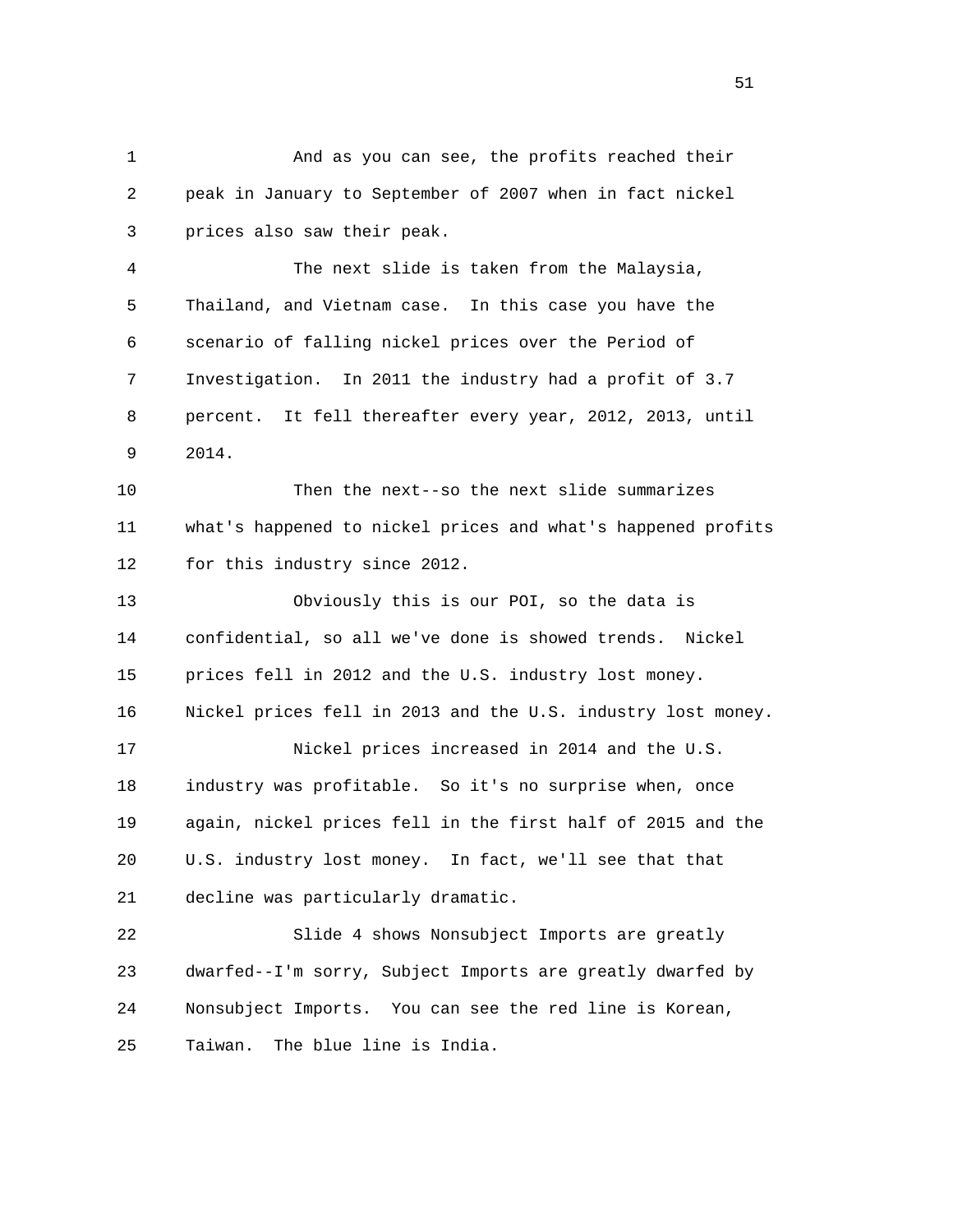And as you can see, the profits reached their peak in January to September of 2007 when in fact nickel prices also saw their peak.

The next slide is taken from the Malaysia, Thailand, and Vietnam case. In this case you have the scenario of falling nickel prices over the Period of Investigation. In 2011 the industry had a profit of 3.7 percent. It fell thereafter every year, 2012, 2013, until 2014.

Then the next--so the next slide summarizes what's happened to nickel prices and what's happened profits for this industry since 2012.

Obviously this is our POI, so the data is confidential, so all we've done is showed trends. Nickel prices fell in 2012 and the U.S. industry lost money. Nickel prices fell in 2013 and the U.S. industry lost money.

Nickel prices increased in 2014 and the U.S. industry was profitable. So it's no surprise when, once again, nickel prices fell in the first half of 2015 and the U.S. industry lost money. In fact, we'll see that that decline was particularly dramatic.

Slide 4 shows Nonsubject Imports are greatly dwarfed--I'm sorry, Subject Imports are greatly dwarfed by Nonsubject Imports. You can see the red line is Korean, Taiwan. The blue line is India.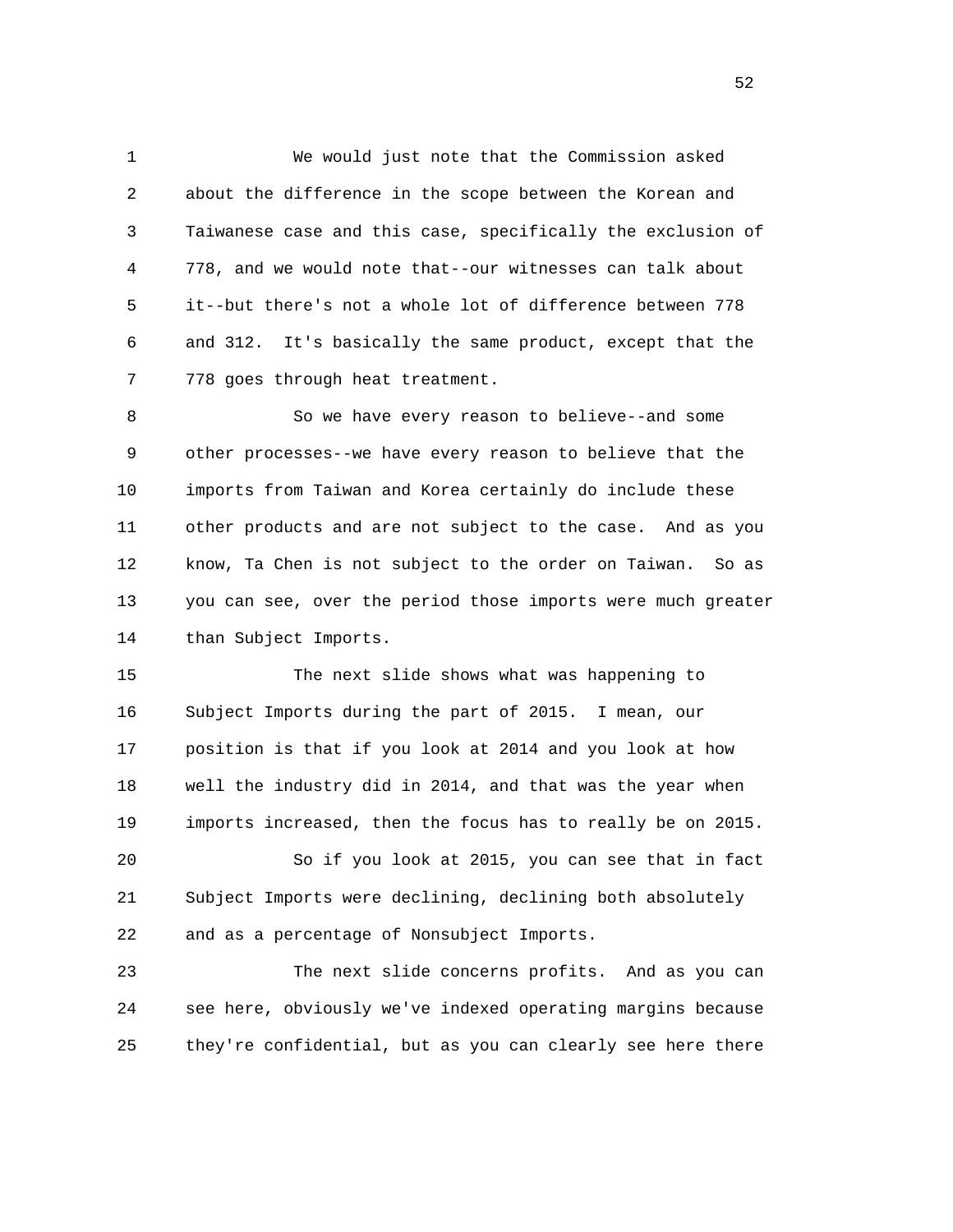We would just note that the Commission asked about the difference in the scope between the Korean and Taiwanese case and this case, specifically the exclusion of 778, and we would note that--our witnesses can talk about it--but there's not a whole lot of difference between 778 and 312. It's basically the same product, except that the 778 goes through heat treatment.

So we have every reason to believe--and some other processes--we have every reason to believe that the imports from Taiwan and Korea certainly do include these other products and are not subject to the case. And as you know, Ta Chen is not subject to the order on Taiwan. So as you can see, over the period those imports were much greater than Subject Imports.

The next slide shows what was happening to Subject Imports during the part of 2015. I mean, our position is that if you look at 2014 and you look at how well the industry did in 2014, and that was the year when imports increased, then the focus has to really be on 2015.

So if you look at 2015, you can see that in fact Subject Imports were declining, declining both absolutely and as a percentage of Nonsubject Imports.

The next slide concerns profits. And as you can see here, obviously we've indexed operating margins because they're confidential, but as you can clearly see here there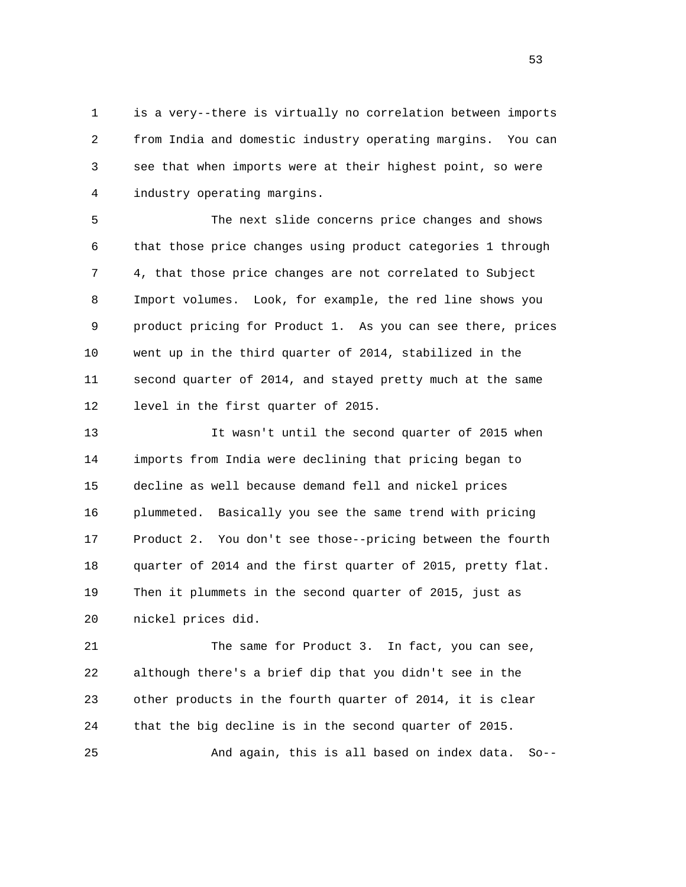is a very--there is virtually no correlation between imports from India and domestic industry operating margins. You can see that when imports were at their highest point, so were industry operating margins.

The next slide concerns price changes and shows that those price changes using product categories 1 through 4, that those price changes are not correlated to Subject Import volumes. Look, for example, the red line shows you product pricing for Product 1. As you can see there, prices went up in the third quarter of 2014, stabilized in the second quarter of 2014, and stayed pretty much at the same level in the first quarter of 2015.

It wasn't until the second quarter of 2015 when imports from India were declining that pricing began to decline as well because demand fell and nickel prices plummeted. Basically you see the same trend with pricing Product 2. You don't see those--pricing between the fourth quarter of 2014 and the first quarter of 2015, pretty flat. Then it plummets in the second quarter of 2015, just as nickel prices did.

The same for Product 3. In fact, you can see, although there's a brief dip that you didn't see in the other products in the fourth quarter of 2014, it is clear that the big decline is in the second quarter of 2015.

And again, this is all based on index data. So--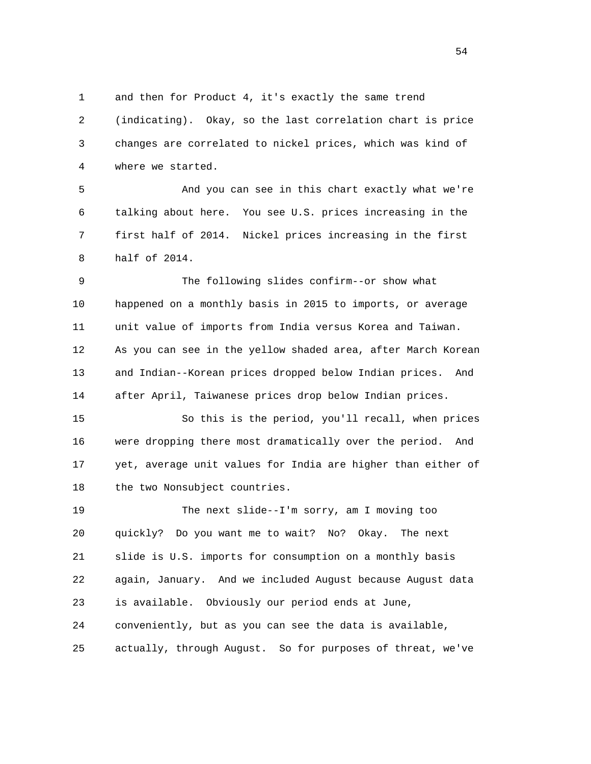and then for Product 4, it's exactly the same trend (indicating). Okay, so the last correlation chart is price changes are correlated to nickel prices, which was kind of where we started.

And you can see in this chart exactly what we're talking about here. You see U.S. prices increasing in the first half of 2014. Nickel prices increasing in the first half of 2014.

The following slides confirm--or show what happened on a monthly basis in 2015 to imports, or average unit value of imports from India versus Korea and Taiwan. As you can see in the yellow shaded area, after March Korean and Indian--Korean prices dropped below Indian prices. And after April, Taiwanese prices drop below Indian prices.

So this is the period, you'll recall, when prices were dropping there most dramatically over the period. And yet, average unit values for India are higher than either of the two Nonsubject countries.

The next slide--I'm sorry, am I moving too quickly? Do you want me to wait? No? Okay. The next slide is U.S. imports for consumption on a monthly basis again, January. And we included August because August data is available. Obviously our period ends at June, conveniently, but as you can see the data is available, actually, through August. So for purposes of threat, we've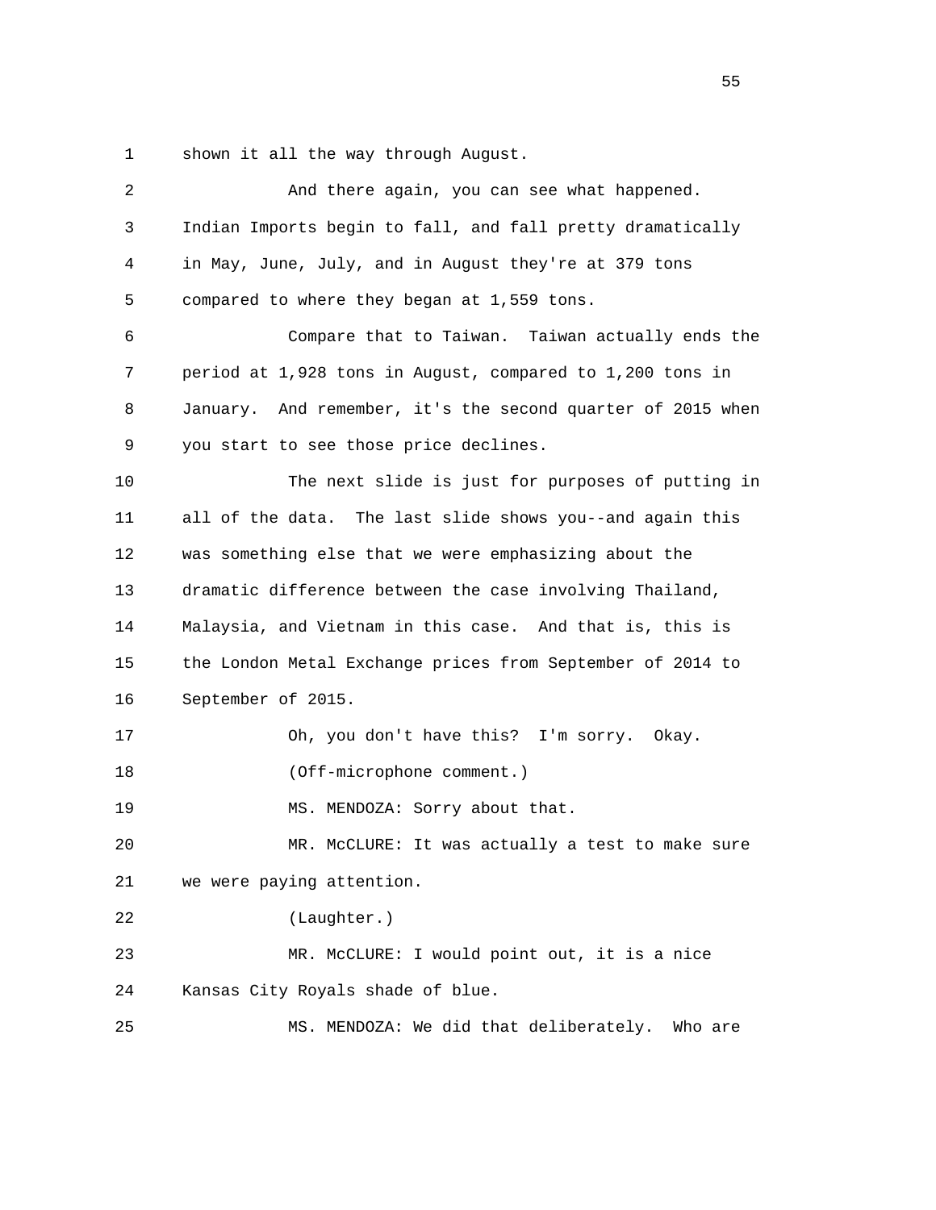1 shown it all the way through August.

2 And there again, you can see what happened.
3 Indian Imports begin to fall, and fall pretty dramatically
4 in May, June, July, and in August they're at 379 tons
5 compared to where they began at 1,559 tons.

6 Compare that to Taiwan. Taiwan actually ends the
7 period at 1,928 tons in August, compared to 1,200 tons in
8 January. And remember, it's the second quarter of 2015 when
9 you start to see those price declines.

10 The next slide is just for purposes of putting in
11 all of the data. The last slide shows you--and again this
12 was something else that we were emphasizing about the
13 dramatic difference between the case involving Thailand,
14 Malaysia, and Vietnam in this case. And that is, this is
15 the London Metal Exchange prices from September of 2014 to
16 September of 2015.

17 Oh, you don't have this? I'm sorry. Okay.

18 (Off-microphone comment.)

19 MS. MENDOZA: Sorry about that.

20 MR. McCLURE: It was actually a test to make sure
21 we were paying attention.

22 (Laughter.)

23 MR. McCLURE: I would point out, it is a nice
24 Kansas City Royals shade of blue.

25 MS. MENDOZA: We did that deliberately. Who are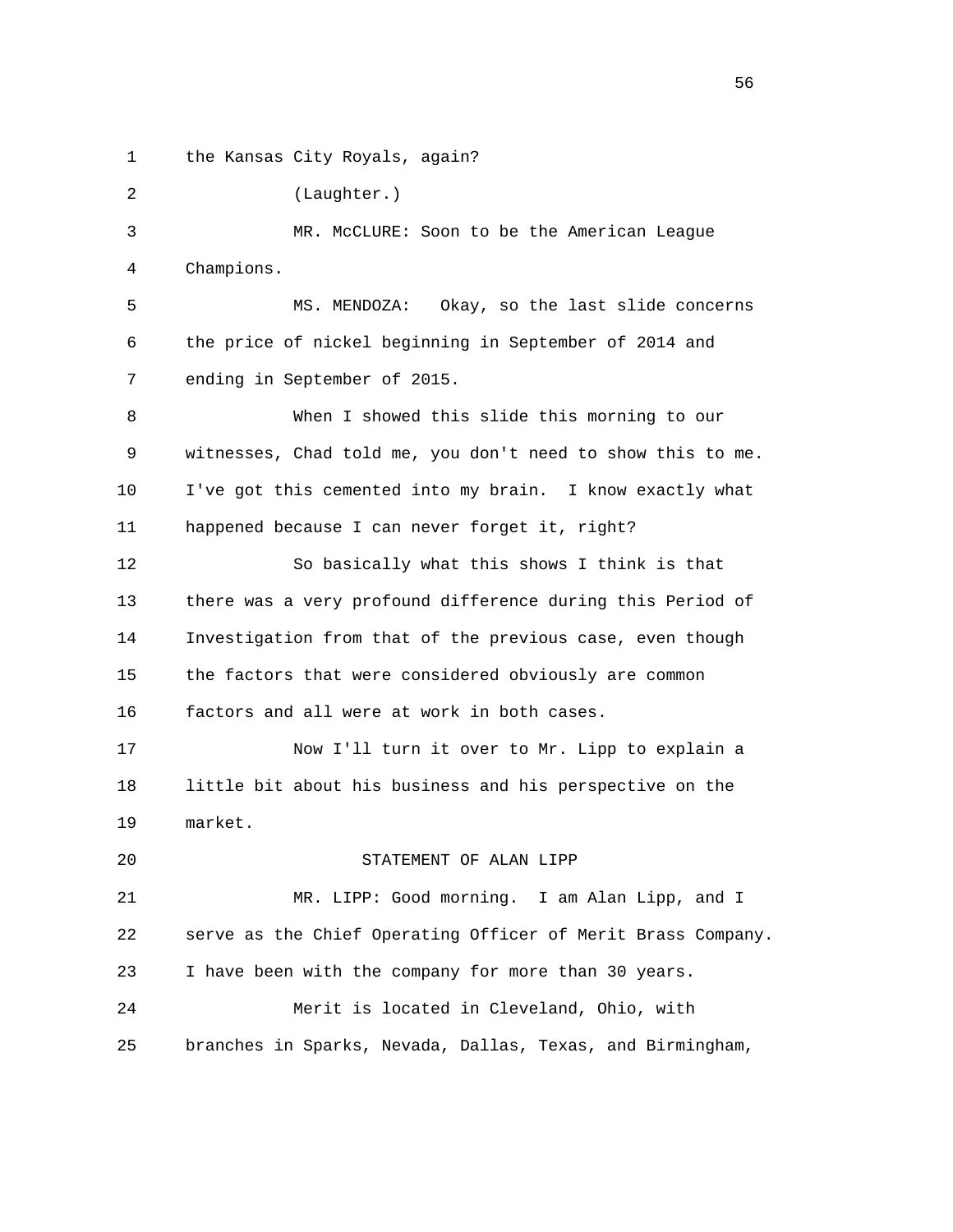the Kansas City Royals, again?

(Laughter.)

MR. McCLURE: Soon to be the American League Champions.

MS. MENDOZA: Okay, so the last slide concerns the price of nickel beginning in September of 2014 and ending in September of 2015.

When I showed this slide this morning to our witnesses, Chad told me, you don't need to show this to me. I've got this cemented into my brain. I know exactly what happened because I can never forget it, right?

So basically what this shows I think is that there was a very profound difference during this Period of Investigation from that of the previous case, even though the factors that were considered obviously are common factors and all were at work in both cases.

Now I'll turn it over to Mr. Lipp to explain a little bit about his business and his perspective on the market.

STATEMENT OF ALAN LIPP

MR. LIPP: Good morning. I am Alan Lipp, and I serve as the Chief Operating Officer of Merit Brass Company. I have been with the company for more than 30 years.

Merit is located in Cleveland, Ohio, with branches in Sparks, Nevada, Dallas, Texas, and Birmingham,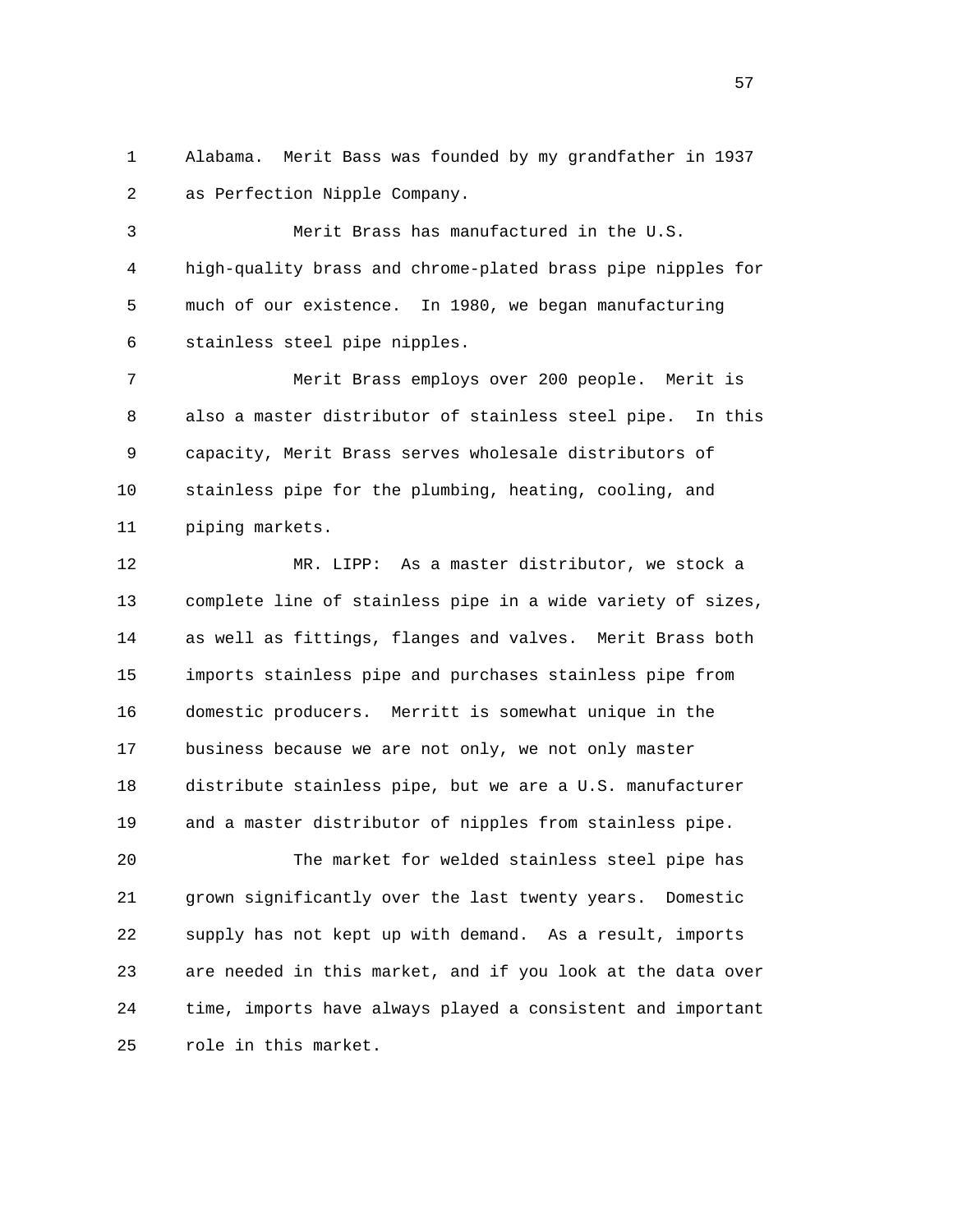Alabama. Merit Bass was founded by my grandfather in 1937 as Perfection Nipple Company.

Merit Brass has manufactured in the U.S. high-quality brass and chrome-plated brass pipe nipples for much of our existence. In 1980, we began manufacturing stainless steel pipe nipples.

Merit Brass employs over 200 people. Merit is also a master distributor of stainless steel pipe. In this capacity, Merit Brass serves wholesale distributors of stainless pipe for the plumbing, heating, cooling, and piping markets.

MR. LIPP: As a master distributor, we stock a complete line of stainless pipe in a wide variety of sizes, as well as fittings, flanges and valves. Merit Brass both imports stainless pipe and purchases stainless pipe from domestic producers. Merritt is somewhat unique in the business because we are not only, we not only master distribute stainless pipe, but we are a U.S. manufacturer and a master distributor of nipples from stainless pipe.

The market for welded stainless steel pipe has grown significantly over the last twenty years. Domestic supply has not kept up with demand. As a result, imports are needed in this market, and if you look at the data over time, imports have always played a consistent and important role in this market.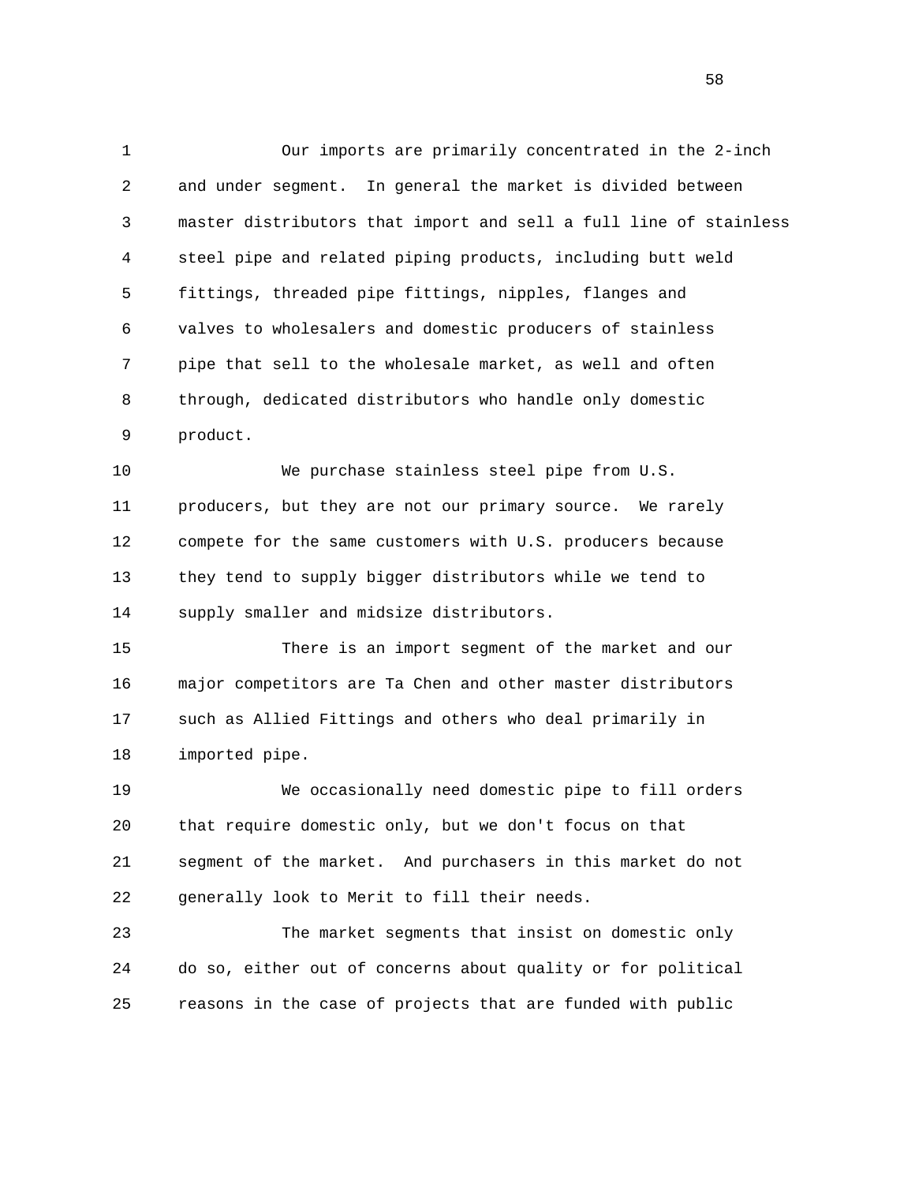Our imports are primarily concentrated in the 2-inch and under segment. In general the market is divided between master distributors that import and sell a full line of stainless steel pipe and related piping products, including butt weld fittings, threaded pipe fittings, nipples, flanges and valves to wholesalers and domestic producers of stainless pipe that sell to the wholesale market, as well and often through, dedicated distributors who handle only domestic product.

We purchase stainless steel pipe from U.S. producers, but they are not our primary source. We rarely compete for the same customers with U.S. producers because they tend to supply bigger distributors while we tend to supply smaller and midsize distributors.

There is an import segment of the market and our major competitors are Ta Chen and other master distributors such as Allied Fittings and others who deal primarily in imported pipe.

We occasionally need domestic pipe to fill orders that require domestic only, but we don't focus on that segment of the market. And purchasers in this market do not generally look to Merit to fill their needs.

The market segments that insist on domestic only do so, either out of concerns about quality or for political reasons in the case of projects that are funded with public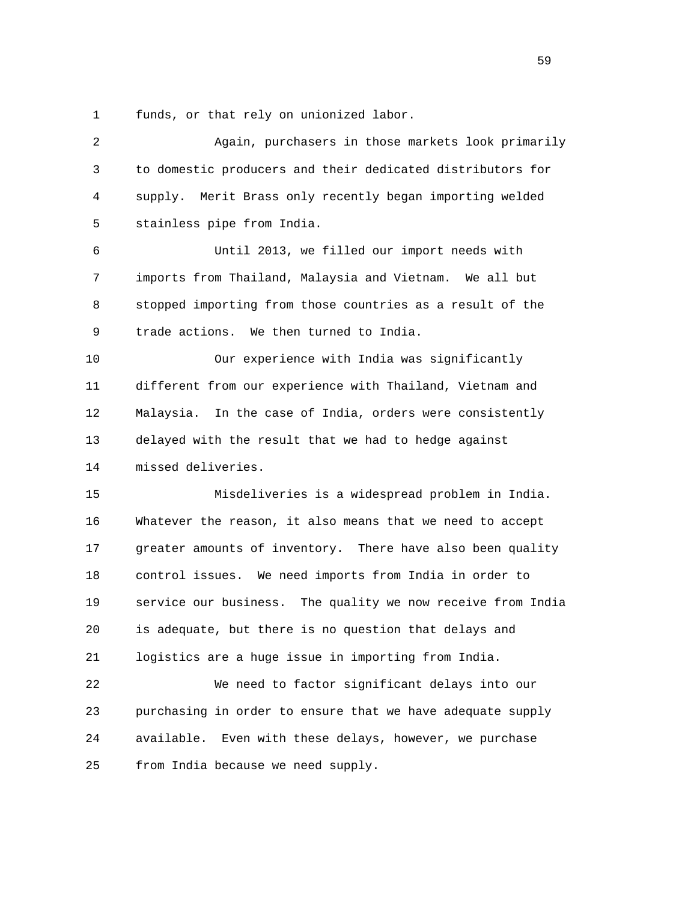funds, or that rely on unionized labor.

Again, purchasers in those markets look primarily to domestic producers and their dedicated distributors for supply. Merit Brass only recently began importing welded stainless pipe from India.

Until 2013, we filled our import needs with imports from Thailand, Malaysia and Vietnam. We all but stopped importing from those countries as a result of the trade actions. We then turned to India.

Our experience with India was significantly different from our experience with Thailand, Vietnam and Malaysia. In the case of India, orders were consistently delayed with the result that we had to hedge against missed deliveries.

Misdeliveries is a widespread problem in India. Whatever the reason, it also means that we need to accept greater amounts of inventory. There have also been quality control issues. We need imports from India in order to service our business. The quality we now receive from India is adequate, but there is no question that delays and logistics are a huge issue in importing from India.

We need to factor significant delays into our purchasing in order to ensure that we have adequate supply available. Even with these delays, however, we purchase from India because we need supply.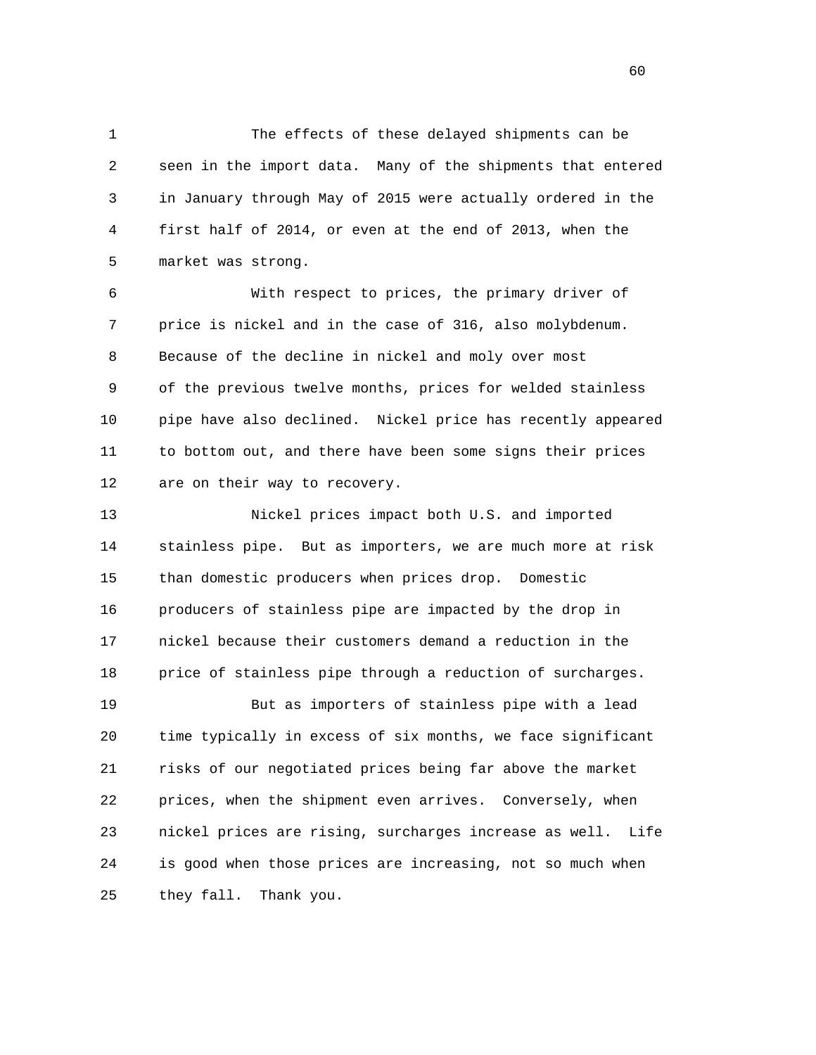The effects of these delayed shipments can be seen in the import data. Many of the shipments that entered in January through May of 2015 were actually ordered in the first half of 2014, or even at the end of 2013, when the market was strong.

With respect to prices, the primary driver of price is nickel and in the case of 316, also molybdenum. Because of the decline in nickel and moly over most of the previous twelve months, prices for welded stainless pipe have also declined. Nickel price has recently appeared to bottom out, and there have been some signs their prices are on their way to recovery.

Nickel prices impact both U.S. and imported stainless pipe. But as importers, we are much more at risk than domestic producers when prices drop. Domestic producers of stainless pipe are impacted by the drop in nickel because their customers demand a reduction in the price of stainless pipe through a reduction of surcharges.

But as importers of stainless pipe with a lead time typically in excess of six months, we face significant risks of our negotiated prices being far above the market prices, when the shipment even arrives. Conversely, when nickel prices are rising, surcharges increase as well. Life is good when those prices are increasing, not so much when they fall. Thank you.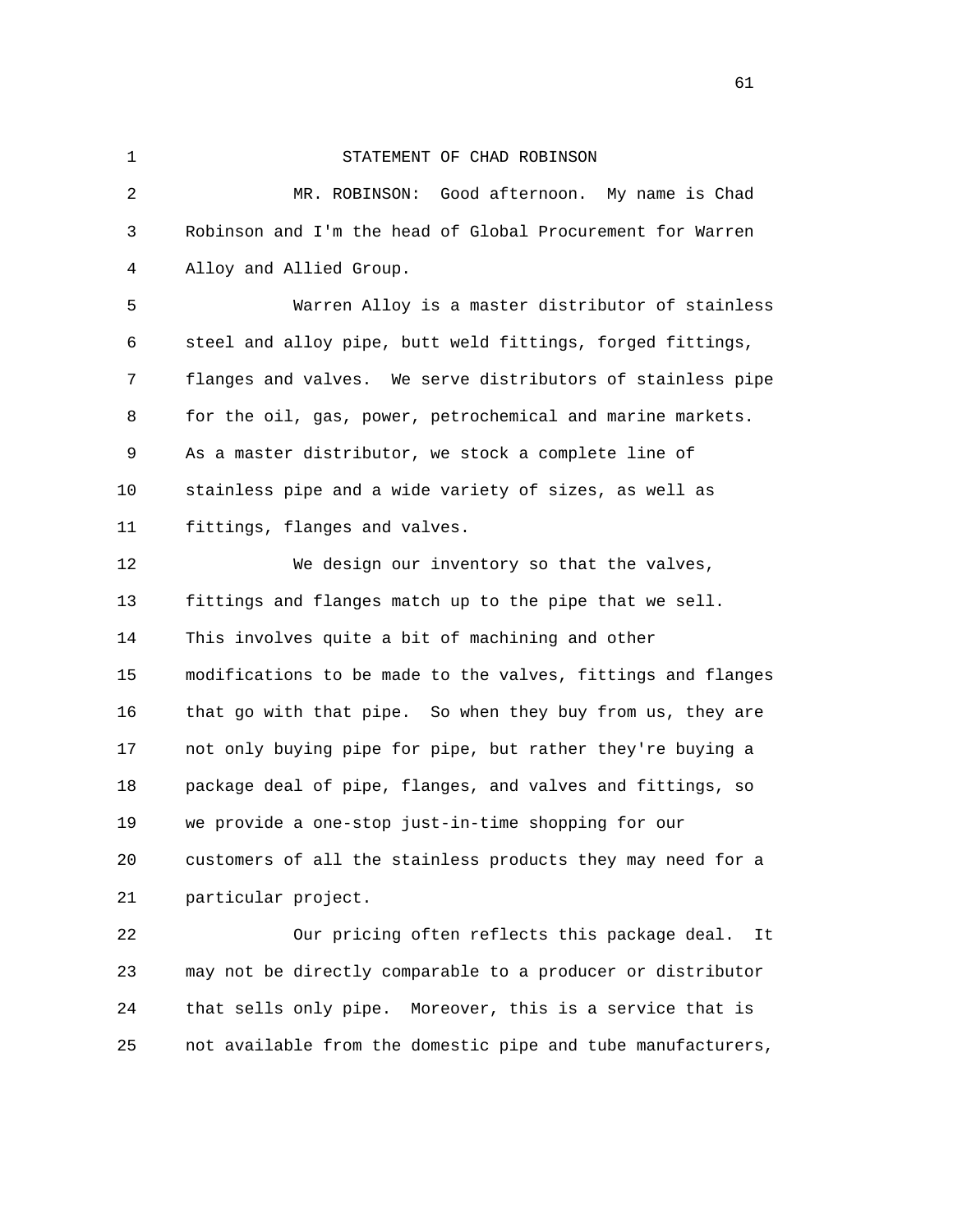STATEMENT OF CHAD ROBINSON

MR. ROBINSON: Good afternoon. My name is Chad Robinson and I'm the head of Global Procurement for Warren Alloy and Allied Group.

Warren Alloy is a master distributor of stainless steel and alloy pipe, butt weld fittings, forged fittings, flanges and valves. We serve distributors of stainless pipe for the oil, gas, power, petrochemical and marine markets. As a master distributor, we stock a complete line of stainless pipe and a wide variety of sizes, as well as fittings, flanges and valves.

We design our inventory so that the valves, fittings and flanges match up to the pipe that we sell. This involves quite a bit of machining and other modifications to be made to the valves, fittings and flanges that go with that pipe. So when they buy from us, they are not only buying pipe for pipe, but rather they're buying a package deal of pipe, flanges, and valves and fittings, so we provide a one-stop just-in-time shopping for our customers of all the stainless products they may need for a particular project.

Our pricing often reflects this package deal. It may not be directly comparable to a producer or distributor that sells only pipe. Moreover, this is a service that is not available from the domestic pipe and tube manufacturers,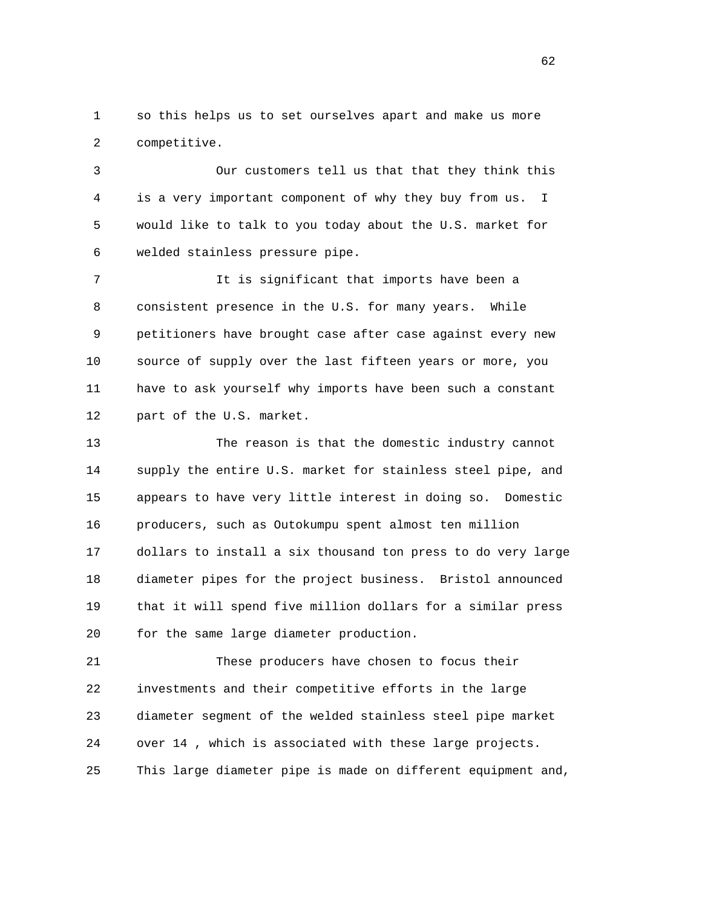so this helps us to set ourselves apart and make us more competitive.

Our customers tell us that that they think this is a very important component of why they buy from us. I would like to talk to you today about the U.S. market for welded stainless pressure pipe.

It is significant that imports have been a consistent presence in the U.S. for many years. While petitioners have brought case after case against every new source of supply over the last fifteen years or more, you have to ask yourself why imports have been such a constant part of the U.S. market.

The reason is that the domestic industry cannot supply the entire U.S. market for stainless steel pipe, and appears to have very little interest in doing so. Domestic producers, such as Outokumpu spent almost ten million dollars to install a six thousand ton press to do very large diameter pipes for the project business. Bristol announced that it will spend five million dollars for a similar press for the same large diameter production.

These producers have chosen to focus their investments and their competitive efforts in the large diameter segment of the welded stainless steel pipe market over 14 , which is associated with these large projects. This large diameter pipe is made on different equipment and,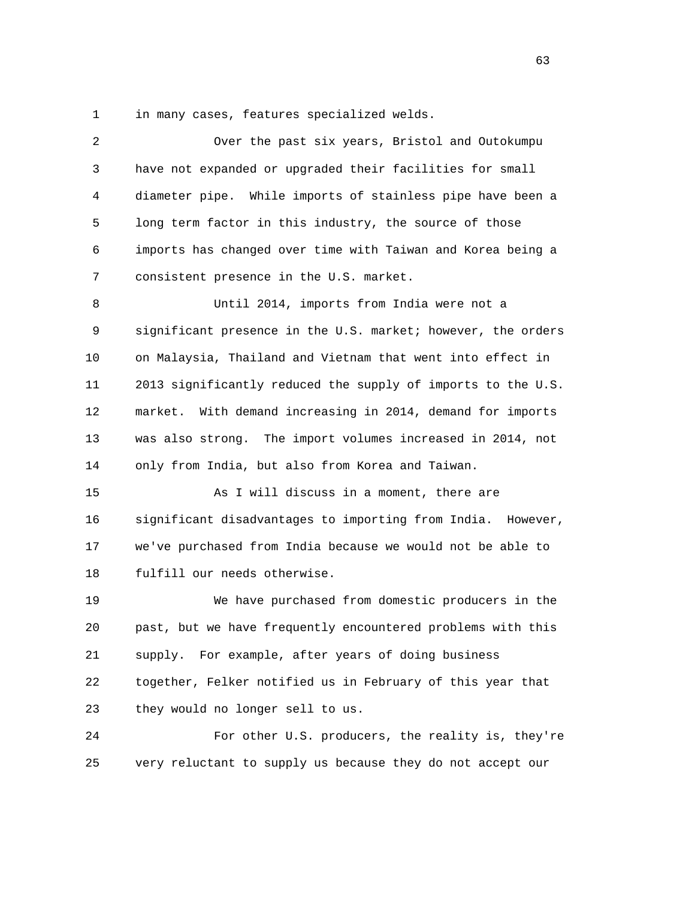in many cases, features specialized welds.

Over the past six years, Bristol and Outokumpu have not expanded or upgraded their facilities for small diameter pipe. While imports of stainless pipe have been a long term factor in this industry, the source of those imports has changed over time with Taiwan and Korea being a consistent presence in the U.S. market.

Until 2014, imports from India were not a significant presence in the U.S. market; however, the orders on Malaysia, Thailand and Vietnam that went into effect in 2013 significantly reduced the supply of imports to the U.S. market. With demand increasing in 2014, demand for imports was also strong. The import volumes increased in 2014, not only from India, but also from Korea and Taiwan.

As I will discuss in a moment, there are significant disadvantages to importing from India. However, we've purchased from India because we would not be able to fulfill our needs otherwise.

We have purchased from domestic producers in the past, but we have frequently encountered problems with this supply. For example, after years of doing business together, Felker notified us in February of this year that they would no longer sell to us.

For other U.S. producers, the reality is, they're very reluctant to supply us because they do not accept our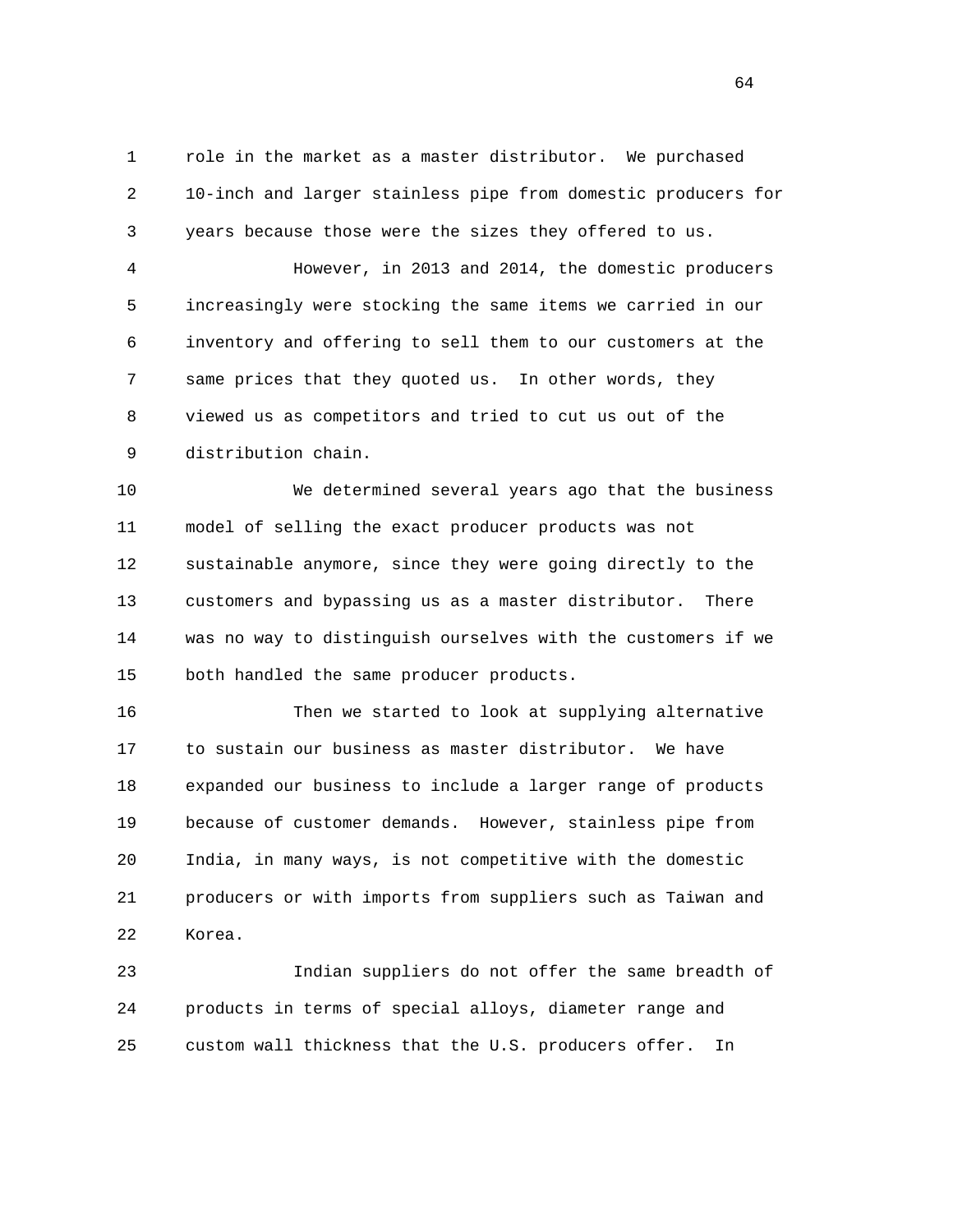role in the market as a master distributor. We purchased 10-inch and larger stainless pipe from domestic producers for years because those were the sizes they offered to us.

However, in 2013 and 2014, the domestic producers increasingly were stocking the same items we carried in our inventory and offering to sell them to our customers at the same prices that they quoted us. In other words, they viewed us as competitors and tried to cut us out of the distribution chain.

We determined several years ago that the business model of selling the exact producer products was not sustainable anymore, since they were going directly to the customers and bypassing us as a master distributor. There was no way to distinguish ourselves with the customers if we both handled the same producer products.

Then we started to look at supplying alternative to sustain our business as master distributor. We have expanded our business to include a larger range of products because of customer demands. However, stainless pipe from India, in many ways, is not competitive with the domestic producers or with imports from suppliers such as Taiwan and Korea.

Indian suppliers do not offer the same breadth of products in terms of special alloys, diameter range and custom wall thickness that the U.S. producers offer. In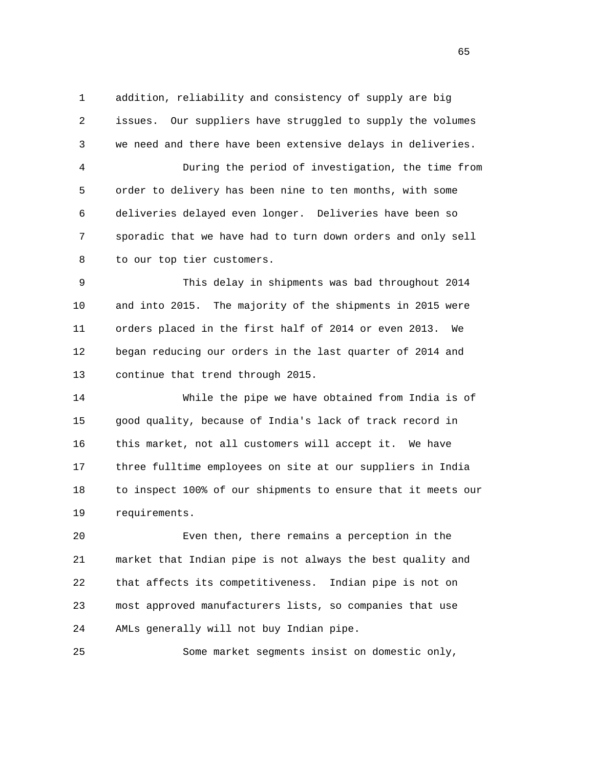addition, reliability and consistency of supply are big issues. Our suppliers have struggled to supply the volumes we need and there have been extensive delays in deliveries.

During the period of investigation, the time from order to delivery has been nine to ten months, with some deliveries delayed even longer. Deliveries have been so sporadic that we have had to turn down orders and only sell to our top tier customers.

This delay in shipments was bad throughout 2014 and into 2015. The majority of the shipments in 2015 were orders placed in the first half of 2014 or even 2013. We began reducing our orders in the last quarter of 2014 and continue that trend through 2015.

While the pipe we have obtained from India is of good quality, because of India's lack of track record in this market, not all customers will accept it. We have three fulltime employees on site at our suppliers in India to inspect 100% of our shipments to ensure that it meets our requirements.

Even then, there remains a perception in the market that Indian pipe is not always the best quality and that affects its competitiveness. Indian pipe is not on most approved manufacturers lists, so companies that use AMLs generally will not buy Indian pipe.

Some market segments insist on domestic only,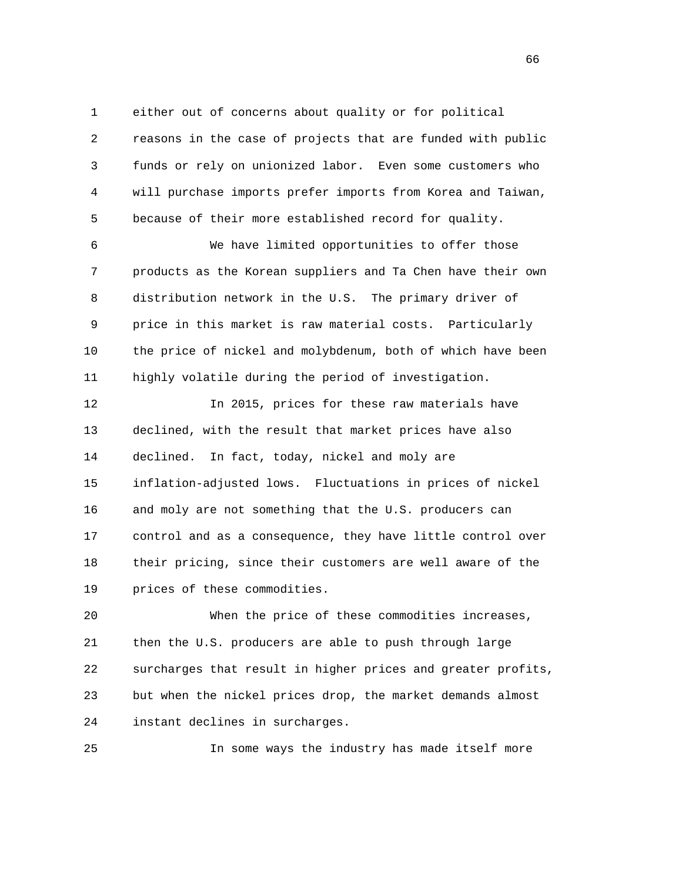either out of concerns about quality or for political reasons in the case of projects that are funded with public funds or rely on unionized labor. Even some customers who will purchase imports prefer imports from Korea and Taiwan, because of their more established record for quality.

We have limited opportunities to offer those products as the Korean suppliers and Ta Chen have their own distribution network in the U.S. The primary driver of price in this market is raw material costs. Particularly the price of nickel and molybdenum, both of which have been highly volatile during the period of investigation.

In 2015, prices for these raw materials have declined, with the result that market prices have also declined. In fact, today, nickel and moly are inflation-adjusted lows. Fluctuations in prices of nickel and moly are not something that the U.S. producers can control and as a consequence, they have little control over their pricing, since their customers are well aware of the prices of these commodities.

When the price of these commodities increases, then the U.S. producers are able to push through large surcharges that result in higher prices and greater profits, but when the nickel prices drop, the market demands almost instant declines in surcharges.

In some ways the industry has made itself more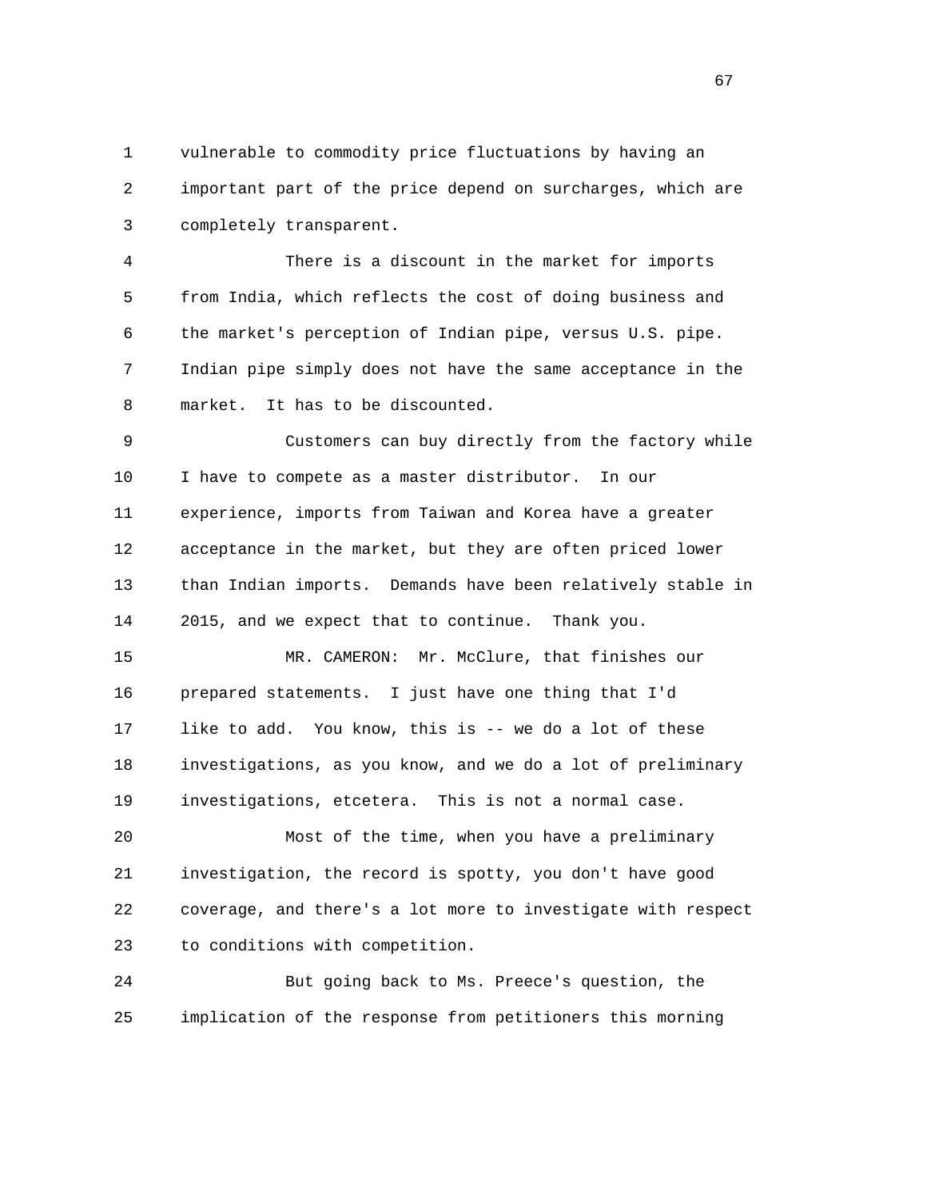vulnerable to commodity price fluctuations by having an important part of the price depend on surcharges, which are completely transparent.

There is a discount in the market for imports from India, which reflects the cost of doing business and the market's perception of Indian pipe, versus U.S. pipe. Indian pipe simply does not have the same acceptance in the market. It has to be discounted.

Customers can buy directly from the factory while I have to compete as a master distributor. In our experience, imports from Taiwan and Korea have a greater acceptance in the market, but they are often priced lower than Indian imports. Demands have been relatively stable in 2015, and we expect that to continue. Thank you.

MR. CAMERON: Mr. McClure, that finishes our prepared statements. I just have one thing that I'd like to add. You know, this is -- we do a lot of these investigations, as you know, and we do a lot of preliminary investigations, etcetera. This is not a normal case.

Most of the time, when you have a preliminary investigation, the record is spotty, you don't have good coverage, and there's a lot more to investigate with respect to conditions with competition.

But going back to Ms. Preece's question, the implication of the response from petitioners this morning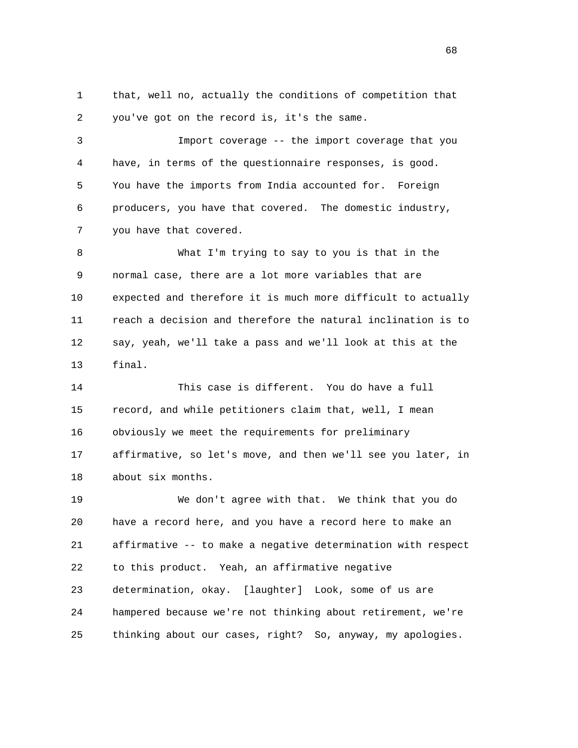that, well no, actually the conditions of competition that you've got on the record is, it's the same.

Import coverage -- the import coverage that you have, in terms of the questionnaire responses, is good. You have the imports from India accounted for. Foreign producers, you have that covered. The domestic industry, you have that covered.

What I'm trying to say to you is that in the normal case, there are a lot more variables that are expected and therefore it is much more difficult to actually reach a decision and therefore the natural inclination is to say, yeah, we'll take a pass and we'll look at this at the final.

This case is different. You do have a full record, and while petitioners claim that, well, I mean obviously we meet the requirements for preliminary affirmative, so let's move, and then we'll see you later, in about six months.

We don't agree with that. We think that you do have a record here, and you have a record here to make an affirmative -- to make a negative determination with respect to this product. Yeah, an affirmative negative determination, okay. [laughter] Look, some of us are hampered because we're not thinking about retirement, we're thinking about our cases, right? So, anyway, my apologies.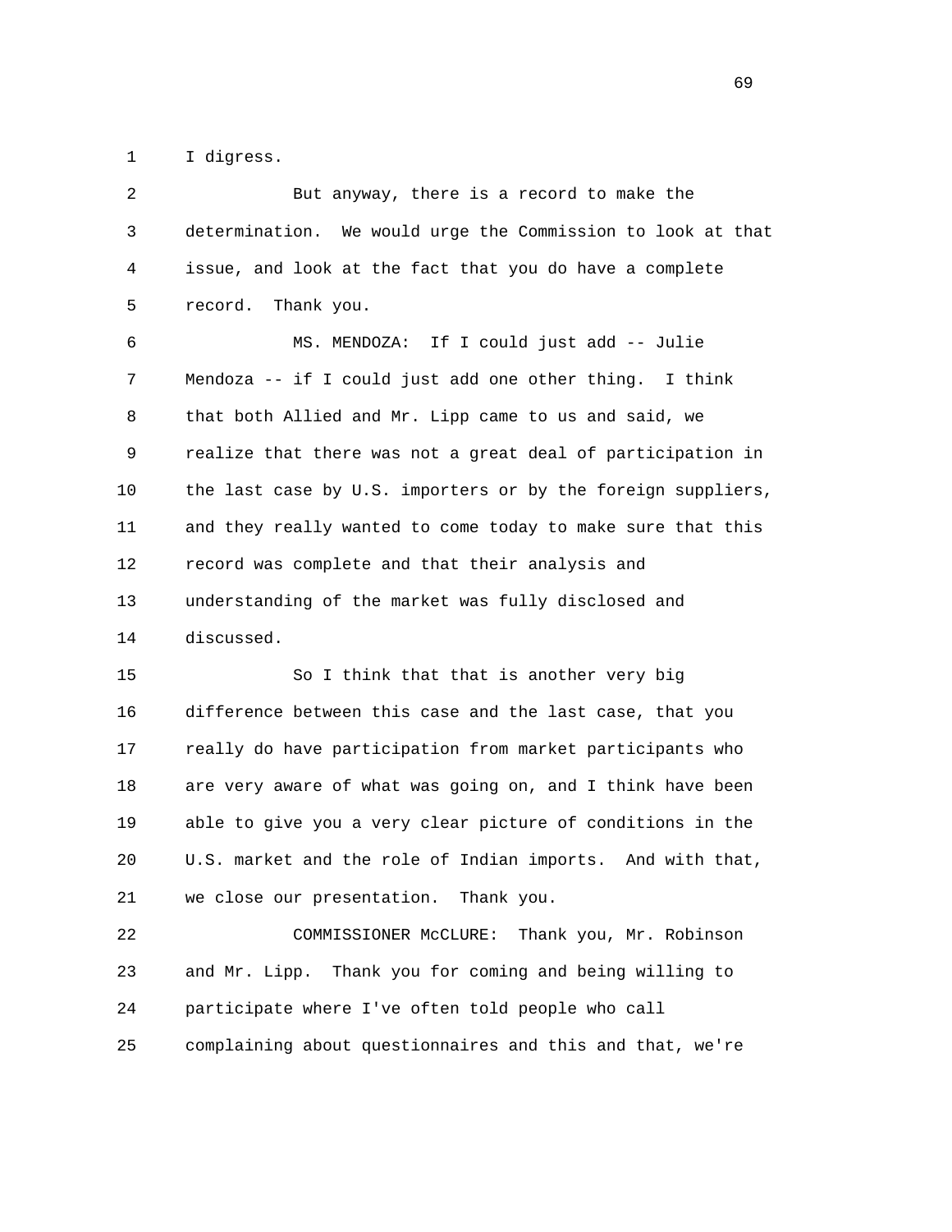1 I digress.

2 But anyway, there is a record to make the
3 determination. We would urge the Commission to look at that
4 issue, and look at the fact that you do have a complete
5 record. Thank you.

6 MS. MENDOZA: If I could just add -- Julie
7 Mendoza -- if I could just add one other thing. I think
8 that both Allied and Mr. Lipp came to us and said, we
9 realize that there was not a great deal of participation in
10 the last case by U.S. importers or by the foreign suppliers,
11 and they really wanted to come today to make sure that this
12 record was complete and that their analysis and
13 understanding of the market was fully disclosed and
14 discussed.

15 So I think that that is another very big
16 difference between this case and the last case, that you
17 really do have participation from market participants who
18 are very aware of what was going on, and I think have been
19 able to give you a very clear picture of conditions in the
20 U.S. market and the role of Indian imports. And with that,
21 we close our presentation. Thank you.

22 COMMISSIONER McCLURE: Thank you, Mr. Robinson
23 and Mr. Lipp. Thank you for coming and being willing to
24 participate where I've often told people who call
25 complaining about questionnaires and this and that, we're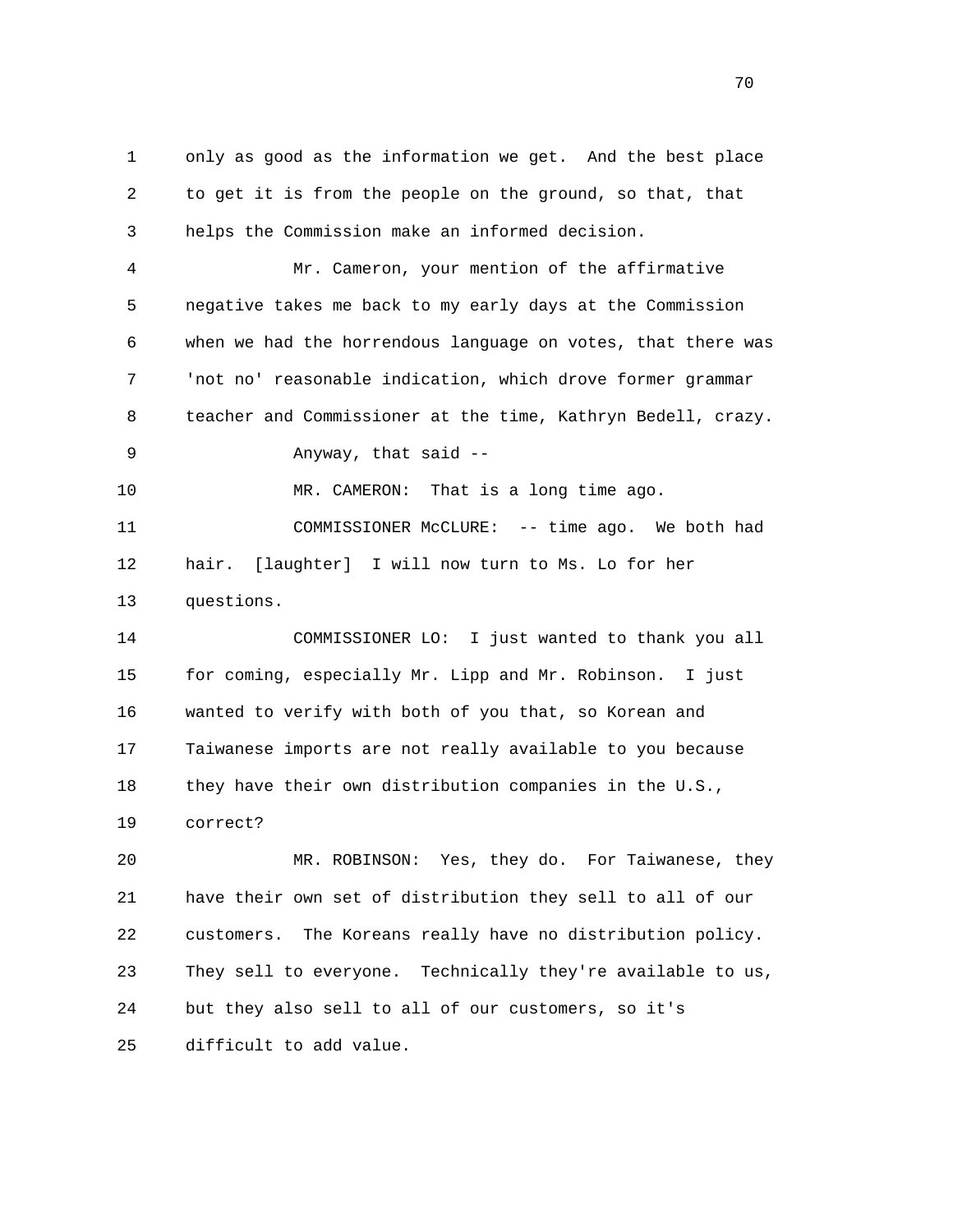only as good as the information we get. And the best place to get it is from the people on the ground, so that, that helps the Commission make an informed decision.

Mr. Cameron, your mention of the affirmative negative takes me back to my early days at the Commission when we had the horrendous language on votes, that there was 'not no' reasonable indication, which drove former grammar teacher and Commissioner at the time, Kathryn Bedell, crazy.

Anyway, that said --

MR. CAMERON: That is a long time ago.

COMMISSIONER McCLURE: -- time ago. We both had hair. [laughter] I will now turn to Ms. Lo for her questions.

COMMISSIONER LO: I just wanted to thank you all for coming, especially Mr. Lipp and Mr. Robinson. I just wanted to verify with both of you that, so Korean and Taiwanese imports are not really available to you because they have their own distribution companies in the U.S., correct?

MR. ROBINSON: Yes, they do. For Taiwanese, they have their own set of distribution they sell to all of our customers. The Koreans really have no distribution policy. They sell to everyone. Technically they're available to us, but they also sell to all of our customers, so it's difficult to add value.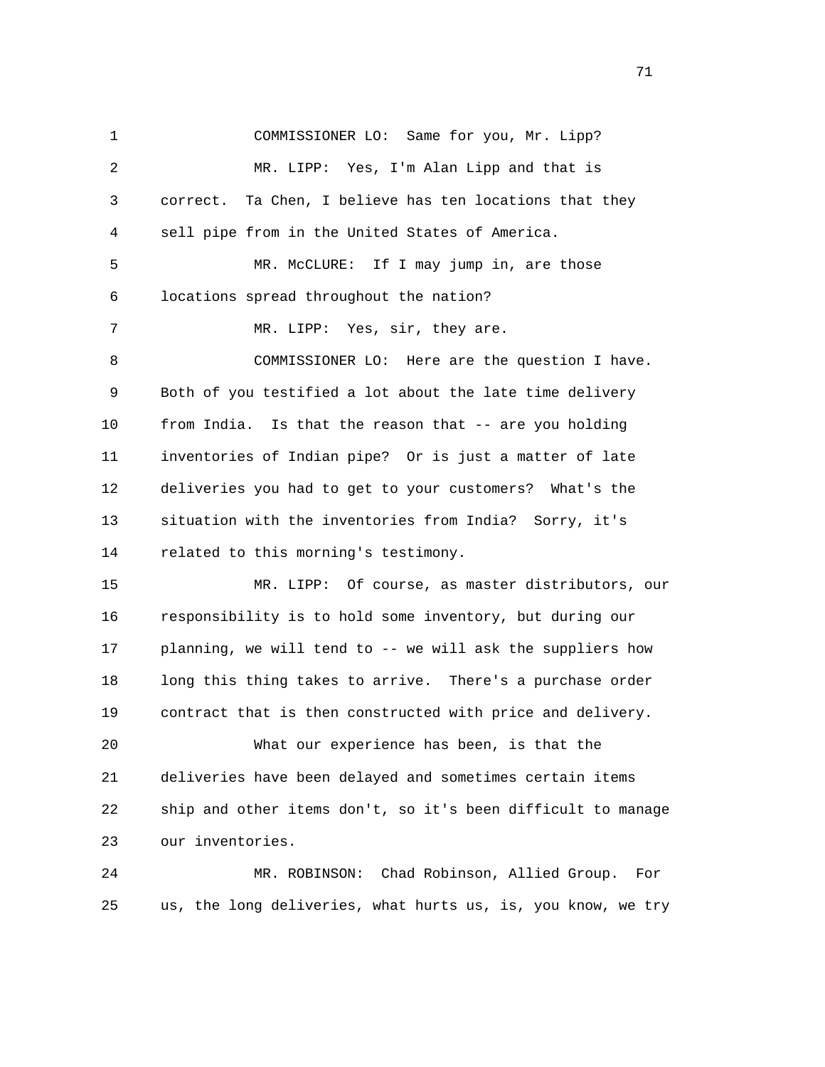COMMISSIONER LO: Same for you, Mr. Lipp?

MR. LIPP: Yes, I'm Alan Lipp and that is correct. Ta Chen, I believe has ten locations that they sell pipe from in the United States of America.

MR. McCLURE: If I may jump in, are those locations spread throughout the nation?

MR. LIPP: Yes, sir, they are.

COMMISSIONER LO: Here are the question I have. Both of you testified a lot about the late time delivery from India. Is that the reason that -- are you holding inventories of Indian pipe? Or is just a matter of late deliveries you had to get to your customers? What's the situation with the inventories from India? Sorry, it's related to this morning's testimony.

MR. LIPP: Of course, as master distributors, our responsibility is to hold some inventory, but during our planning, we will tend to -- we will ask the suppliers how long this thing takes to arrive. There's a purchase order contract that is then constructed with price and delivery.

What our experience has been, is that the deliveries have been delayed and sometimes certain items ship and other items don't, so it's been difficult to manage our inventories.

MR. ROBINSON: Chad Robinson, Allied Group. For us, the long deliveries, what hurts us, is, you know, we try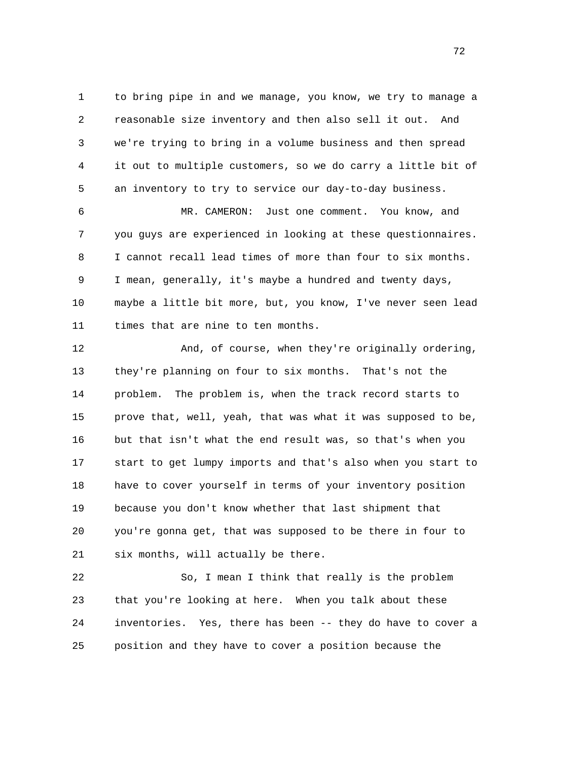to bring pipe in and we manage, you know, we try to manage a reasonable size inventory and then also sell it out. And we're trying to bring in a volume business and then spread it out to multiple customers, so we do carry a little bit of an inventory to try to service our day-to-day business.

MR. CAMERON: Just one comment. You know, and you guys are experienced in looking at these questionnaires. I cannot recall lead times of more than four to six months. I mean, generally, it's maybe a hundred and twenty days, maybe a little bit more, but, you know, I've never seen lead times that are nine to ten months.

And, of course, when they're originally ordering, they're planning on four to six months. That's not the problem. The problem is, when the track record starts to prove that, well, yeah, that was what it was supposed to be, but that isn't what the end result was, so that's when you start to get lumpy imports and that's also when you start to have to cover yourself in terms of your inventory position because you don't know whether that last shipment that you're gonna get, that was supposed to be there in four to six months, will actually be there.

So, I mean I think that really is the problem that you're looking at here. When you talk about these inventories. Yes, there has been -- they do have to cover a position and they have to cover a position because the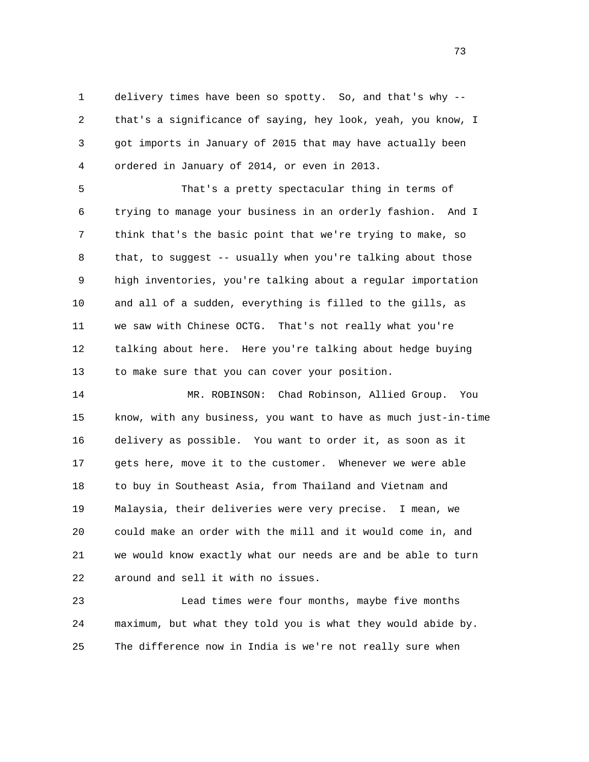delivery times have been so spotty. So, and that's why -- that's a significance of saying, hey look, yeah, you know, I got imports in January of 2015 that may have actually been ordered in January of 2014, or even in 2013.

That's a pretty spectacular thing in terms of trying to manage your business in an orderly fashion. And I think that's the basic point that we're trying to make, so that, to suggest -- usually when you're talking about those high inventories, you're talking about a regular importation and all of a sudden, everything is filled to the gills, as we saw with Chinese OCTG. That's not really what you're talking about here. Here you're talking about hedge buying to make sure that you can cover your position.

MR. ROBINSON: Chad Robinson, Allied Group. You know, with any business, you want to have as much just-in-time delivery as possible. You want to order it, as soon as it gets here, move it to the customer. Whenever we were able to buy in Southeast Asia, from Thailand and Vietnam and Malaysia, their deliveries were very precise. I mean, we could make an order with the mill and it would come in, and we would know exactly what our needs are and be able to turn around and sell it with no issues.

Lead times were four months, maybe five months maximum, but what they told you is what they would abide by. The difference now in India is we're not really sure when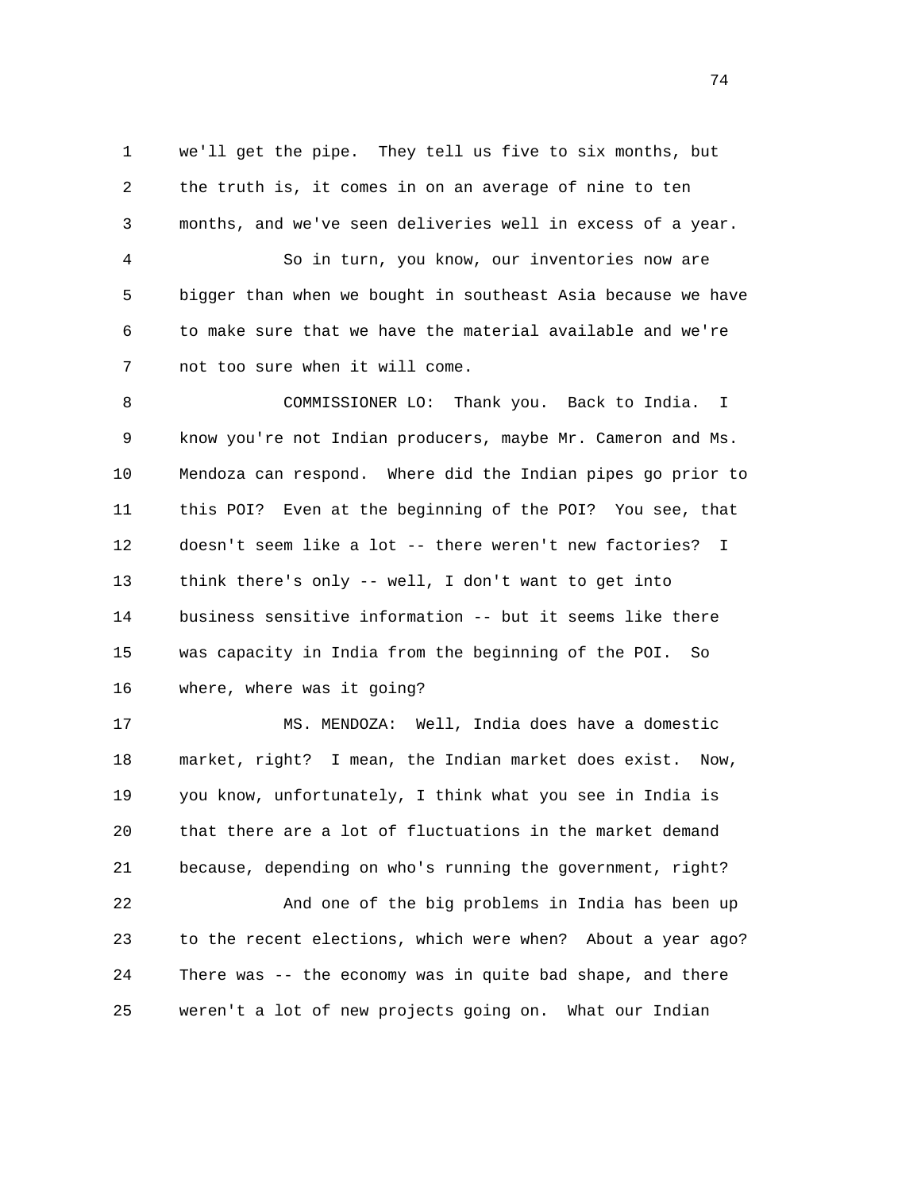we'll get the pipe. They tell us five to six months, but the truth is, it comes in on an average of nine to ten months, and we've seen deliveries well in excess of a year.

So in turn, you know, our inventories now are bigger than when we bought in southeast Asia because we have to make sure that we have the material available and we're not too sure when it will come.

COMMISSIONER LO: Thank you. Back to India. I know you're not Indian producers, maybe Mr. Cameron and Ms. Mendoza can respond. Where did the Indian pipes go prior to this POI? Even at the beginning of the POI? You see, that doesn't seem like a lot -- there weren't new factories? I think there's only -- well, I don't want to get into business sensitive information -- but it seems like there was capacity in India from the beginning of the POI. So where, where was it going?

MS. MENDOZA: Well, India does have a domestic market, right? I mean, the Indian market does exist. Now, you know, unfortunately, I think what you see in India is that there are a lot of fluctuations in the market demand because, depending on who's running the government, right?

And one of the big problems in India has been up to the recent elections, which were when? About a year ago? There was -- the economy was in quite bad shape, and there weren't a lot of new projects going on. What our Indian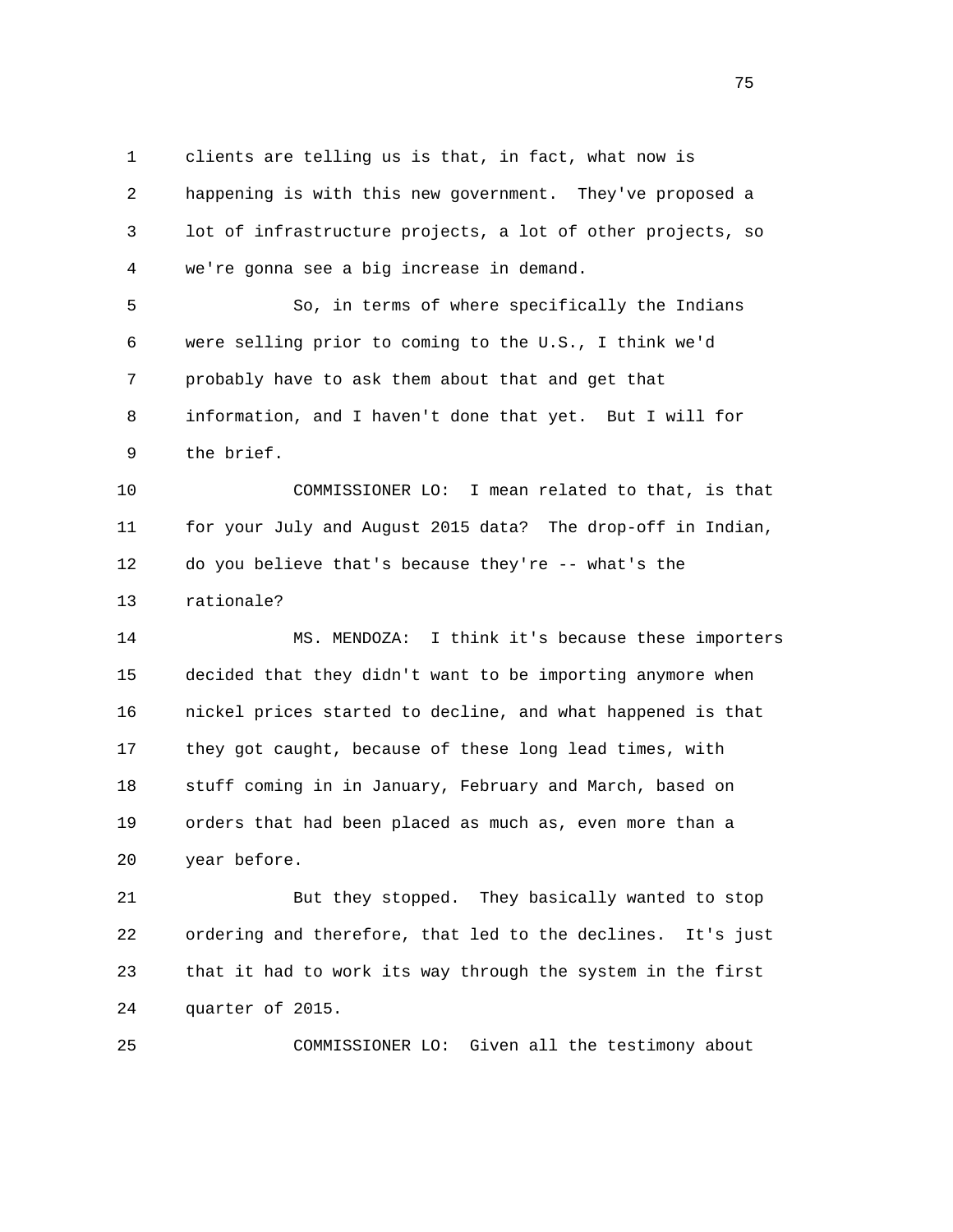clients are telling us is that, in fact, what now is happening is with this new government. They've proposed a lot of infrastructure projects, a lot of other projects, so we're gonna see a big increase in demand.

So, in terms of where specifically the Indians were selling prior to coming to the U.S., I think we'd probably have to ask them about that and get that information, and I haven't done that yet. But I will for the brief.

COMMISSIONER LO: I mean related to that, is that for your July and August 2015 data? The drop-off in Indian, do you believe that's because they're -- what's the rationale?

MS. MENDOZA: I think it's because these importers decided that they didn't want to be importing anymore when nickel prices started to decline, and what happened is that they got caught, because of these long lead times, with stuff coming in in January, February and March, based on orders that had been placed as much as, even more than a year before.

But they stopped. They basically wanted to stop ordering and therefore, that led to the declines. It's just that it had to work its way through the system in the first quarter of 2015.

COMMISSIONER LO: Given all the testimony about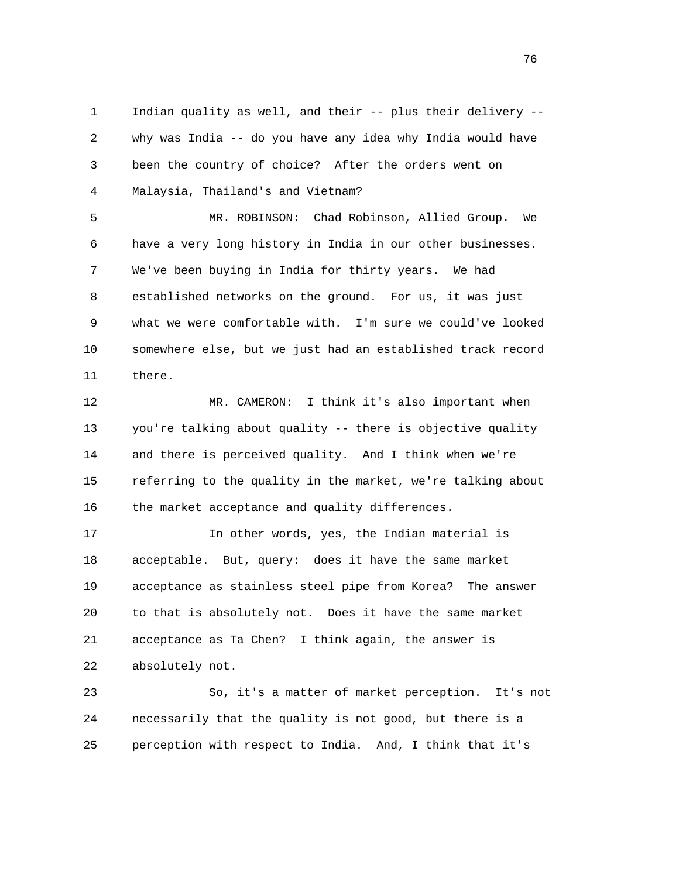Indian quality as well, and their -- plus their delivery -- why was India -- do you have any idea why India would have been the country of choice? After the orders went on Malaysia, Thailand's and Vietnam?

MR. ROBINSON: Chad Robinson, Allied Group. We have a very long history in India in our other businesses. We've been buying in India for thirty years. We had established networks on the ground. For us, it was just what we were comfortable with. I'm sure we could've looked somewhere else, but we just had an established track record there.

MR. CAMERON: I think it's also important when you're talking about quality -- there is objective quality and there is perceived quality. And I think when we're referring to the quality in the market, we're talking about the market acceptance and quality differences.

In other words, yes, the Indian material is acceptable. But, query: does it have the same market acceptance as stainless steel pipe from Korea? The answer to that is absolutely not. Does it have the same market acceptance as Ta Chen? I think again, the answer is absolutely not.

So, it's a matter of market perception. It's not necessarily that the quality is not good, but there is a perception with respect to India. And, I think that it's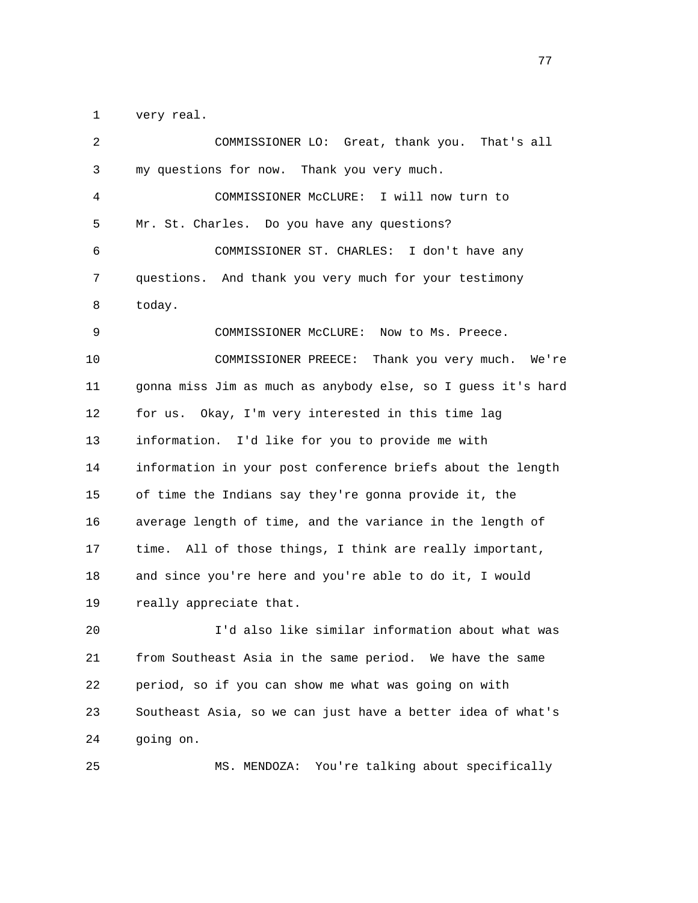1 very real.

2 COMMISSIONER LO: Great, thank you. That's all
3 my questions for now. Thank you very much.

4 COMMISSIONER McCLURE: I will now turn to
5 Mr. St. Charles. Do you have any questions?

6 COMMISSIONER ST. CHARLES: I don't have any
7 questions. And thank you very much for your testimony
8 today.

9 COMMISSIONER McCLURE: Now to Ms. Preece.

10 COMMISSIONER PREECE: Thank you very much. We're
11 gonna miss Jim as much as anybody else, so I guess it's hard
12 for us. Okay, I'm very interested in this time lag
13 information. I'd like for you to provide me with
14 information in your post conference briefs about the length
15 of time the Indians say they're gonna provide it, the
16 average length of time, and the variance in the length of
17 time. All of those things, I think are really important,
18 and since you're here and you're able to do it, I would
19 really appreciate that.

20 I'd also like similar information about what was
21 from Southeast Asia in the same period. We have the same
22 period, so if you can show me what was going on with
23 Southeast Asia, so we can just have a better idea of what's
24 going on.

25 MS. MENDOZA: You're talking about specifically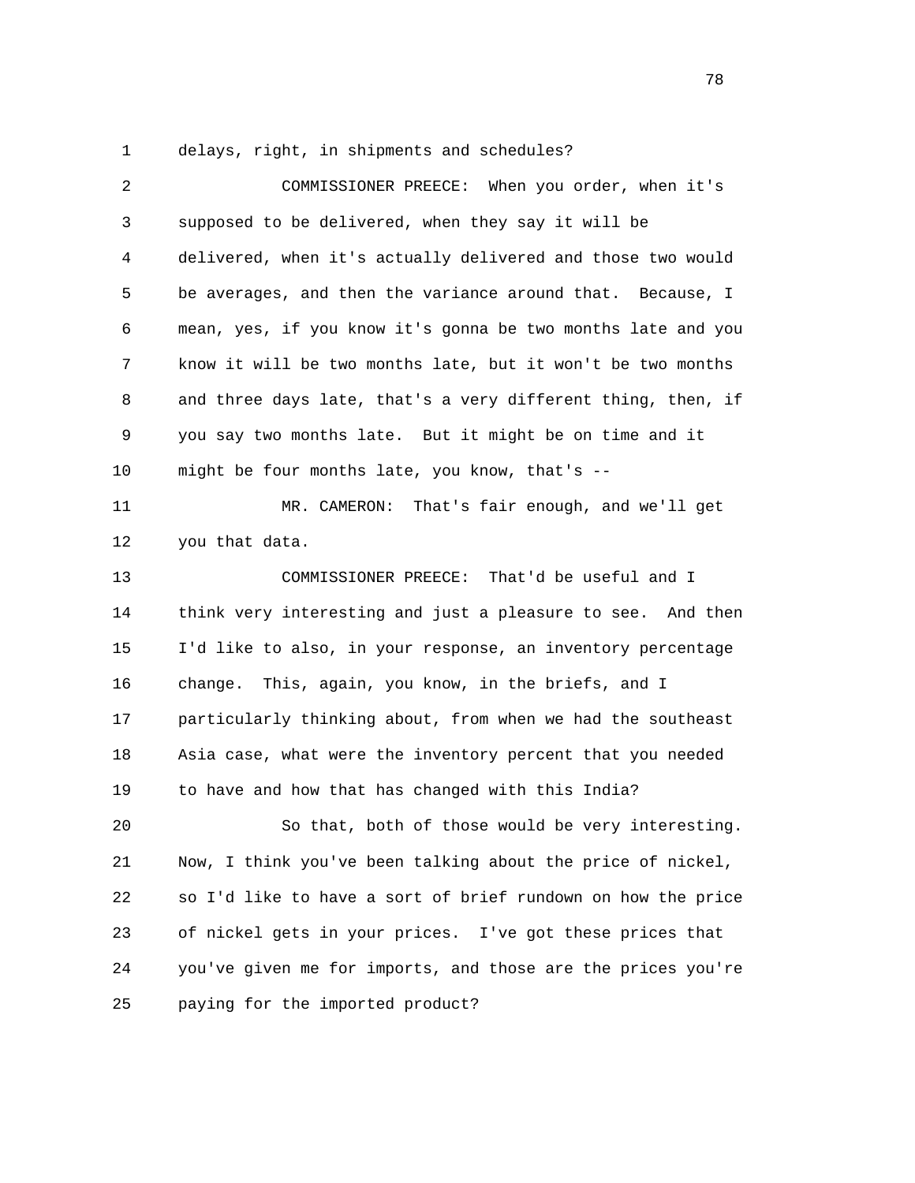delays, right, in shipments and schedules?

COMMISSIONER PREECE: When you order, when it's supposed to be delivered, when they say it will be delivered, when it's actually delivered and those two would be averages, and then the variance around that. Because, I mean, yes, if you know it's gonna be two months late and you know it will be two months late, but it won't be two months and three days late, that's a very different thing, then, if you say two months late. But it might be on time and it might be four months late, you know, that's --

MR. CAMERON: That's fair enough, and we'll get you that data.

COMMISSIONER PREECE: That'd be useful and I think very interesting and just a pleasure to see. And then I'd like to also, in your response, an inventory percentage change. This, again, you know, in the briefs, and I particularly thinking about, from when we had the southeast Asia case, what were the inventory percent that you needed to have and how that has changed with this India?

So that, both of those would be very interesting. Now, I think you've been talking about the price of nickel, so I'd like to have a sort of brief rundown on how the price of nickel gets in your prices. I've got these prices that you've given me for imports, and those are the prices you're paying for the imported product?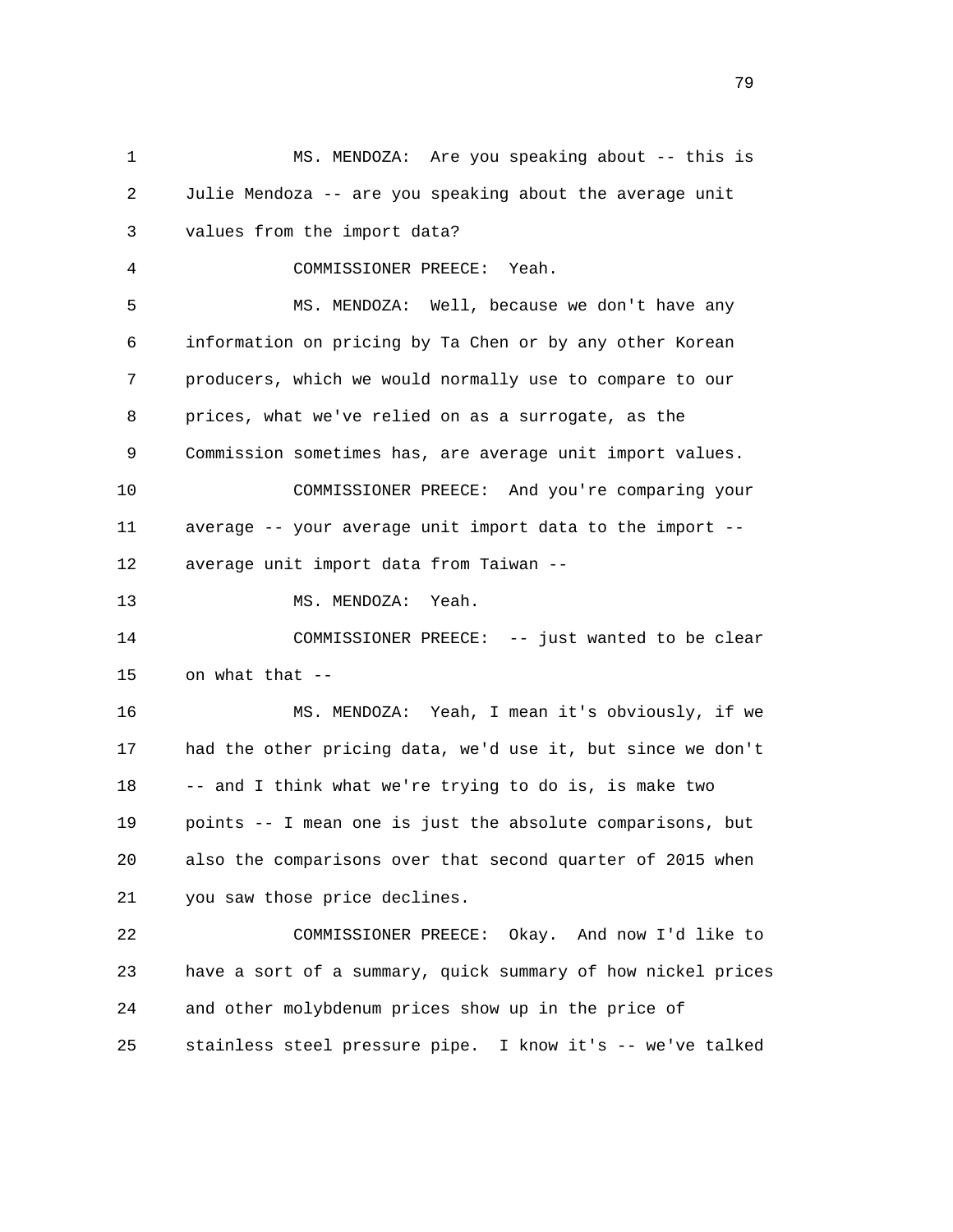MS. MENDOZA: Are you speaking about -- this is Julie Mendoza -- are you speaking about the average unit values from the import data?

COMMISSIONER PREECE: Yeah.

MS. MENDOZA: Well, because we don't have any information on pricing by Ta Chen or by any other Korean producers, which we would normally use to compare to our prices, what we've relied on as a surrogate, as the Commission sometimes has, are average unit import values.

COMMISSIONER PREECE: And you're comparing your average -- your average unit import data to the import -- average unit import data from Taiwan --

MS. MENDOZA: Yeah.

COMMISSIONER PREECE: -- just wanted to be clear on what that --

MS. MENDOZA: Yeah, I mean it's obviously, if we had the other pricing data, we'd use it, but since we don't -- and I think what we're trying to do is, is make two points -- I mean one is just the absolute comparisons, but also the comparisons over that second quarter of 2015 when you saw those price declines.

COMMISSIONER PREECE: Okay. And now I'd like to have a sort of a summary, quick summary of how nickel prices and other molybdenum prices show up in the price of stainless steel pressure pipe. I know it's -- we've talked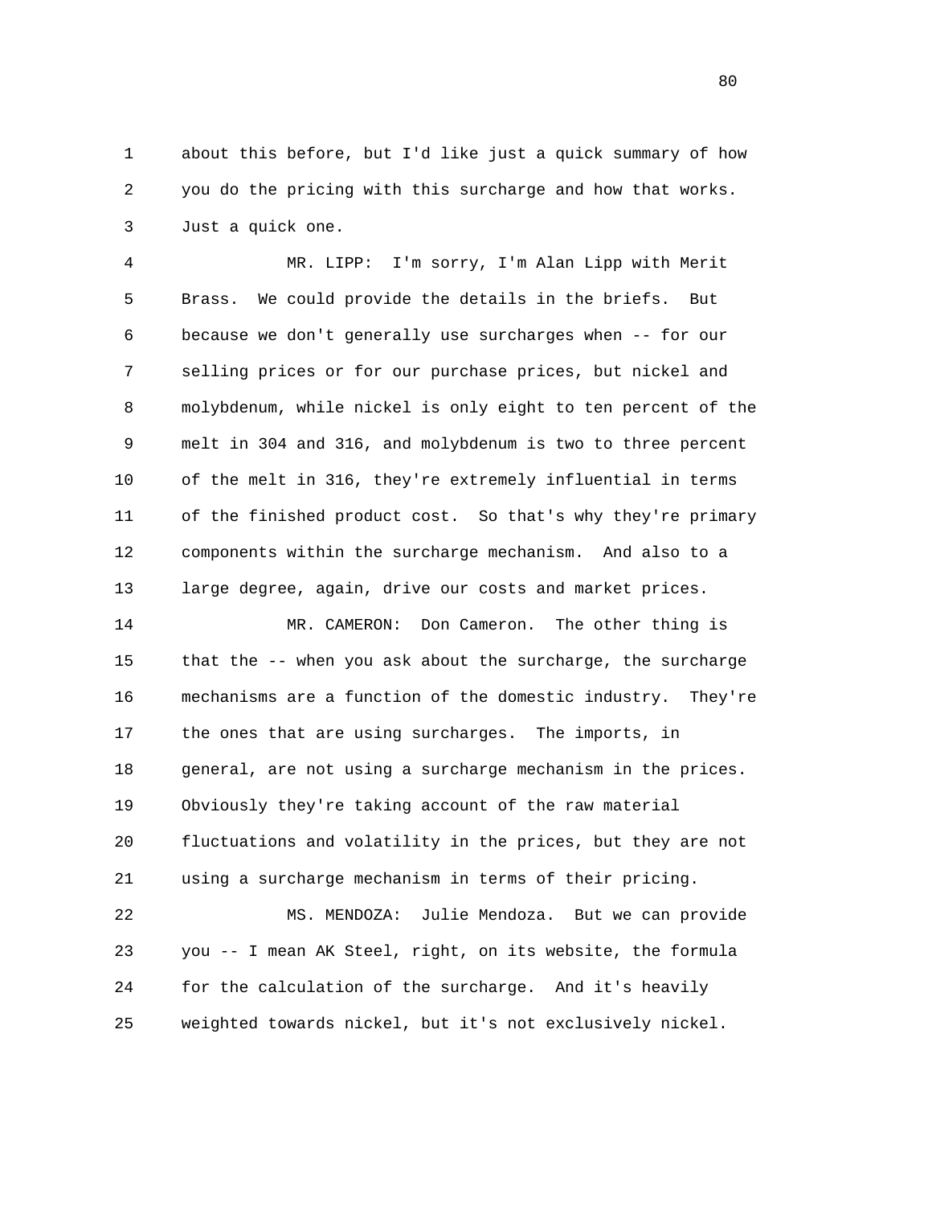about this before, but I'd like just a quick summary of how you do the pricing with this surcharge and how that works. Just a quick one.

MR. LIPP: I'm sorry, I'm Alan Lipp with Merit Brass. We could provide the details in the briefs. But because we don't generally use surcharges when -- for our selling prices or for our purchase prices, but nickel and molybdenum, while nickel is only eight to ten percent of the melt in 304 and 316, and molybdenum is two to three percent of the melt in 316, they're extremely influential in terms of the finished product cost. So that's why they're primary components within the surcharge mechanism. And also to a large degree, again, drive our costs and market prices.

MR. CAMERON: Don Cameron. The other thing is that the -- when you ask about the surcharge, the surcharge mechanisms are a function of the domestic industry. They're the ones that are using surcharges. The imports, in general, are not using a surcharge mechanism in the prices. Obviously they're taking account of the raw material fluctuations and volatility in the prices, but they are not using a surcharge mechanism in terms of their pricing.

MS. MENDOZA: Julie Mendoza. But we can provide you -- I mean AK Steel, right, on its website, the formula for the calculation of the surcharge. And it's heavily weighted towards nickel, but it's not exclusively nickel.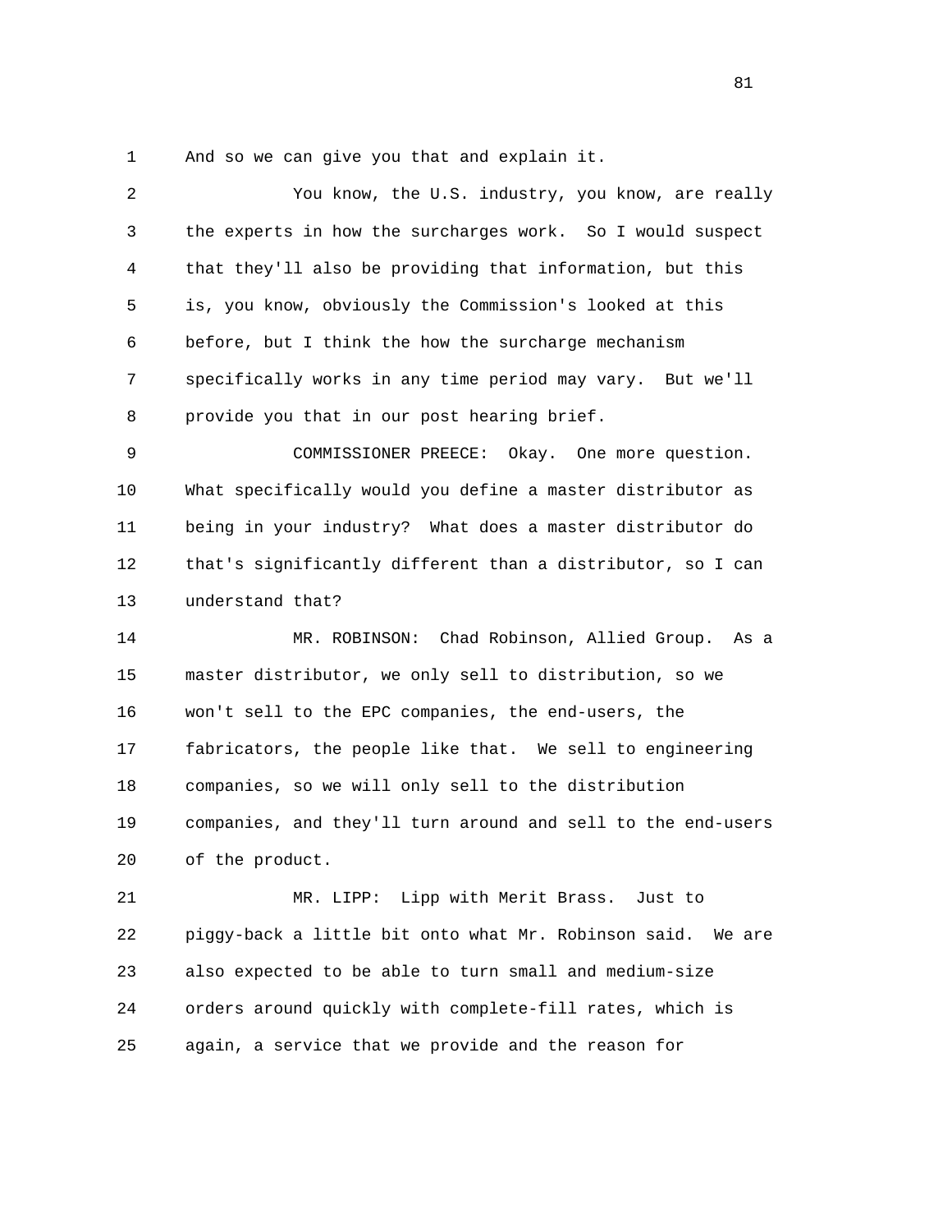And so we can give you that and explain it.

You know, the U.S. industry, you know, are really the experts in how the surcharges work. So I would suspect that they'll also be providing that information, but this is, you know, obviously the Commission's looked at this before, but I think the how the surcharge mechanism specifically works in any time period may vary. But we'll provide you that in our post hearing brief.

COMMISSIONER PREECE: Okay. One more question. What specifically would you define a master distributor as being in your industry? What does a master distributor do that's significantly different than a distributor, so I can understand that?

MR. ROBINSON: Chad Robinson, Allied Group. As a master distributor, we only sell to distribution, so we won't sell to the EPC companies, the end-users, the fabricators, the people like that. We sell to engineering companies, so we will only sell to the distribution companies, and they'll turn around and sell to the end-users of the product.

MR. LIPP: Lipp with Merit Brass. Just to piggy-back a little bit onto what Mr. Robinson said. We are also expected to be able to turn small and medium-size orders around quickly with complete-fill rates, which is again, a service that we provide and the reason for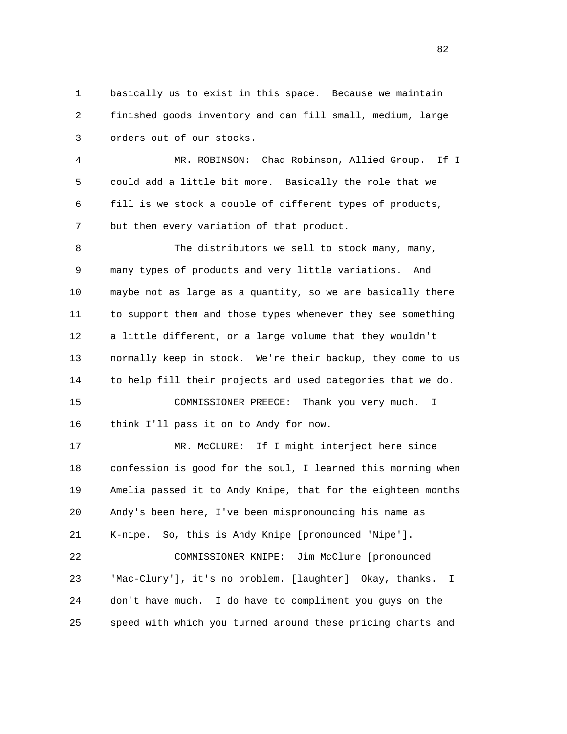basically us to exist in this space. Because we maintain finished goods inventory and can fill small, medium, large orders out of our stocks.

MR. ROBINSON: Chad Robinson, Allied Group. If I could add a little bit more. Basically the role that we fill is we stock a couple of different types of products, but then every variation of that product.

The distributors we sell to stock many, many, many types of products and very little variations. And maybe not as large as a quantity, so we are basically there to support them and those types whenever they see something a little different, or a large volume that they wouldn't normally keep in stock. We're their backup, they come to us to help fill their projects and used categories that we do.

COMMISSIONER PREECE: Thank you very much. I think I'll pass it on to Andy for now.

MR. McCLURE: If I might interject here since confession is good for the soul, I learned this morning when Amelia passed it to Andy Knipe, that for the eighteen months Andy's been here, I've been mispronouncing his name as K-nipe. So, this is Andy Knipe [pronounced 'Nipe'].

COMMISSIONER KNIPE: Jim McClure [pronounced 'Mac-Clury'], it's no problem. [laughter] Okay, thanks. I don't have much. I do have to compliment you guys on the speed with which you turned around these pricing charts and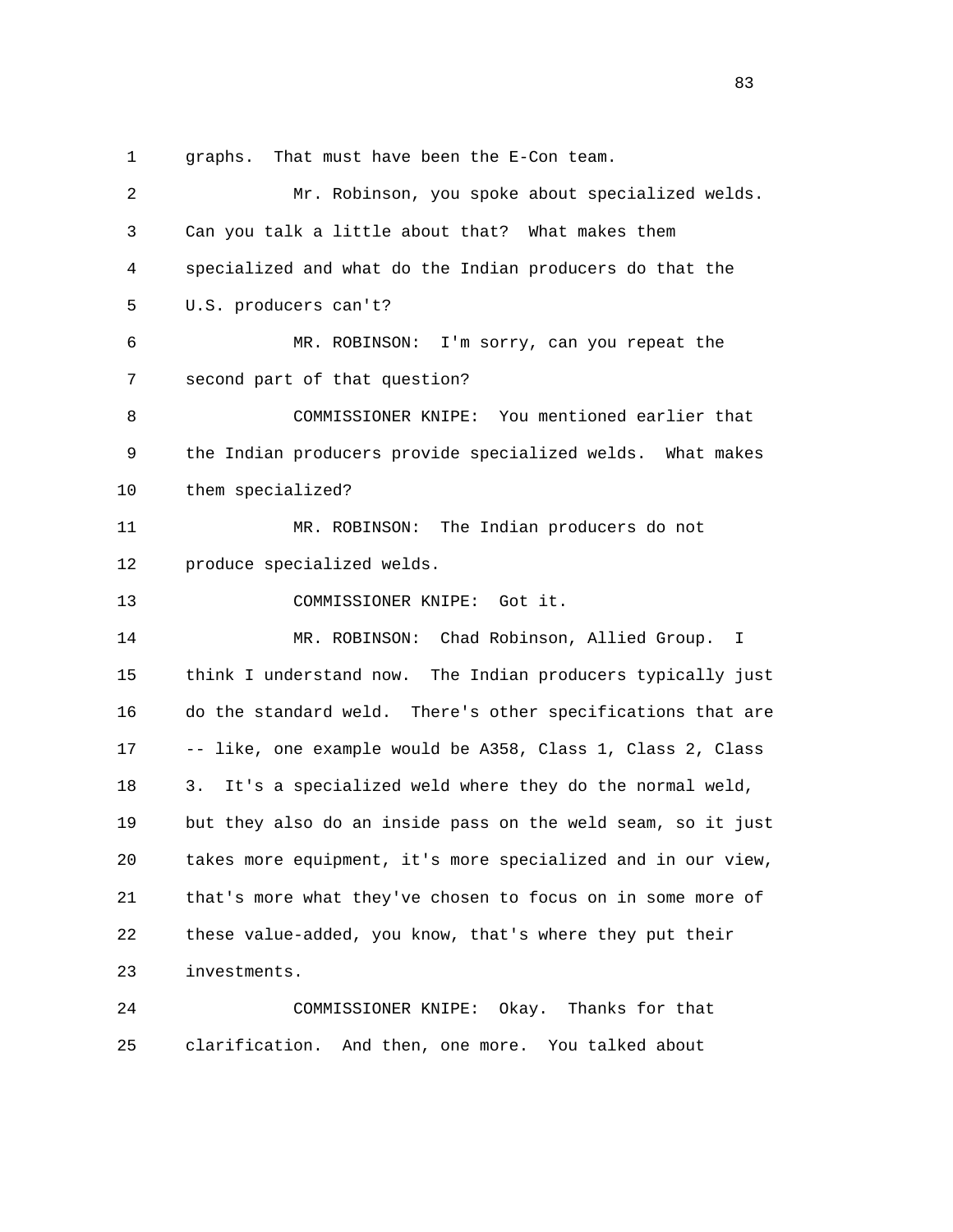graphs. That must have been the E-Con team.

Mr. Robinson, you spoke about specialized welds. Can you talk a little about that? What makes them specialized and what do the Indian producers do that the U.S. producers can't?

MR. ROBINSON: I'm sorry, can you repeat the second part of that question?

COMMISSIONER KNIPE: You mentioned earlier that the Indian producers provide specialized welds. What makes them specialized?

MR. ROBINSON: The Indian producers do not produce specialized welds.

COMMISSIONER KNIPE: Got it.

MR. ROBINSON: Chad Robinson, Allied Group. I think I understand now. The Indian producers typically just do the standard weld. There's other specifications that are -- like, one example would be A358, Class 1, Class 2, Class 3. It's a specialized weld where they do the normal weld, but they also do an inside pass on the weld seam, so it just takes more equipment, it's more specialized and in our view, that's more what they've chosen to focus on in some more of these value-added, you know, that's where they put their investments.

COMMISSIONER KNIPE: Okay. Thanks for that clarification. And then, one more. You talked about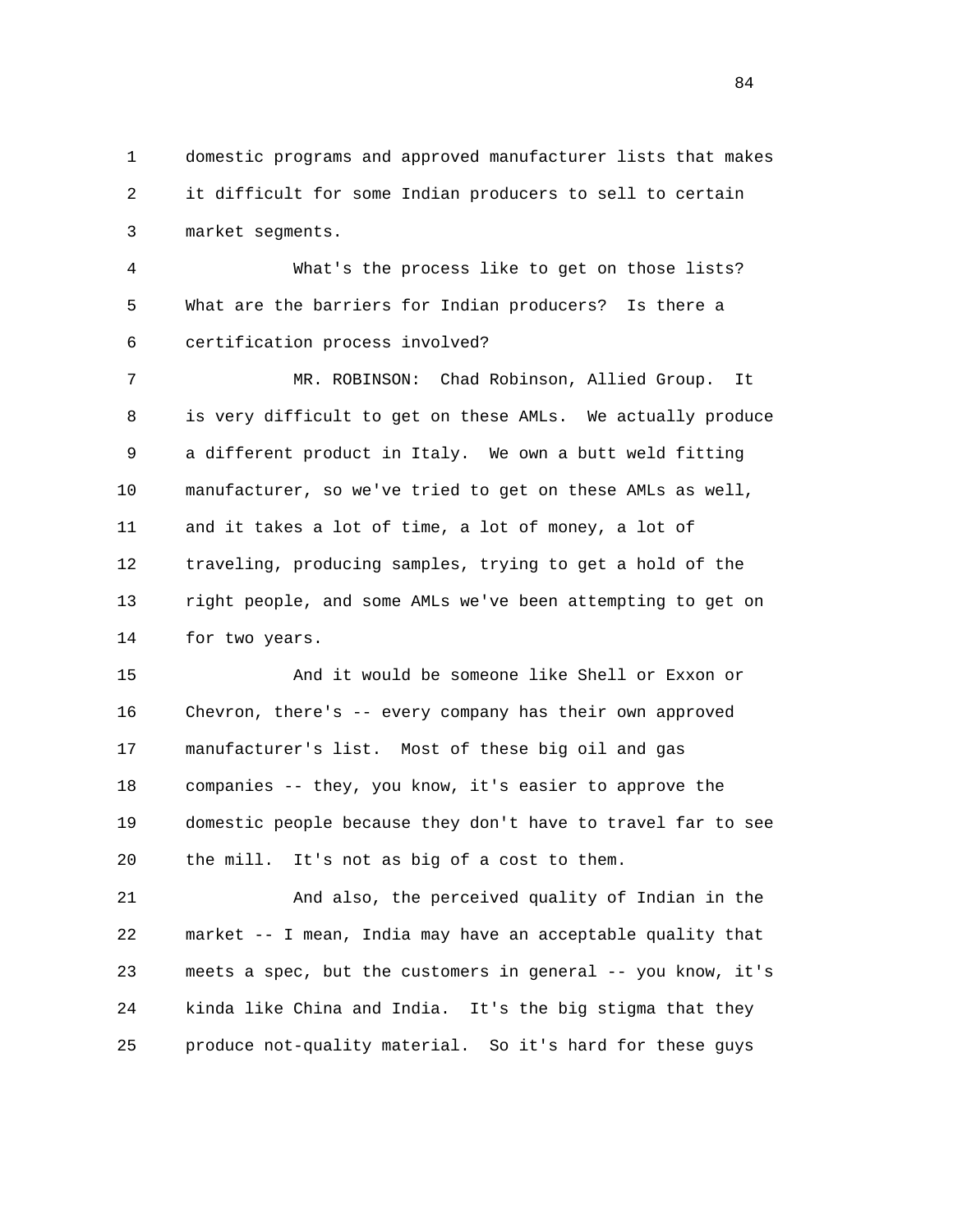domestic programs and approved manufacturer lists that makes it difficult for some Indian producers to sell to certain market segments.

What's the process like to get on those lists? What are the barriers for Indian producers? Is there a certification process involved?

MR. ROBINSON: Chad Robinson, Allied Group. It is very difficult to get on these AMLs. We actually produce a different product in Italy. We own a butt weld fitting manufacturer, so we've tried to get on these AMLs as well, and it takes a lot of time, a lot of money, a lot of traveling, producing samples, trying to get a hold of the right people, and some AMLs we've been attempting to get on for two years.

And it would be someone like Shell or Exxon or Chevron, there's -- every company has their own approved manufacturer's list. Most of these big oil and gas companies -- they, you know, it's easier to approve the domestic people because they don't have to travel far to see the mill. It's not as big of a cost to them.

And also, the perceived quality of Indian in the market -- I mean, India may have an acceptable quality that meets a spec, but the customers in general -- you know, it's kinda like China and India. It's the big stigma that they produce not-quality material. So it's hard for these guys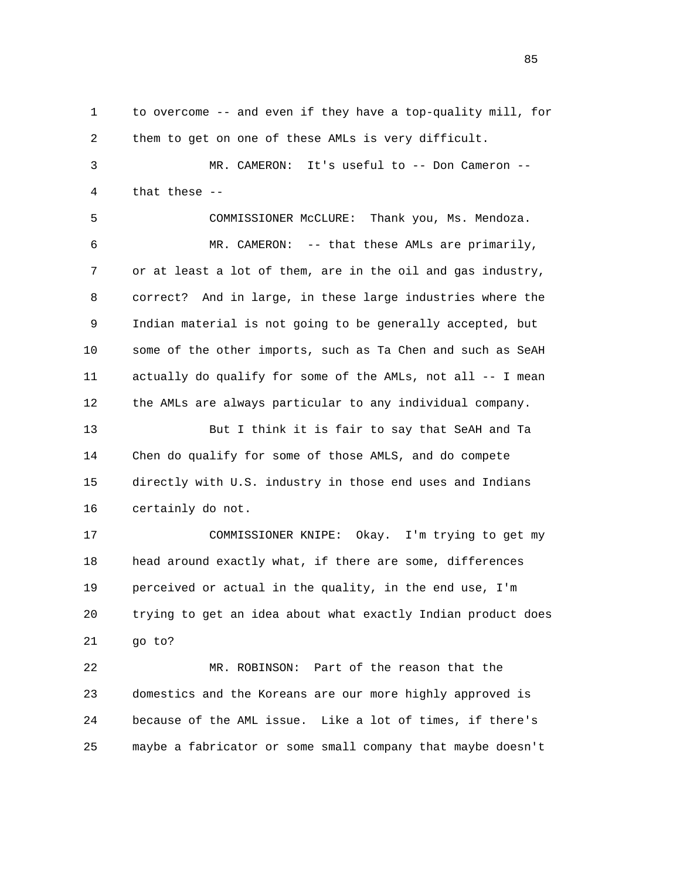to overcome -- and even if they have a top-quality mill, for them to get on one of these AMLs is very difficult.

MR. CAMERON: It's useful to -- Don Cameron -- that these --

COMMISSIONER McCLURE: Thank you, Ms. Mendoza.

MR. CAMERON: -- that these AMLs are primarily, or at least a lot of them, are in the oil and gas industry, correct? And in large, in these large industries where the Indian material is not going to be generally accepted, but some of the other imports, such as Ta Chen and such as SeAH actually do qualify for some of the AMLs, not all -- I mean the AMLs are always particular to any individual company.

But I think it is fair to say that SeAH and Ta Chen do qualify for some of those AMLS, and do compete directly with U.S. industry in those end uses and Indians certainly do not.

COMMISSIONER KNIPE: Okay. I'm trying to get my head around exactly what, if there are some, differences perceived or actual in the quality, in the end use, I'm trying to get an idea about what exactly Indian product does go to?

MR. ROBINSON: Part of the reason that the domestics and the Koreans are our more highly approved is because of the AML issue. Like a lot of times, if there's maybe a fabricator or some small company that maybe doesn't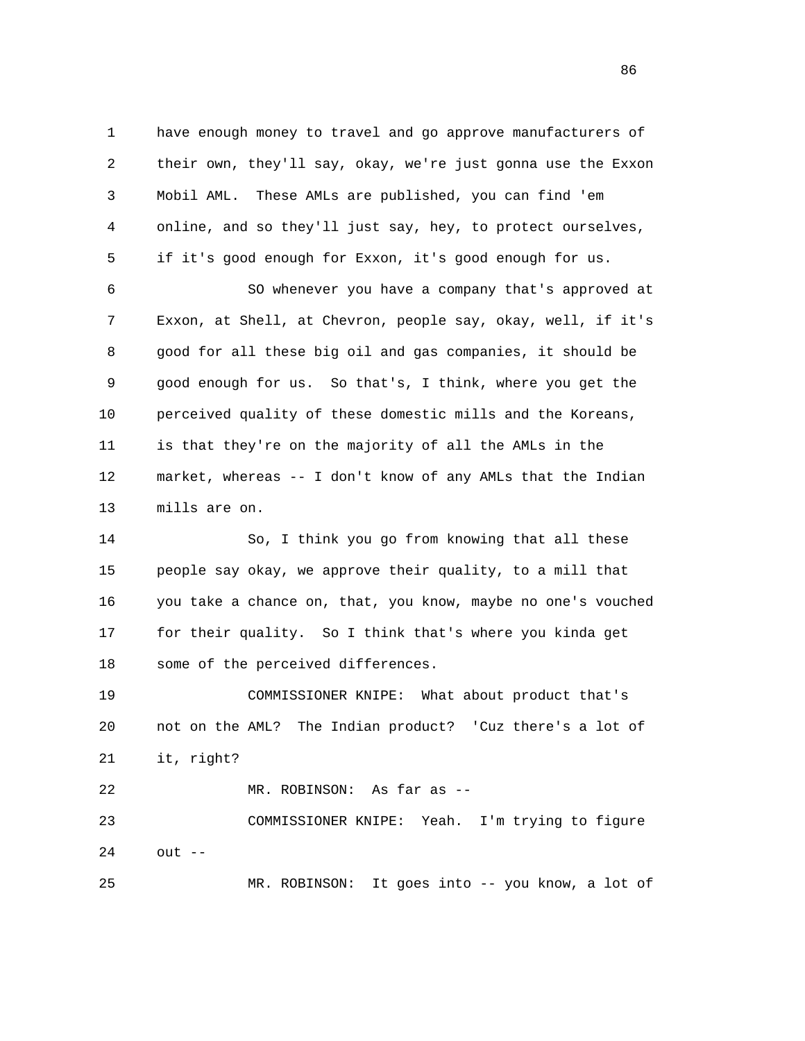have enough money to travel and go approve manufacturers of their own, they'll say, okay, we're just gonna use the Exxon Mobil AML. These AMLs are published, you can find 'em online, and so they'll just say, hey, to protect ourselves, if it's good enough for Exxon, it's good enough for us.

SO whenever you have a company that's approved at Exxon, at Shell, at Chevron, people say, okay, well, if it's good for all these big oil and gas companies, it should be good enough for us. So that's, I think, where you get the perceived quality of these domestic mills and the Koreans, is that they're on the majority of all the AMLs in the market, whereas -- I don't know of any AMLs that the Indian mills are on.

So, I think you go from knowing that all these people say okay, we approve their quality, to a mill that you take a chance on, that, you know, maybe no one's vouched for their quality. So I think that's where you kinda get some of the perceived differences.

COMMISSIONER KNIPE: What about product that's not on the AML? The Indian product? 'Cuz there's a lot of it, right?

MR. ROBINSON: As far as --

COMMISSIONER KNIPE: Yeah. I'm trying to figure out --

MR. ROBINSON: It goes into -- you know, a lot of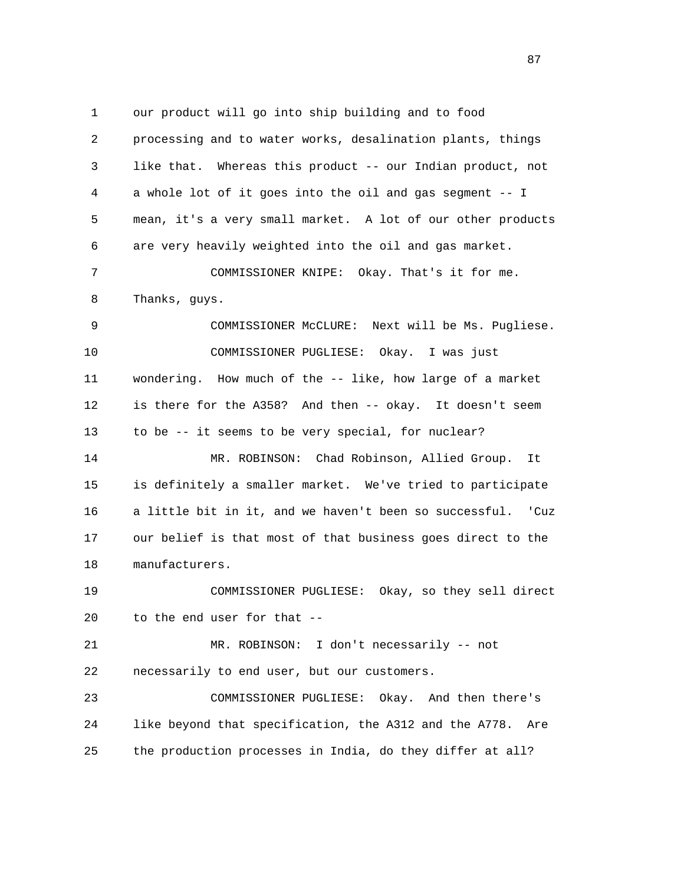our product will go into ship building and to food processing and to water works, desalination plants, things like that. Whereas this product -- our Indian product, not a whole lot of it goes into the oil and gas segment -- I mean, it's a very small market. A lot of our other products are very heavily weighted into the oil and gas market.

COMMISSIONER KNIPE: Okay. That's it for me. Thanks, guys.

COMMISSIONER McCLURE: Next will be Ms. Pugliese.

COMMISSIONER PUGLIESE: Okay. I was just wondering. How much of the -- like, how large of a market is there for the A358? And then -- okay. It doesn't seem to be -- it seems to be very special, for nuclear?

MR. ROBINSON: Chad Robinson, Allied Group. It is definitely a smaller market. We've tried to participate a little bit in it, and we haven't been so successful. 'Cuz our belief is that most of that business goes direct to the manufacturers.

COMMISSIONER PUGLIESE: Okay, so they sell direct to the end user for that --

MR. ROBINSON: I don't necessarily -- not necessarily to end user, but our customers.

COMMISSIONER PUGLIESE: Okay. And then there's like beyond that specification, the A312 and the A778. Are the production processes in India, do they differ at all?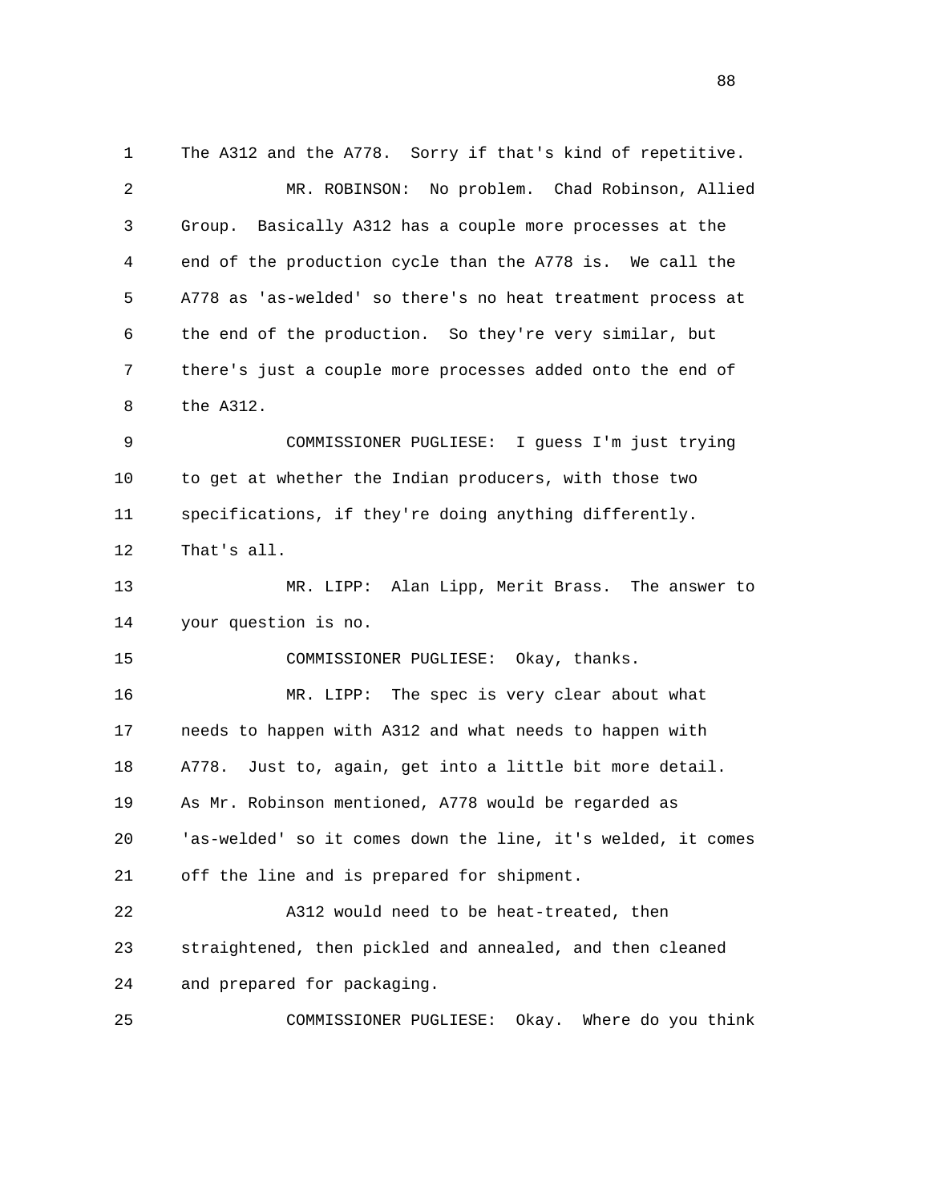The A312 and the A778. Sorry if that's kind of repetitive.

MR. ROBINSON: No problem. Chad Robinson, Allied Group. Basically A312 has a couple more processes at the end of the production cycle than the A778 is. We call the A778 as 'as-welded' so there's no heat treatment process at the end of the production. So they're very similar, but there's just a couple more processes added onto the end of the A312.

COMMISSIONER PUGLIESE: I guess I'm just trying to get at whether the Indian producers, with those two specifications, if they're doing anything differently. That's all.

MR. LIPP: Alan Lipp, Merit Brass. The answer to your question is no.

COMMISSIONER PUGLIESE: Okay, thanks.

MR. LIPP: The spec is very clear about what needs to happen with A312 and what needs to happen with A778. Just to, again, get into a little bit more detail. As Mr. Robinson mentioned, A778 would be regarded as 'as-welded' so it comes down the line, it's welded, it comes off the line and is prepared for shipment.

A312 would need to be heat-treated, then straightened, then pickled and annealed, and then cleaned and prepared for packaging.

COMMISSIONER PUGLIESE: Okay. Where do you think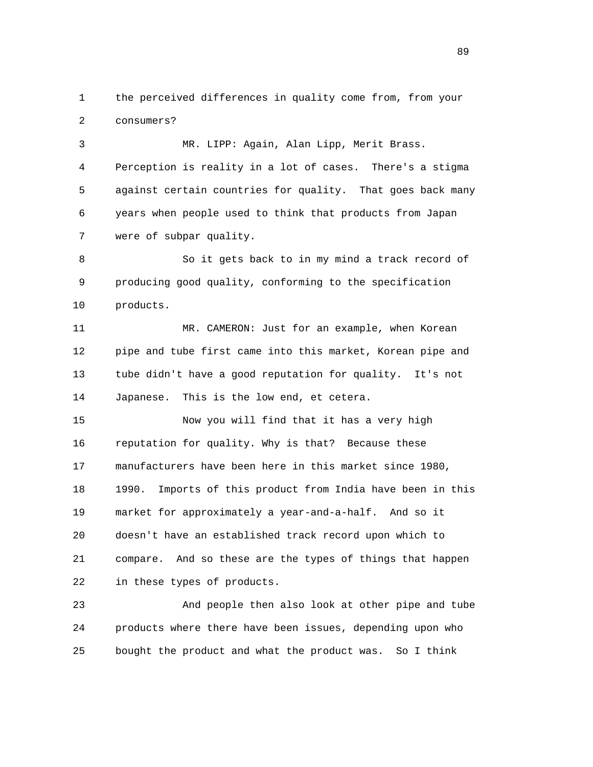the perceived differences in quality come from, from your consumers?

MR. LIPP: Again, Alan Lipp, Merit Brass. Perception is reality in a lot of cases. There's a stigma against certain countries for quality. That goes back many years when people used to think that products from Japan were of subpar quality.

So it gets back to in my mind a track record of producing good quality, conforming to the specification products.

MR. CAMERON: Just for an example, when Korean pipe and tube first came into this market, Korean pipe and tube didn't have a good reputation for quality. It's not Japanese. This is the low end, et cetera.

Now you will find that it has a very high reputation for quality. Why is that? Because these manufacturers have been here in this market since 1980, 1990. Imports of this product from India have been in this market for approximately a year-and-a-half. And so it doesn't have an established track record upon which to compare. And so these are the types of things that happen in these types of products.

And people then also look at other pipe and tube products where there have been issues, depending upon who bought the product and what the product was. So I think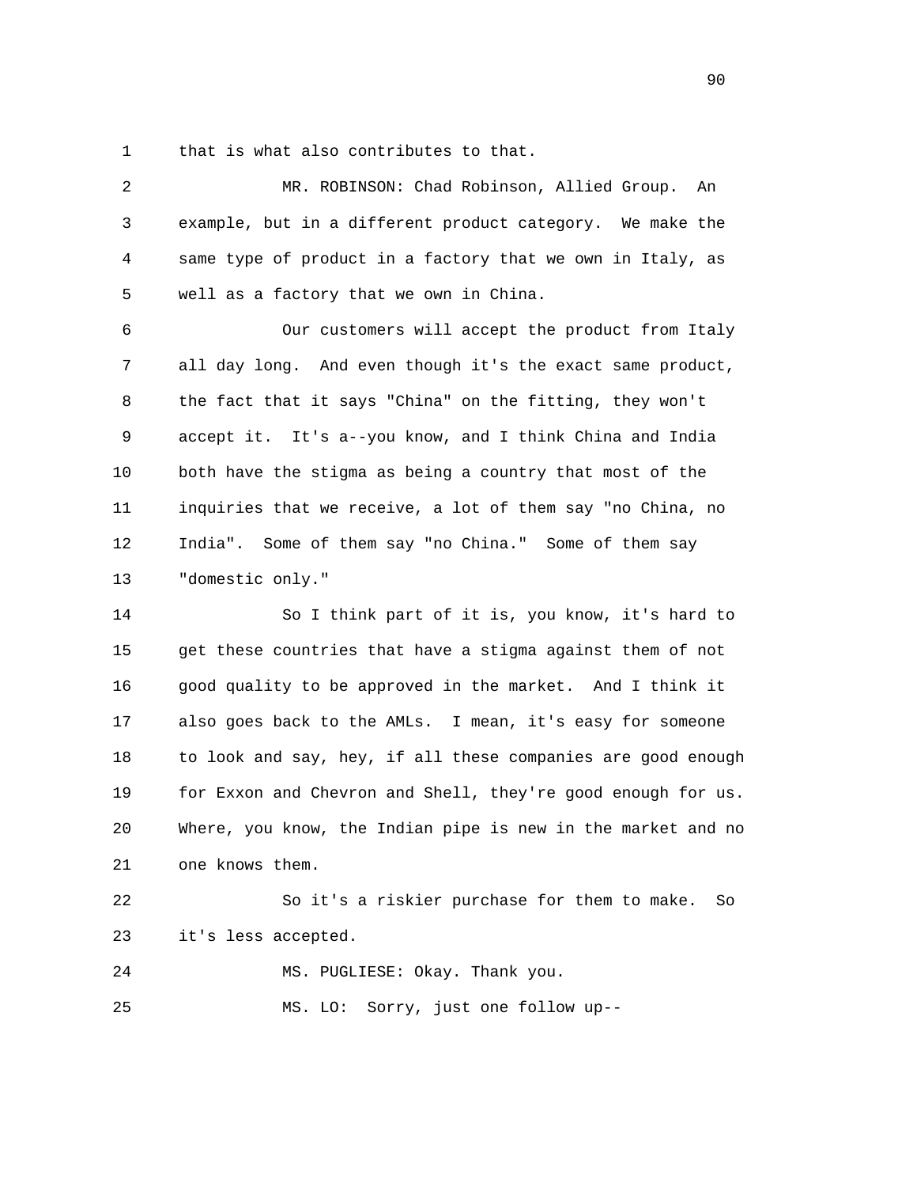that is what also contributes to that.

MR. ROBINSON: Chad Robinson, Allied Group. An example, but in a different product category. We make the same type of product in a factory that we own in Italy, as well as a factory that we own in China.

Our customers will accept the product from Italy all day long. And even though it's the exact same product, the fact that it says "China" on the fitting, they won't accept it. It's a--you know, and I think China and India both have the stigma as being a country that most of the inquiries that we receive, a lot of them say "no China, no India". Some of them say "no China." Some of them say "domestic only."

So I think part of it is, you know, it's hard to get these countries that have a stigma against them of not good quality to be approved in the market. And I think it also goes back to the AMLs. I mean, it's easy for someone to look and say, hey, if all these companies are good enough for Exxon and Chevron and Shell, they're good enough for us. Where, you know, the Indian pipe is new in the market and no one knows them.

So it's a riskier purchase for them to make. So it's less accepted.

MS. PUGLIESE: Okay. Thank you.

MS. LO: Sorry, just one follow up--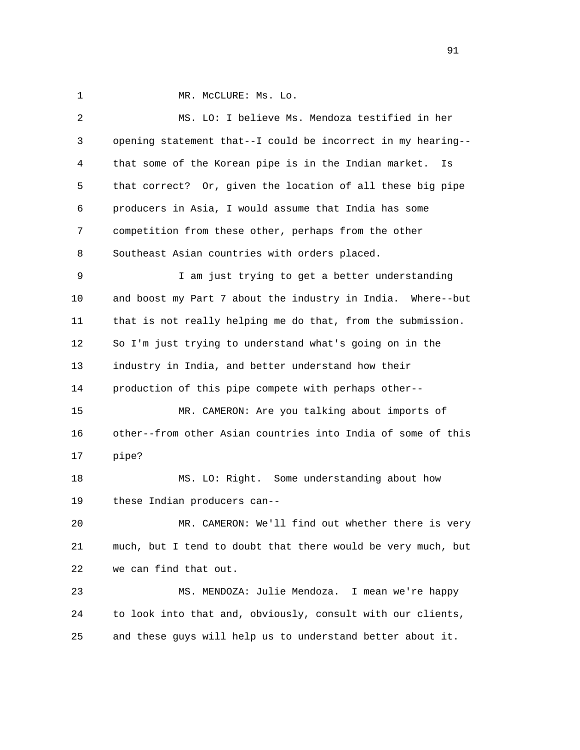MR. McCLURE: Ms. Lo.

MS. LO: I believe Ms. Mendoza testified in her opening statement that--I could be incorrect in my hearing--that some of the Korean pipe is in the Indian market. Is that correct? Or, given the location of all these big pipe producers in Asia, I would assume that India has some competition from these other, perhaps from the other Southeast Asian countries with orders placed.

I am just trying to get a better understanding and boost my Part 7 about the industry in India. Where--but that is not really helping me do that, from the submission. So I'm just trying to understand what's going on in the industry in India, and better understand how their production of this pipe compete with perhaps other--

MR. CAMERON: Are you talking about imports of other--from other Asian countries into India of some of this pipe?

MS. LO: Right. Some understanding about how these Indian producers can--

MR. CAMERON: We'll find out whether there is very much, but I tend to doubt that there would be very much, but we can find that out.

MS. MENDOZA: Julie Mendoza. I mean we're happy to look into that and, obviously, consult with our clients, and these guys will help us to understand better about it.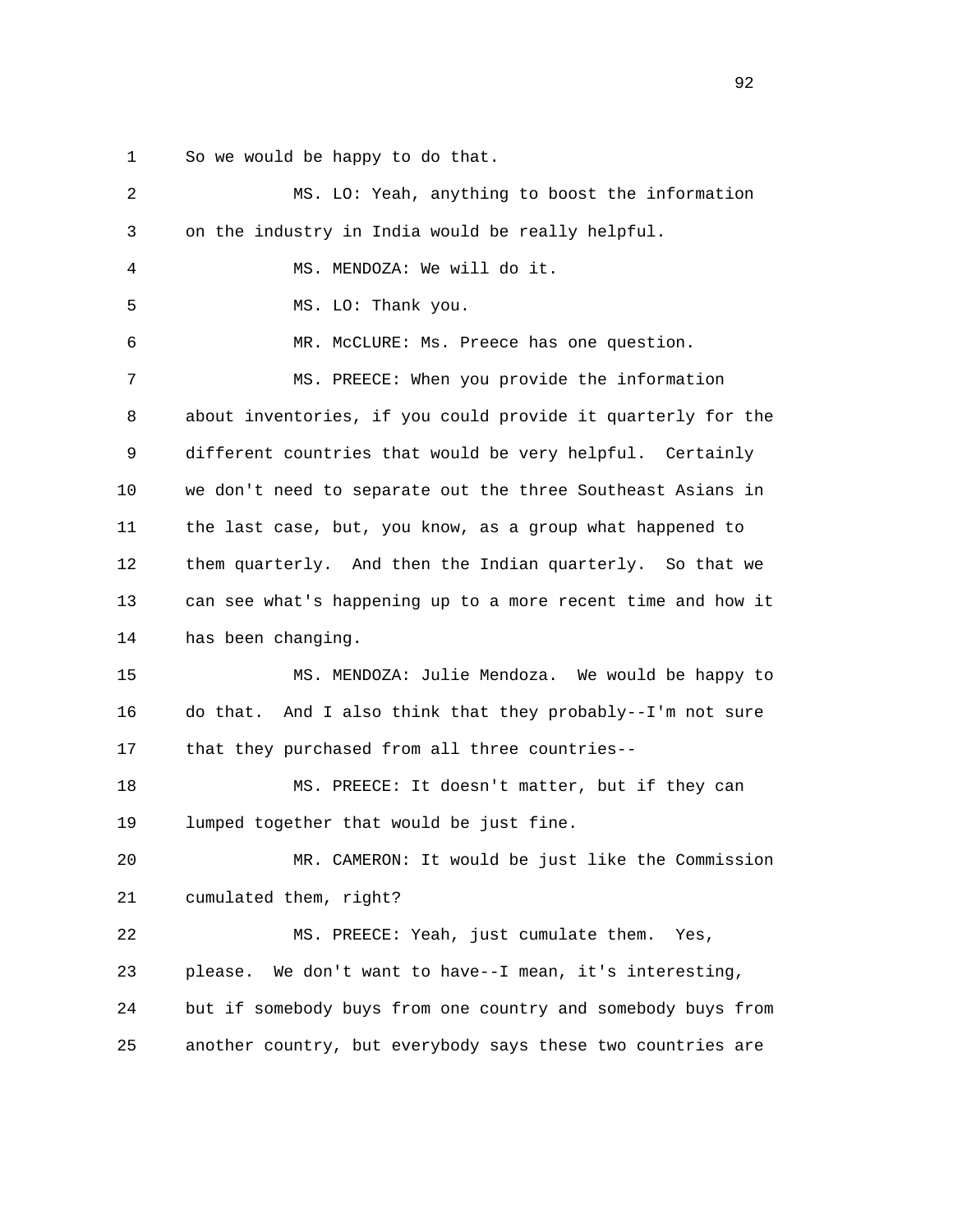So we would be happy to do that.

MS. LO: Yeah, anything to boost the information on the industry in India would be really helpful.

MS. MENDOZA: We will do it.

MS. LO: Thank you.

MR. McCLURE: Ms. Preece has one question.

MS. PREECE: When you provide the information about inventories, if you could provide it quarterly for the different countries that would be very helpful. Certainly we don't need to separate out the three Southeast Asians in the last case, but, you know, as a group what happened to them quarterly. And then the Indian quarterly. So that we can see what's happening up to a more recent time and how it has been changing.

MS. MENDOZA: Julie Mendoza. We would be happy to do that. And I also think that they probably--I'm not sure that they purchased from all three countries--

MS. PREECE: It doesn't matter, but if they can lumped together that would be just fine.

MR. CAMERON: It would be just like the Commission cumulated them, right?

MS. PREECE: Yeah, just cumulate them. Yes, please. We don't want to have--I mean, it's interesting, but if somebody buys from one country and somebody buys from another country, but everybody says these two countries are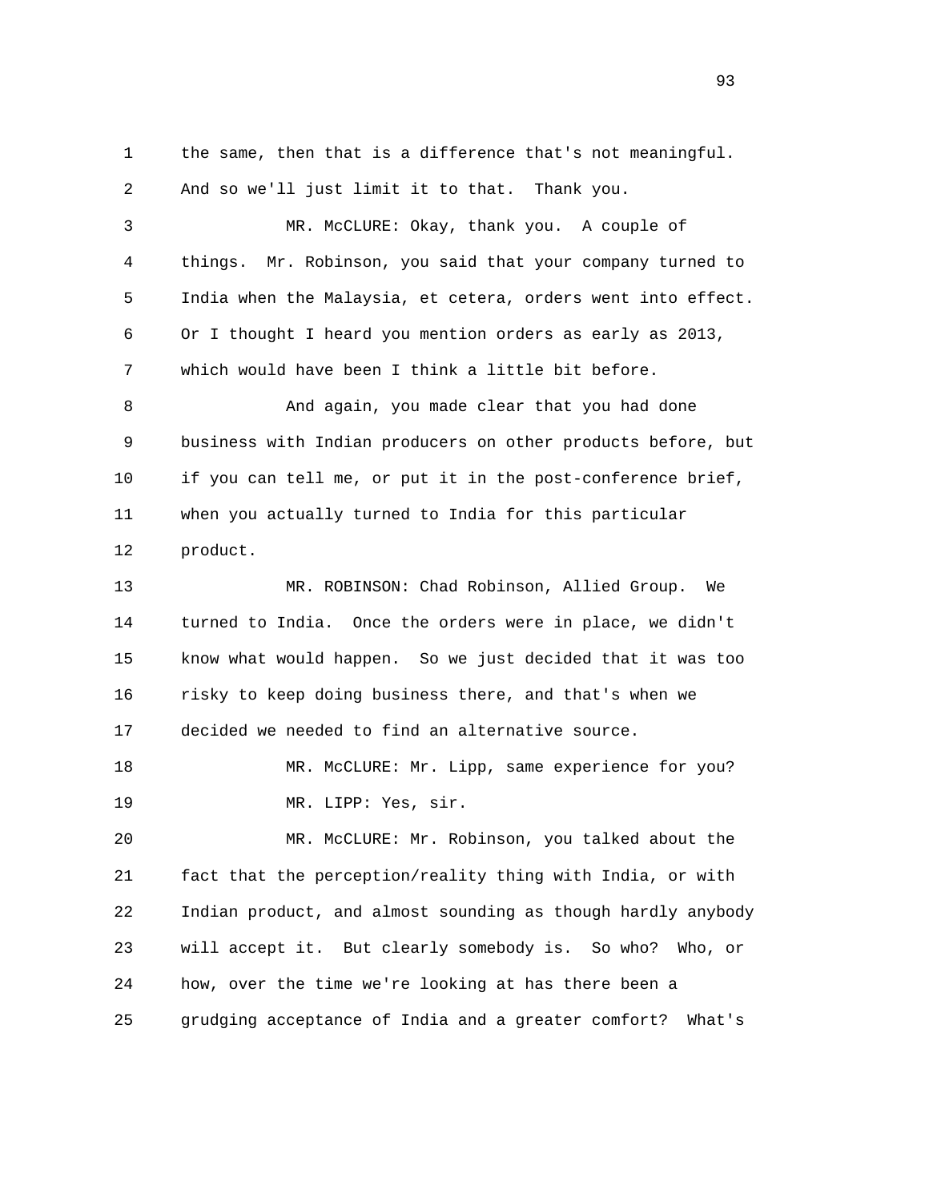the same, then that is a difference that's not meaningful. And so we'll just limit it to that. Thank you.

MR. McCLURE: Okay, thank you. A couple of things. Mr. Robinson, you said that your company turned to India when the Malaysia, et cetera, orders went into effect. Or I thought I heard you mention orders as early as 2013, which would have been I think a little bit before.

And again, you made clear that you had done business with Indian producers on other products before, but if you can tell me, or put it in the post-conference brief, when you actually turned to India for this particular product.

MR. ROBINSON: Chad Robinson, Allied Group. We turned to India. Once the orders were in place, we didn't know what would happen. So we just decided that it was too risky to keep doing business there, and that's when we decided we needed to find an alternative source.

MR. McCLURE: Mr. Lipp, same experience for you?

MR. LIPP: Yes, sir.

MR. McCLURE: Mr. Robinson, you talked about the fact that the perception/reality thing with India, or with Indian product, and almost sounding as though hardly anybody will accept it. But clearly somebody is. So who? Who, or how, over the time we're looking at has there been a grudging acceptance of India and a greater comfort? What's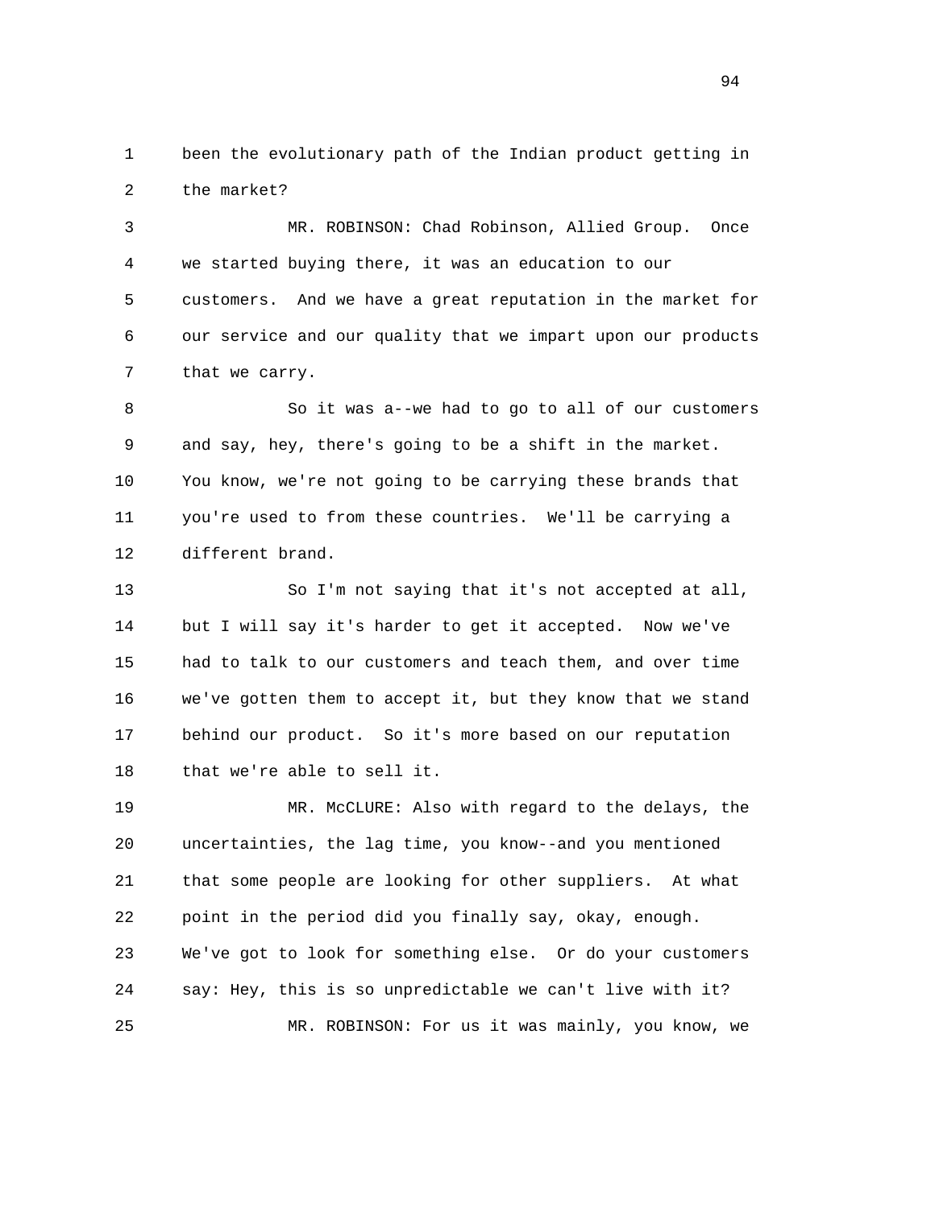been the evolutionary path of the Indian product getting in the market?

MR. ROBINSON: Chad Robinson, Allied Group. Once we started buying there, it was an education to our customers. And we have a great reputation in the market for our service and our quality that we impart upon our products that we carry.

So it was a--we had to go to all of our customers and say, hey, there's going to be a shift in the market. You know, we're not going to be carrying these brands that you're used to from these countries. We'll be carrying a different brand.

So I'm not saying that it's not accepted at all, but I will say it's harder to get it accepted. Now we've had to talk to our customers and teach them, and over time we've gotten them to accept it, but they know that we stand behind our product. So it's more based on our reputation that we're able to sell it.

MR. McCLURE: Also with regard to the delays, the uncertainties, the lag time, you know--and you mentioned that some people are looking for other suppliers. At what point in the period did you finally say, okay, enough. We've got to look for something else. Or do your customers say: Hey, this is so unpredictable we can't live with it?

MR. ROBINSON: For us it was mainly, you know, we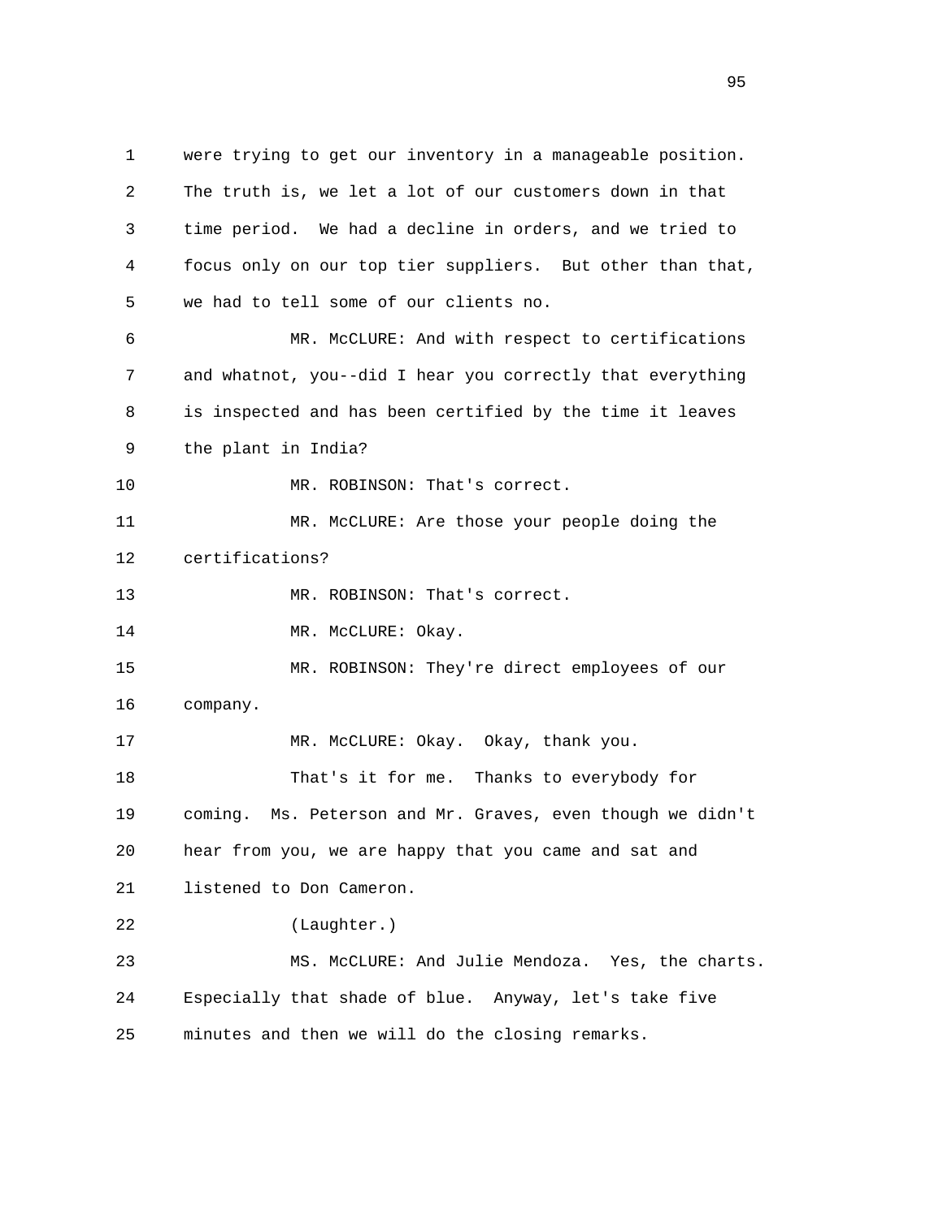were trying to get our inventory in a manageable position. The truth is, we let a lot of our customers down in that time period. We had a decline in orders, and we tried to focus only on our top tier suppliers. But other than that, we had to tell some of our clients no.

MR. McCLURE: And with respect to certifications and whatnot, you--did I hear you correctly that everything is inspected and has been certified by the time it leaves the plant in India?

MR. ROBINSON: That's correct.

MR. McCLURE: Are those your people doing the certifications?

MR. ROBINSON: That's correct.

MR. McCLURE: Okay.

MR. ROBINSON: They're direct employees of our company.

MR. McCLURE: Okay. Okay, thank you.

That's it for me. Thanks to everybody for coming. Ms. Peterson and Mr. Graves, even though we didn't hear from you, we are happy that you came and sat and listened to Don Cameron.

(Laughter.)

MS. McCLURE: And Julie Mendoza. Yes, the charts. Especially that shade of blue. Anyway, let's take five minutes and then we will do the closing remarks.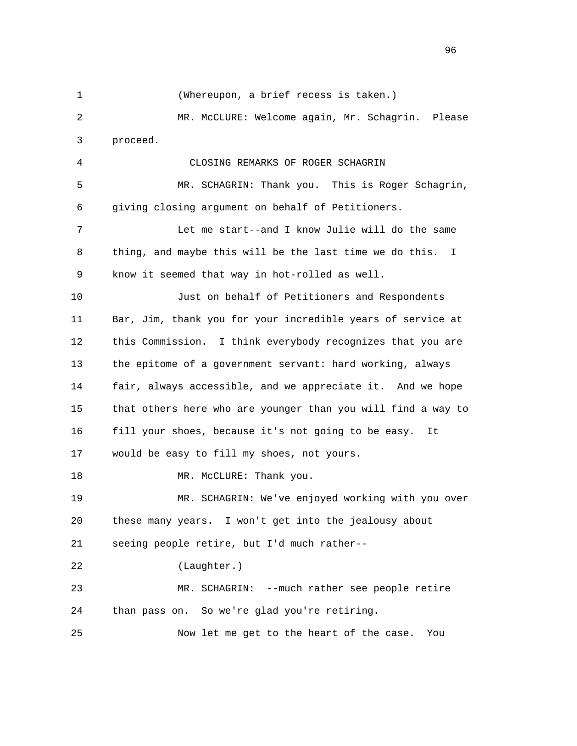(Whereupon, a brief recess is taken.)

MR. McCLURE: Welcome again, Mr. Schagrin. Please proceed.

CLOSING REMARKS OF ROGER SCHAGRIN

MR. SCHAGRIN: Thank you. This is Roger Schagrin, giving closing argument on behalf of Petitioners.

Let me start--and I know Julie will do the same thing, and maybe this will be the last time we do this. I know it seemed that way in hot-rolled as well.

Just on behalf of Petitioners and Respondents Bar, Jim, thank you for your incredible years of service at this Commission. I think everybody recognizes that you are the epitome of a government servant: hard working, always fair, always accessible, and we appreciate it. And we hope that others here who are younger than you will find a way to fill your shoes, because it's not going to be easy. It would be easy to fill my shoes, not yours.

MR. McCLURE: Thank you.

MR. SCHAGRIN: We've enjoyed working with you over these many years. I won't get into the jealousy about seeing people retire, but I'd much rather--

(Laughter.)

MR. SCHAGRIN: --much rather see people retire than pass on. So we're glad you're retiring.

Now let me get to the heart of the case. You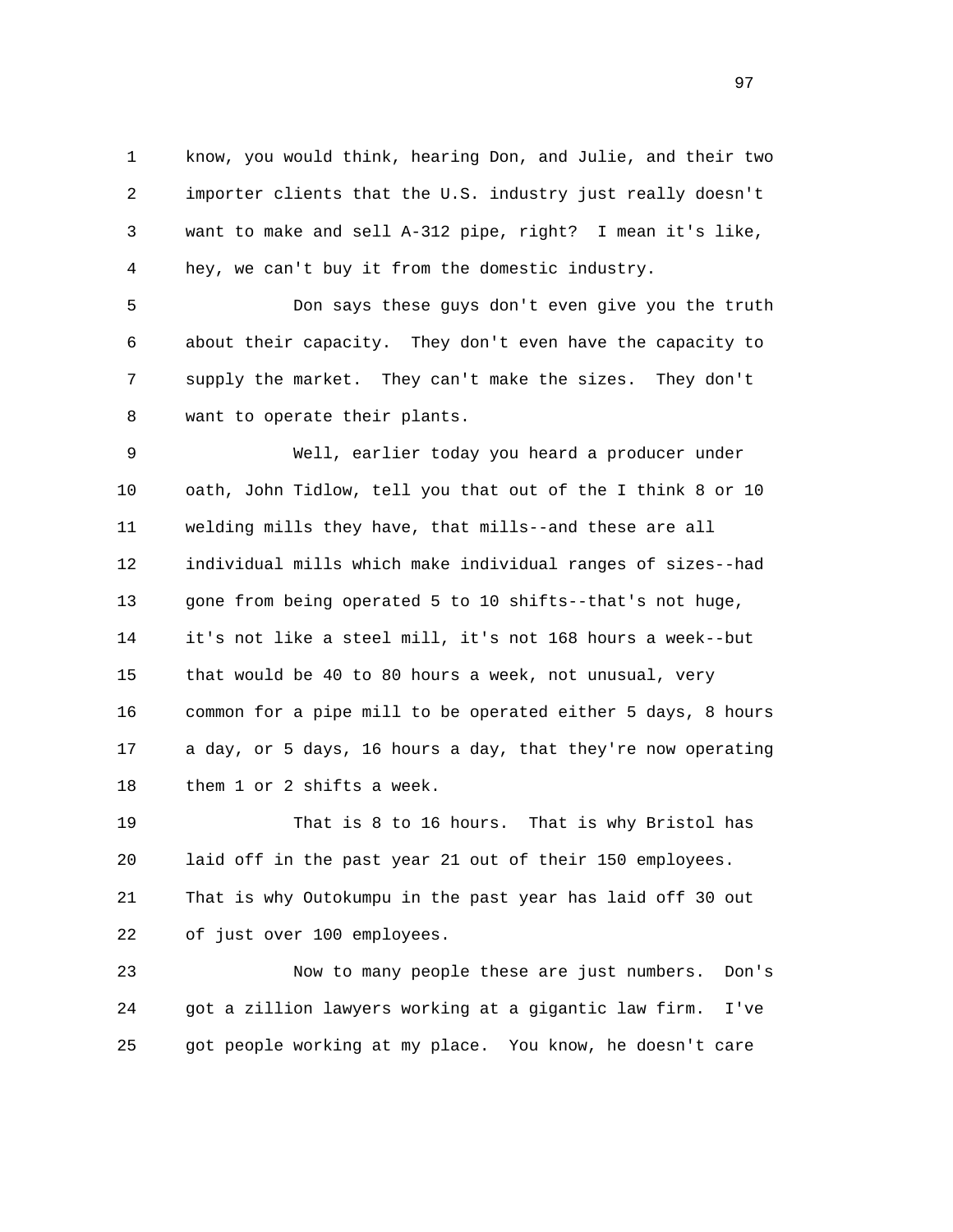know, you would think, hearing Don, and Julie, and their two importer clients that the U.S. industry just really doesn't want to make and sell A-312 pipe, right? I mean it's like, hey, we can't buy it from the domestic industry.

Don says these guys don't even give you the truth about their capacity. They don't even have the capacity to supply the market. They can't make the sizes. They don't want to operate their plants.

Well, earlier today you heard a producer under oath, John Tidlow, tell you that out of the I think 8 or 10 welding mills they have, that mills--and these are all individual mills which make individual ranges of sizes--had gone from being operated 5 to 10 shifts--that's not huge, it's not like a steel mill, it's not 168 hours a week--but that would be 40 to 80 hours a week, not unusual, very common for a pipe mill to be operated either 5 days, 8 hours a day, or 5 days, 16 hours a day, that they're now operating them 1 or 2 shifts a week.

That is 8 to 16 hours. That is why Bristol has laid off in the past year 21 out of their 150 employees. That is why Outokumpu in the past year has laid off 30 out of just over 100 employees.

Now to many people these are just numbers. Don's got a zillion lawyers working at a gigantic law firm. I've got people working at my place. You know, he doesn't care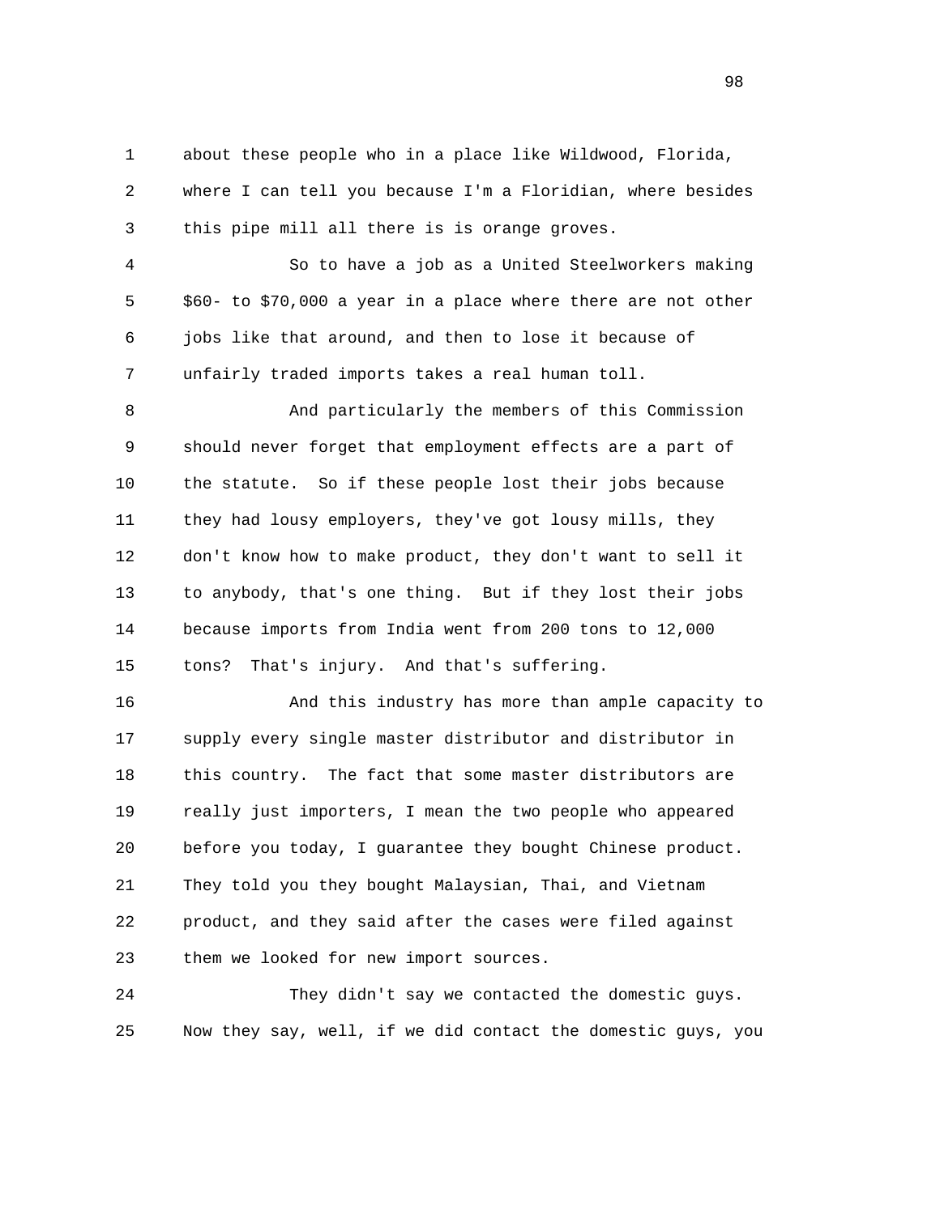about these people who in a place like Wildwood, Florida, where I can tell you because I'm a Floridian, where besides this pipe mill all there is is orange groves.

So to have a job as a United Steelworkers making $60- to $70,000 a year in a place where there are not other jobs like that around, and then to lose it because of unfairly traded imports takes a real human toll.

And particularly the members of this Commission should never forget that employment effects are a part of the statute. So if these people lost their jobs because they had lousy employers, they've got lousy mills, they don't know how to make product, they don't want to sell it to anybody, that's one thing. But if they lost their jobs because imports from India went from 200 tons to 12,000 tons? That's injury. And that's suffering.

And this industry has more than ample capacity to supply every single master distributor and distributor in this country. The fact that some master distributors are really just importers, I mean the two people who appeared before you today, I guarantee they bought Chinese product. They told you they bought Malaysian, Thai, and Vietnam product, and they said after the cases were filed against them we looked for new import sources.

They didn't say we contacted the domestic guys. Now they say, well, if we did contact the domestic guys, you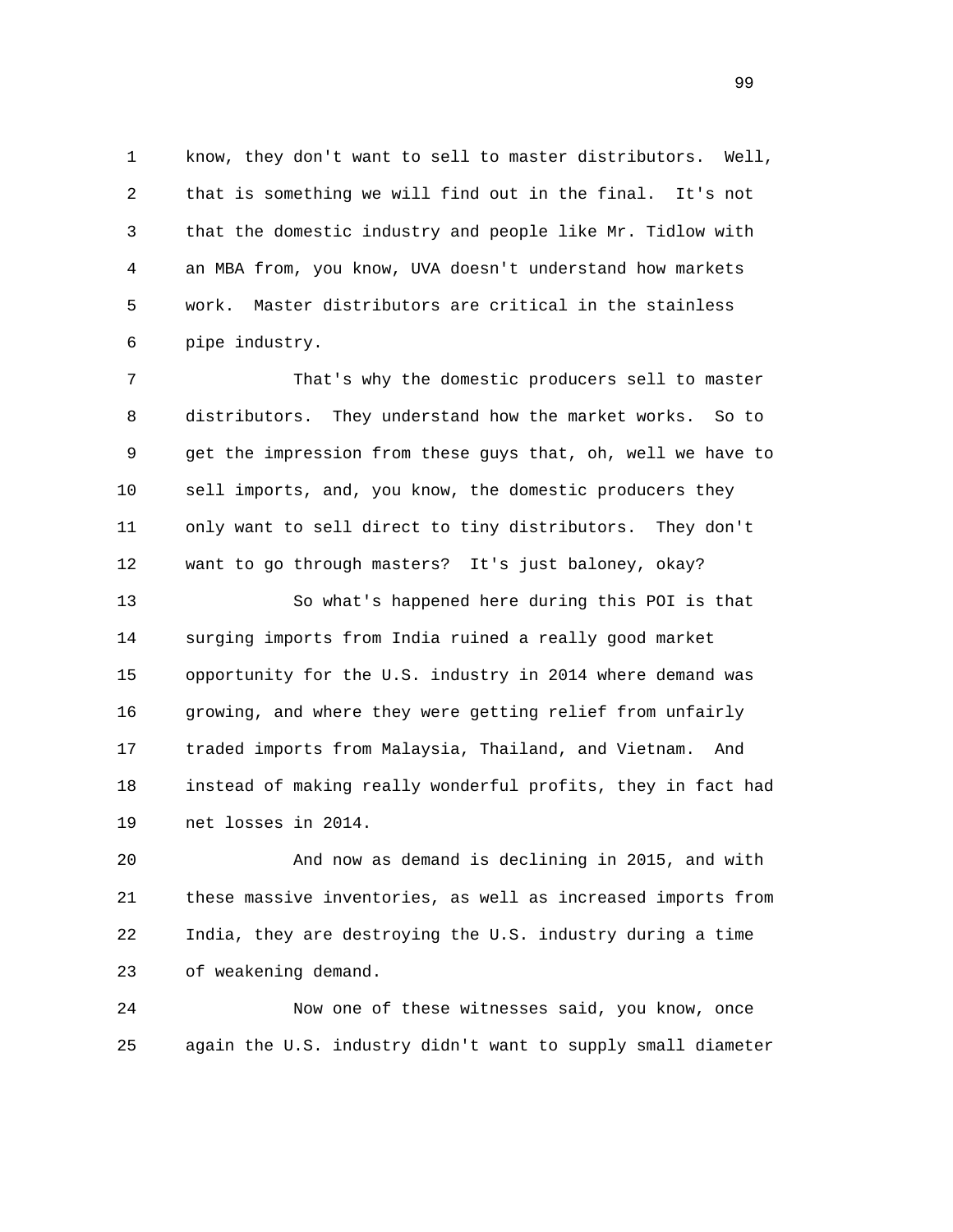know, they don't want to sell to master distributors. Well, that is something we will find out in the final. It's not that the domestic industry and people like Mr. Tidlow with an MBA from, you know, UVA doesn't understand how markets work. Master distributors are critical in the stainless pipe industry.

That's why the domestic producers sell to master distributors. They understand how the market works. So to get the impression from these guys that, oh, well we have to sell imports, and, you know, the domestic producers they only want to sell direct to tiny distributors. They don't want to go through masters? It's just baloney, okay?

So what's happened here during this POI is that surging imports from India ruined a really good market opportunity for the U.S. industry in 2014 where demand was growing, and where they were getting relief from unfairly traded imports from Malaysia, Thailand, and Vietnam. And instead of making really wonderful profits, they in fact had net losses in 2014.

And now as demand is declining in 2015, and with these massive inventories, as well as increased imports from India, they are destroying the U.S. industry during a time of weakening demand.

Now one of these witnesses said, you know, once again the U.S. industry didn't want to supply small diameter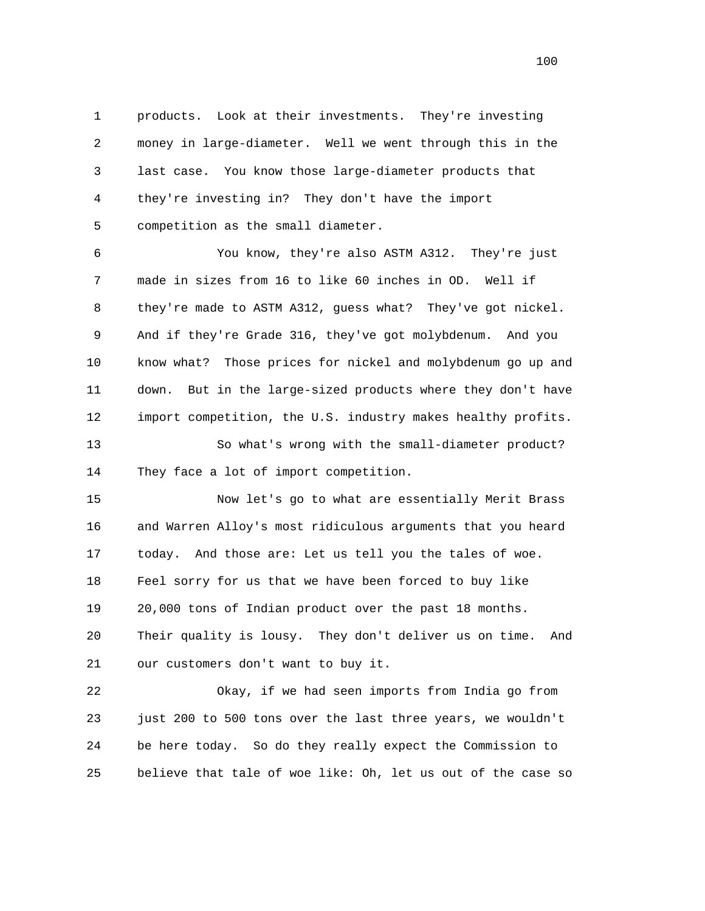products. Look at their investments. They're investing money in large-diameter. Well we went through this in the last case. You know those large-diameter products that they're investing in? They don't have the import competition as the small diameter.

You know, they're also ASTM A312. They're just made in sizes from 16 to like 60 inches in OD. Well if they're made to ASTM A312, guess what? They've got nickel. And if they're Grade 316, they've got molybdenum. And you know what? Those prices for nickel and molybdenum go up and down. But in the large-sized products where they don't have import competition, the U.S. industry makes healthy profits.

So what's wrong with the small-diameter product? They face a lot of import competition.

Now let's go to what are essentially Merit Brass and Warren Alloy's most ridiculous arguments that you heard today. And those are: Let us tell you the tales of woe. Feel sorry for us that we have been forced to buy like 20,000 tons of Indian product over the past 18 months. Their quality is lousy. They don't deliver us on time. And our customers don't want to buy it.

Okay, if we had seen imports from India go from just 200 to 500 tons over the last three years, we wouldn't be here today. So do they really expect the Commission to believe that tale of woe like: Oh, let us out of the case so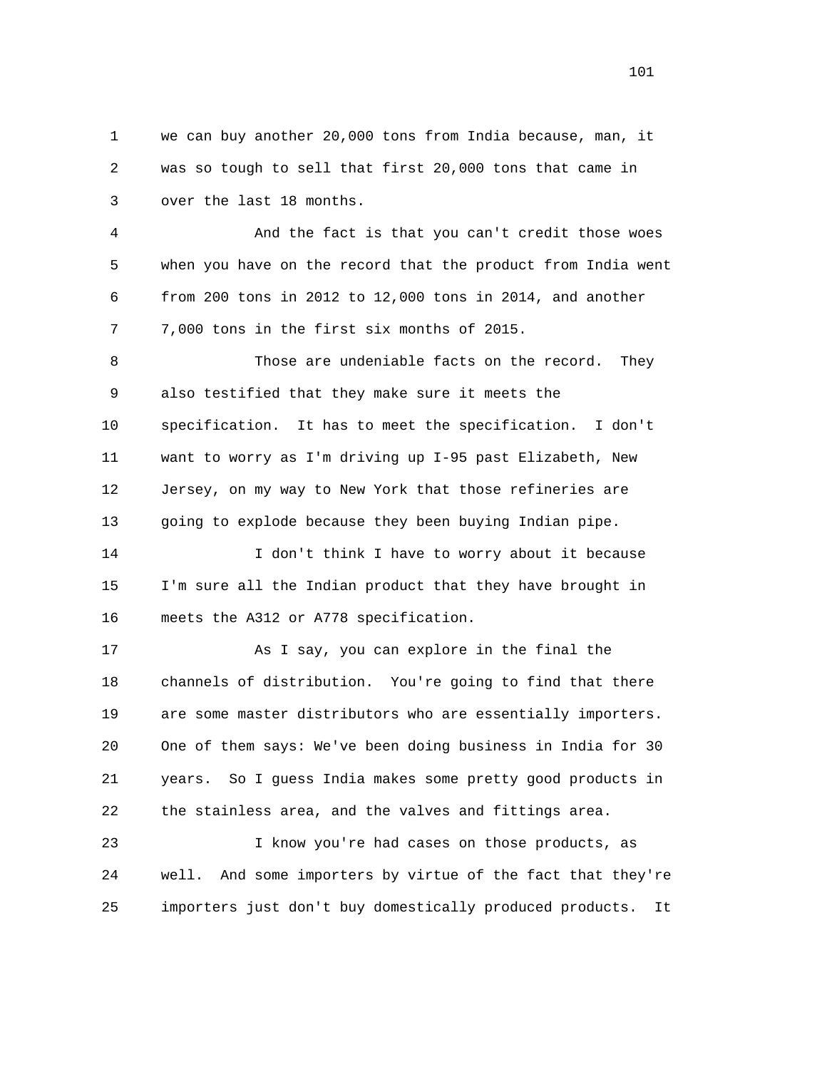we can buy another 20,000 tons from India because, man, it was so tough to sell that first 20,000 tons that came in over the last 18 months.

And the fact is that you can't credit those woes when you have on the record that the product from India went from 200 tons in 2012 to 12,000 tons in 2014, and another 7,000 tons in the first six months of 2015.

Those are undeniable facts on the record. They also testified that they make sure it meets the specification. It has to meet the specification. I don't want to worry as I'm driving up I-95 past Elizabeth, New Jersey, on my way to New York that those refineries are going to explode because they been buying Indian pipe.

I don't think I have to worry about it because I'm sure all the Indian product that they have brought in meets the A312 or A778 specification.

As I say, you can explore in the final the channels of distribution. You're going to find that there are some master distributors who are essentially importers. One of them says: We've been doing business in India for 30 years. So I guess India makes some pretty good products in the stainless area, and the valves and fittings area.

I know you're had cases on those products, as well. And some importers by virtue of the fact that they're importers just don't buy domestically produced products. It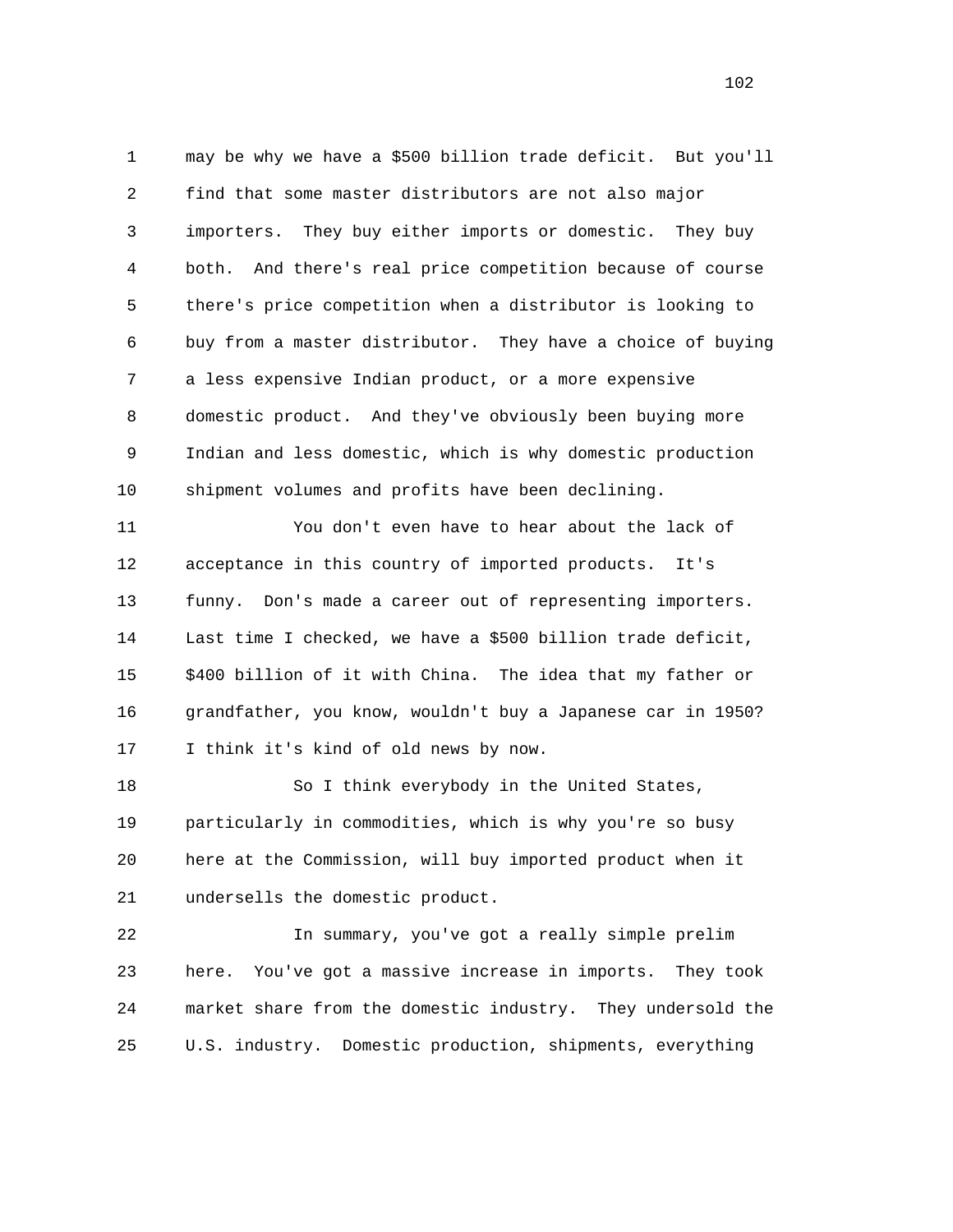may be why we have a $500 billion trade deficit. But you'll find that some master distributors are not also major importers. They buy either imports or domestic. They buy both. And there's real price competition because of course there's price competition when a distributor is looking to buy from a master distributor. They have a choice of buying a less expensive Indian product, or a more expensive domestic product. And they've obviously been buying more Indian and less domestic, which is why domestic production shipment volumes and profits have been declining.

You don't even have to hear about the lack of acceptance in this country of imported products. It's funny. Don's made a career out of representing importers. Last time I checked, we have a $500 billion trade deficit, $400 billion of it with China. The idea that my father or grandfather, you know, wouldn't buy a Japanese car in 1950? I think it's kind of old news by now.

So I think everybody in the United States, particularly in commodities, which is why you're so busy here at the Commission, will buy imported product when it undersells the domestic product.

In summary, you've got a really simple prelim here. You've got a massive increase in imports. They took market share from the domestic industry. They undersold the U.S. industry. Domestic production, shipments, everything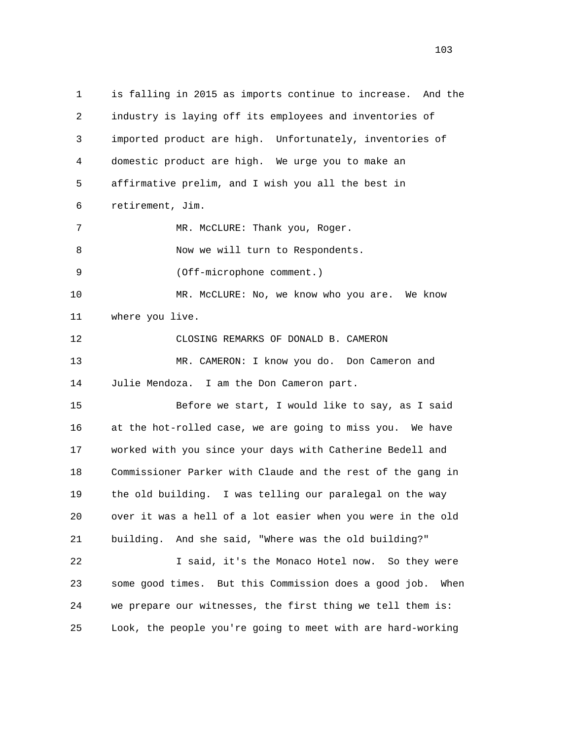is falling in 2015 as imports continue to increase. And the industry is laying off its employees and inventories of imported product are high. Unfortunately, inventories of domestic product are high. We urge you to make an affirmative prelim, and I wish you all the best in retirement, Jim.

MR. McCLURE: Thank you, Roger.

Now we will turn to Respondents.

(Off-microphone comment.)

MR. McCLURE: No, we know who you are. We know where you live.

CLOSING REMARKS OF DONALD B. CAMERON

MR. CAMERON: I know you do. Don Cameron and Julie Mendoza. I am the Don Cameron part.

Before we start, I would like to say, as I said at the hot-rolled case, we are going to miss you. We have worked with you since your days with Catherine Bedell and Commissioner Parker with Claude and the rest of the gang in the old building. I was telling our paralegal on the way over it was a hell of a lot easier when you were in the old building. And she said, "Where was the old building?"

I said, it's the Monaco Hotel now. So they were some good times. But this Commission does a good job. When we prepare our witnesses, the first thing we tell them is: Look, the people you're going to meet with are hard-working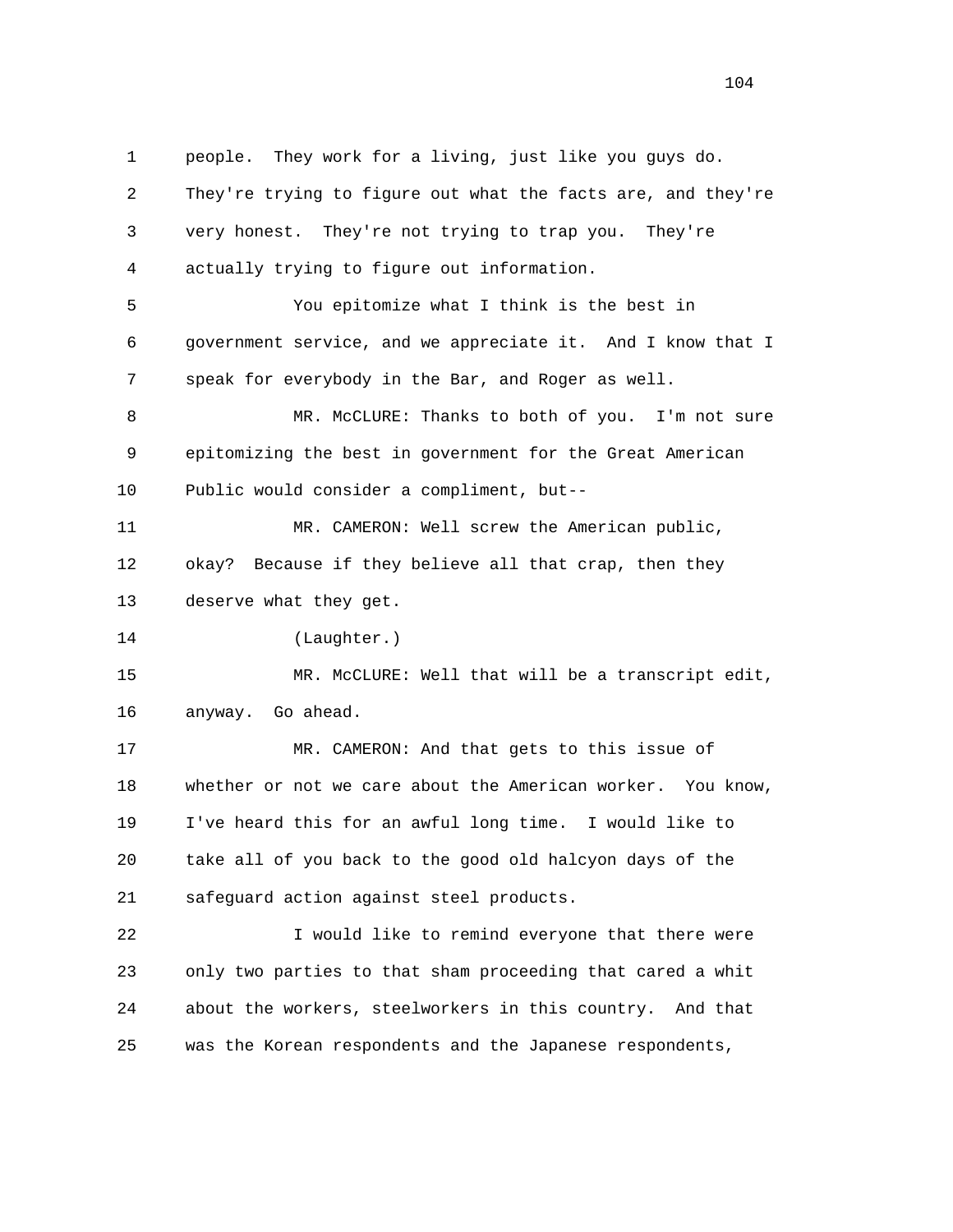1 people. They work for a living, just like you guys do.
2 They're trying to figure out what the facts are, and they're
3 very honest. They're not trying to trap you. They're
4 actually trying to figure out information.

5 You epitomize what I think is the best in
6 government service, and we appreciate it. And I know that I
7 speak for everybody in the Bar, and Roger as well.

8 MR. McCLURE: Thanks to both of you. I'm not sure
9 epitomizing the best in government for the Great American
10 Public would consider a compliment, but--

11 MR. CAMERON: Well screw the American public,
12 okay? Because if they believe all that crap, then they
13 deserve what they get.

14 (Laughter.)

15 MR. McCLURE: Well that will be a transcript edit,
16 anyway. Go ahead.

17 MR. CAMERON: And that gets to this issue of
18 whether or not we care about the American worker. You know,
19 I've heard this for an awful long time. I would like to
20 take all of you back to the good old halcyon days of the
21 safeguard action against steel products.

22 I would like to remind everyone that there were
23 only two parties to that sham proceeding that cared a whit
24 about the workers, steelworkers in this country. And that
25 was the Korean respondents and the Japanese respondents,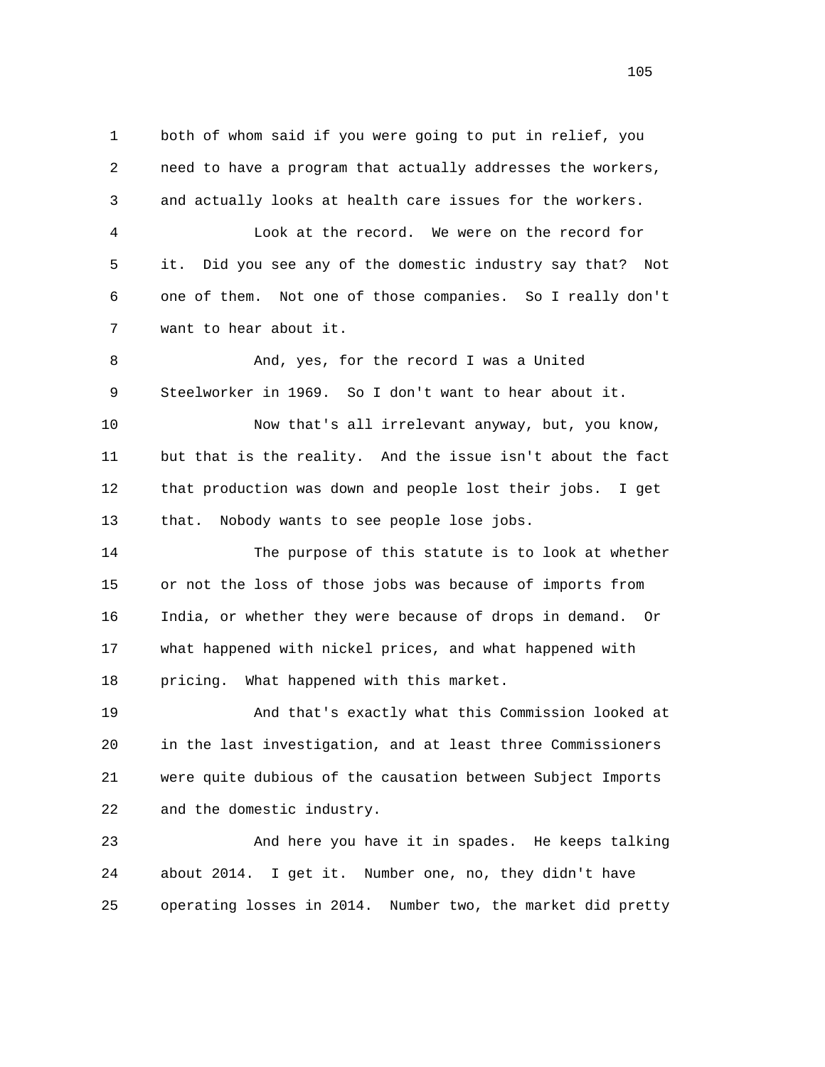1 both of whom said if you were going to put in relief, you
2 need to have a program that actually addresses the workers,
3 and actually looks at health care issues for the workers.
4 Look at the record. We were on the record for
5 it. Did you see any of the domestic industry say that? Not
6 one of them. Not one of those companies. So I really don't
7 want to hear about it.
8 And, yes, for the record I was a United
9 Steelworker in 1969. So I don't want to hear about it.
10 Now that's all irrelevant anyway, but, you know,
11 but that is the reality. And the issue isn't about the fact
12 that production was down and people lost their jobs. I get
13 that. Nobody wants to see people lose jobs.
14 The purpose of this statute is to look at whether
15 or not the loss of those jobs was because of imports from
16 India, or whether they were because of drops in demand. Or
17 what happened with nickel prices, and what happened with
18 pricing. What happened with this market.
19 And that's exactly what this Commission looked at
20 in the last investigation, and at least three Commissioners
21 were quite dubious of the causation between Subject Imports
22 and the domestic industry.
23 And here you have it in spades. He keeps talking
24 about 2014. I get it. Number one, no, they didn't have
25 operating losses in 2014. Number two, the market did pretty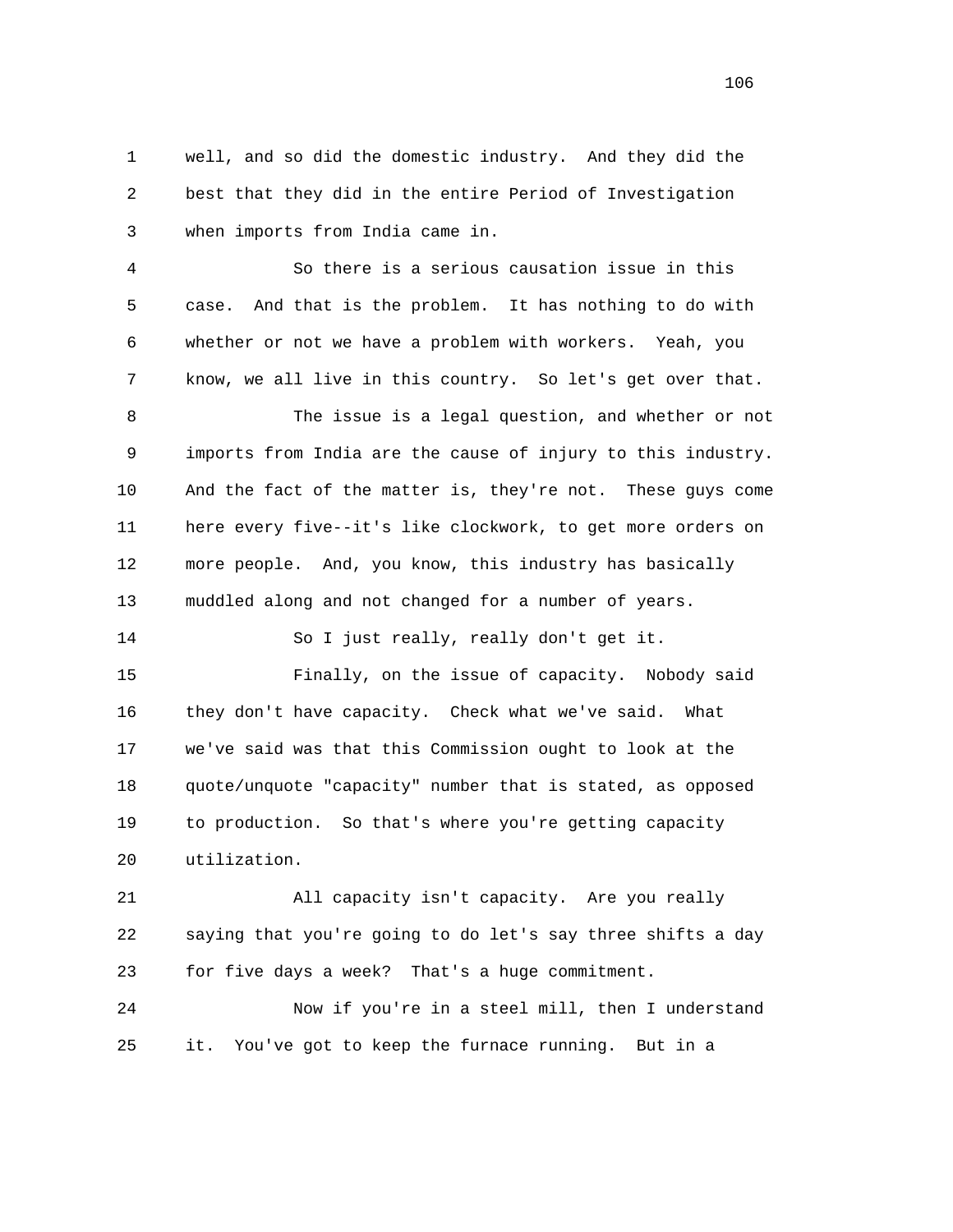well, and so did the domestic industry. And they did the best that they did in the entire Period of Investigation when imports from India came in.

So there is a serious causation issue in this case. And that is the problem. It has nothing to do with whether or not we have a problem with workers. Yeah, you know, we all live in this country. So let's get over that.

The issue is a legal question, and whether or not imports from India are the cause of injury to this industry. And the fact of the matter is, they're not. These guys come here every five--it's like clockwork, to get more orders on more people. And, you know, this industry has basically muddled along and not changed for a number of years.

So I just really, really don't get it.

Finally, on the issue of capacity. Nobody said they don't have capacity. Check what we've said. What we've said was that this Commission ought to look at the quote/unquote "capacity" number that is stated, as opposed to production. So that's where you're getting capacity utilization.

All capacity isn't capacity. Are you really saying that you're going to do let's say three shifts a day for five days a week? That's a huge commitment.

Now if you're in a steel mill, then I understand it. You've got to keep the furnace running. But in a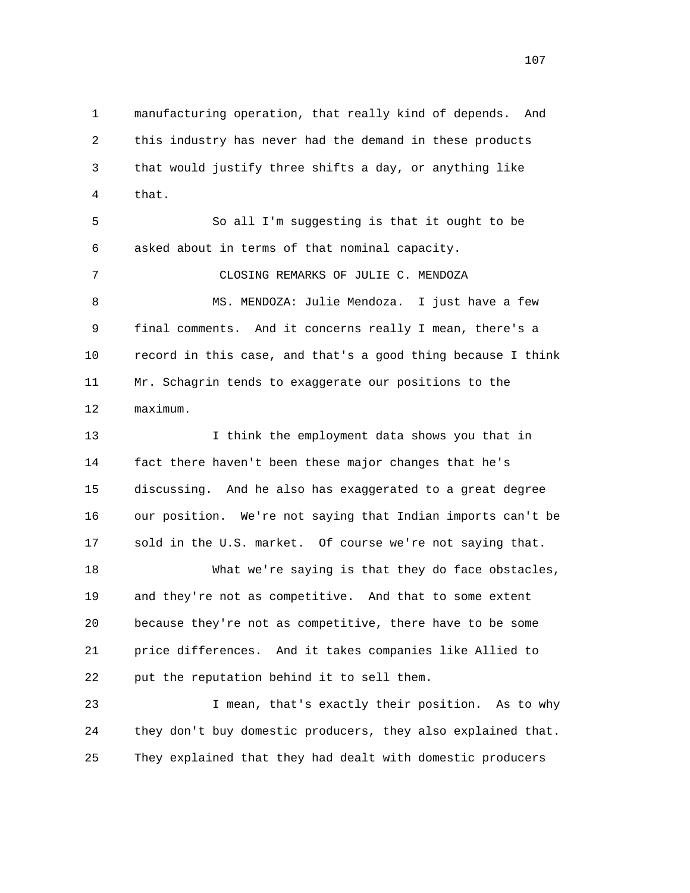manufacturing operation, that really kind of depends. And this industry has never had the demand in these products that would justify three shifts a day, or anything like that.

So all I'm suggesting is that it ought to be asked about in terms of that nominal capacity.

CLOSING REMARKS OF JULIE C. MENDOZA

MS. MENDOZA: Julie Mendoza. I just have a few final comments. And it concerns really I mean, there's a record in this case, and that's a good thing because I think Mr. Schagrin tends to exaggerate our positions to the maximum.

I think the employment data shows you that in fact there haven't been these major changes that he's discussing. And he also has exaggerated to a great degree our position. We're not saying that Indian imports can't be sold in the U.S. market. Of course we're not saying that.

What we're saying is that they do face obstacles, and they're not as competitive. And that to some extent because they're not as competitive, there have to be some price differences. And it takes companies like Allied to put the reputation behind it to sell them.

I mean, that's exactly their position. As to why they don't buy domestic producers, they also explained that. They explained that they had dealt with domestic producers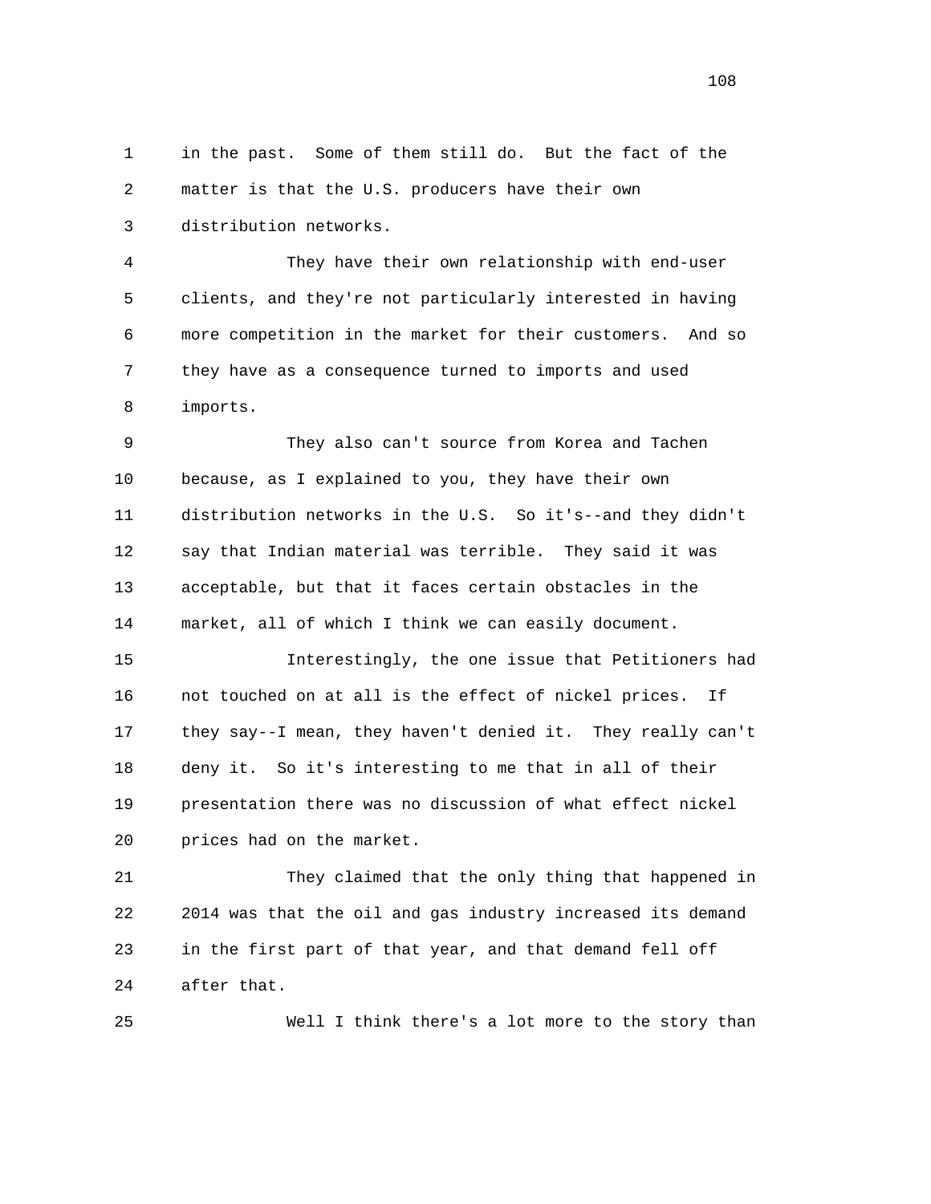in the past. Some of them still do. But the fact of the matter is that the U.S. producers have their own distribution networks.

They have their own relationship with end-user clients, and they're not particularly interested in having more competition in the market for their customers. And so they have as a consequence turned to imports and used imports.

They also can't source from Korea and Tachen because, as I explained to you, they have their own distribution networks in the U.S. So it's--and they didn't say that Indian material was terrible. They said it was acceptable, but that it faces certain obstacles in the market, all of which I think we can easily document.

Interestingly, the one issue that Petitioners had not touched on at all is the effect of nickel prices. If they say--I mean, they haven't denied it. They really can't deny it. So it's interesting to me that in all of their presentation there was no discussion of what effect nickel prices had on the market.

They claimed that the only thing that happened in 2014 was that the oil and gas industry increased its demand in the first part of that year, and that demand fell off after that.

Well I think there's a lot more to the story than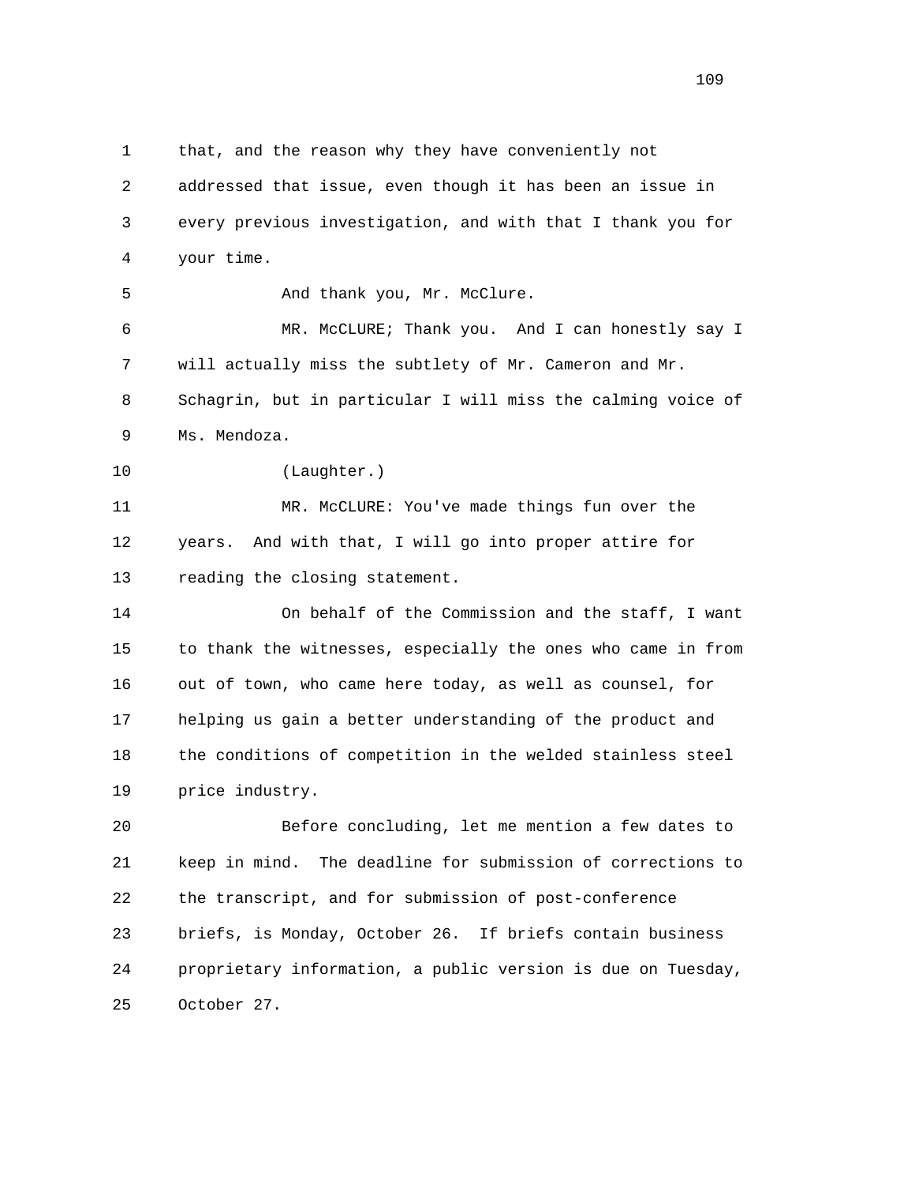that, and the reason why they have conveniently not addressed that issue, even though it has been an issue in every previous investigation, and with that I thank you for your time.

And thank you, Mr. McClure.

MR. McCLURE; Thank you. And I can honestly say I will actually miss the subtlety of Mr. Cameron and Mr. Schagrin, but in particular I will miss the calming voice of Ms. Mendoza.

(Laughter.)

MR. McCLURE: You've made things fun over the years. And with that, I will go into proper attire for reading the closing statement.

On behalf of the Commission and the staff, I want to thank the witnesses, especially the ones who came in from out of town, who came here today, as well as counsel, for helping us gain a better understanding of the product and the conditions of competition in the welded stainless steel price industry.

Before concluding, let me mention a few dates to keep in mind. The deadline for submission of corrections to the transcript, and for submission of post-conference briefs, is Monday, October 26. If briefs contain business proprietary information, a public version is due on Tuesday, October 27.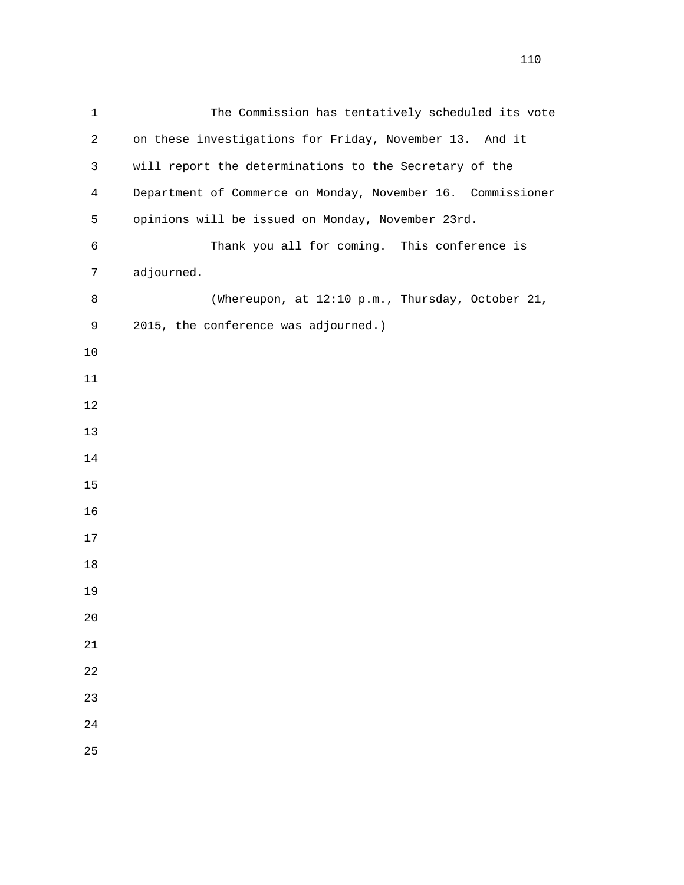The Commission has tentatively scheduled its vote on these investigations for Friday, November 13. And it will report the determinations to the Secretary of the Department of Commerce on Monday, November 16. Commissioner opinions will be issued on Monday, November 23rd.

Thank you all for coming. This conference is adjourned.

(Whereupon, at 12:10 p.m., Thursday, October 21, 2015, the conference was adjourned.)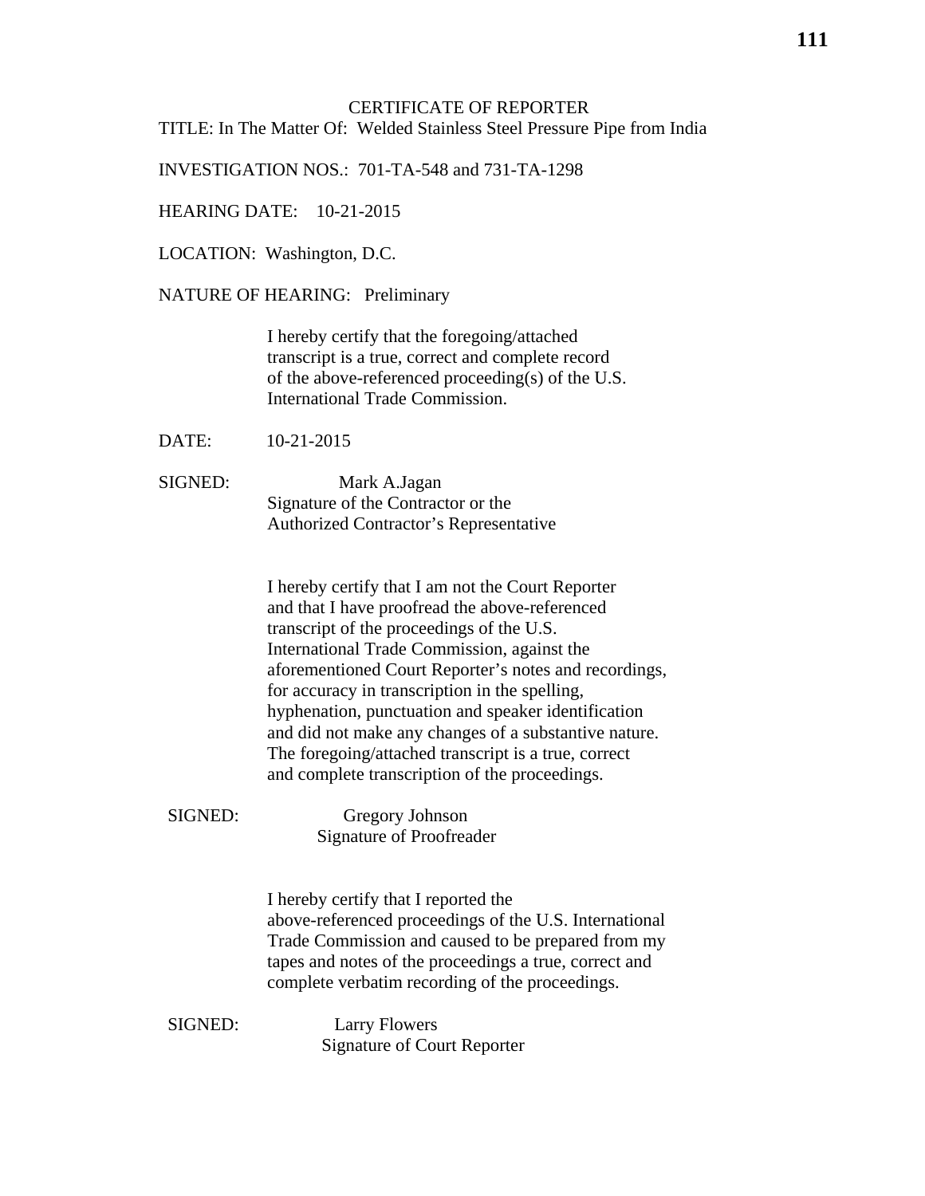# CERTIFICATE OF REPORTER

TITLE: In The Matter Of: Welded Stainless Steel Pressure Pipe from India

INVESTIGATION NOS.: 701-TA-548 and 731-TA-1298

HEARING DATE: 10-21-2015

LOCATION: Washington, D.C.

NATURE OF HEARING: Preliminary

I hereby certify that the foregoing/attached transcript is a true, correct and complete record of the above-referenced proceeding(s) of the U.S. International Trade Commission.

DATE: 10-21-2015

SIGNED: Mark A.Jagan
Signature of the Contractor or the Authorized Contractor's Representative

I hereby certify that I am not the Court Reporter and that I have proofread the above-referenced transcript of the proceedings of the U.S. International Trade Commission, against the aforementioned Court Reporter's notes and recordings, for accuracy in transcription in the spelling, hyphenation, punctuation and speaker identification and did not make any changes of a substantive nature. The foregoing/attached transcript is a true, correct and complete transcription of the proceedings.

SIGNED: Gregory Johnson
Signature of Proofreader

I hereby certify that I reported the above-referenced proceedings of the U.S. International Trade Commission and caused to be prepared from my tapes and notes of the proceedings a true, correct and complete verbatim recording of the proceedings.

SIGNED: Larry Flowers
Signature of Court Reporter